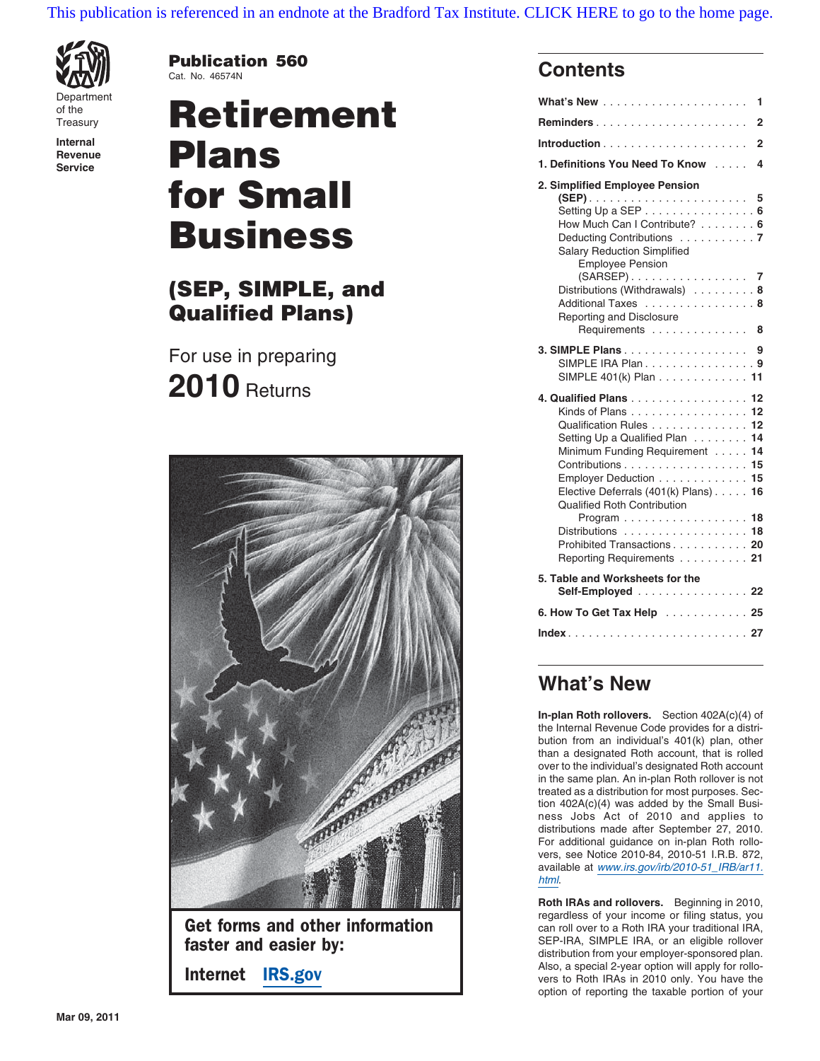This publication is referenced in an endnote at the Bradford Tax Institute. CLICK HERE to go to the home page.

Department of the Treasury
Internal Revenue Service

**Publication 560**
Cat. No. 46574N

# Retirement Plans for Small Business

## (SEP, SIMPLE, and Qualified Plans)

For use in preparing

**2010** Returns

**Get forms and other information faster and easier by:**

**Internet IRS.gov**

## Contents

**What's New** . . . . . . . . . . 1

**Reminders** . . . . . . . . . . 2

**Introduction** . . . . . . . . . . 2

**1. Definitions You Need To Know** . . . . . 4

**2. Simplified Employee Pension (SEP)** . . . . . 5
- Setting Up a SEP . . . . . 6
- How Much Can I Contribute? . . . . . 6
- Deducting Contributions . . . . . 7
- Salary Reduction Simplified Employee Pension (SARSEP) . . . . . 7
- Distributions (Withdrawals) . . . . . 8
- Additional Taxes . . . . . 8
- Reporting and Disclosure Requirements . . . . . 8

**3. SIMPLE Plans** . . . . . 9
- SIMPLE IRA Plan . . . . . 9
- SIMPLE 401(k) Plan . . . . . 11

**4. Qualified Plans** . . . . . 12
- Kinds of Plans . . . . . 12
- Qualification Rules . . . . . 12
- Setting Up a Qualified Plan . . . . . 14
- Minimum Funding Requirement . . . . . 14
- Contributions . . . . . 15
- Employer Deduction . . . . . 15
- Elective Deferrals (401(k) Plans) . . . . . 16
- Qualified Roth Contribution Program . . . . . 18
- Distributions . . . . . 18
- Prohibited Transactions . . . . . 20
- Reporting Requirements . . . . . 21

**5. Table and Worksheets for the Self-Employed** . . . . . 22

**6. How To Get Tax Help** . . . . . 25

**Index** . . . . . 27

## What's New

**In-plan Roth rollovers.** Section 402A(c)(4) of the Internal Revenue Code provides for a distribution from an individual's 401(k) plan, other than a designated Roth account, that is rolled over to the individual's designated Roth account in the same plan. An in-plan Roth rollover is not treated as a distribution for most purposes. Section 402A(c)(4) was added by the Small Business Jobs Act of 2010 and applies to distributions made after September 27, 2010. For additional guidance on in-plan Roth rollovers, see Notice 2010-84, 2010-51 I.R.B. 872, available at *www.irs.gov/irb/2010-51_IRB/ar11.html*.

**Roth IRAs and rollovers.** Beginning in 2010, regardless of your income or filing status, you can roll over to a Roth IRA your traditional IRA, SEP-IRA, SIMPLE IRA, or an eligible rollover distribution from your employer-sponsored plan. Also, a special 2-year option will apply for rollovers to Roth IRAs in 2010 only. You have the option of reporting the taxable portion of your

Mar 09, 2011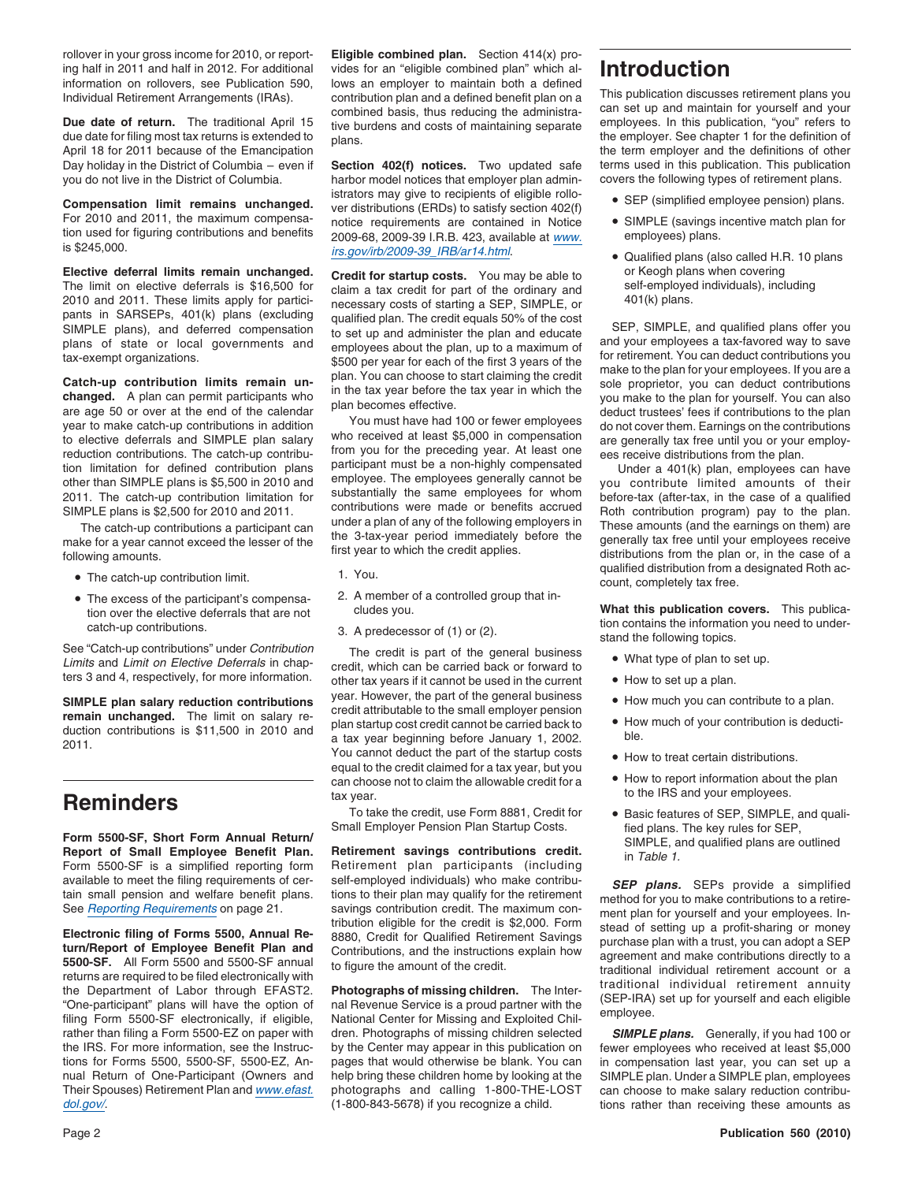rollover in your gross income for 2010, or reporting half in 2011 and half in 2012. For additional information on rollovers, see Publication 590, Individual Retirement Arrangements (IRAs).

**Due date of return.** The traditional April 15 due date for filing most tax returns is extended to April 18 for 2011 because of the Emancipation Day holiday in the District of Columbia – even if you do not live in the District of Columbia.

**Compensation limit remains unchanged.** For 2010 and 2011, the maximum compensation used for figuring contributions and benefits is $245,000.

**Elective deferral limits remain unchanged.** The limit on elective deferrals is $16,500 for 2010 and 2011. These limits apply for participants in SARSEPs, 401(k) plans (excluding SIMPLE plans), and deferred compensation plans of state or local governments and tax-exempt organizations.

**Catch-up contribution limits remain unchanged.** A plan can permit participants who are age 50 or over at the end of the calendar year to make catch-up contributions in addition to elective deferrals and SIMPLE plan salary reduction contributions. The catch-up contribution limitation for defined contribution plans other than SIMPLE plans is $5,500 in 2010 and 2011. The catch-up contribution limitation for SIMPLE plans is $2,500 for 2010 and 2011.

The catch-up contributions a participant can make for a year cannot exceed the lesser of the following amounts.

- The catch-up contribution limit.
- The excess of the participant's compensation over the elective deferrals that are not catch-up contributions.

See "Catch-up contributions" under *Contribution Limits* and *Limit on Elective Deferrals* in chapters 3 and 4, respectively, for more information.

**SIMPLE plan salary reduction contributions remain unchanged.** The limit on salary reduction contributions is $11,500 in 2010 and 2011.

# Reminders

**Form 5500-SF, Short Form Annual Return/Report of Small Employee Benefit Plan.** Form 5500-SF is a simplified reporting form available to meet the filing requirements of certain small pension and welfare benefit plans. See *Reporting Requirements* on page 21.

**Electronic filing of Forms 5500, Annual Return/Report of Employee Benefit Plan and 5500-SF.** All Form 5500 and 5500-SF annual returns are required to be filed electronically with the Department of Labor through EFAST2. "One-participant" plans will have the option of filing Form 5500-SF electronically, if eligible, rather than filing a Form 5500-EZ on paper with the IRS. For more information, see the Instructions for Forms 5500, 5500-SF, 5500-EZ, Annual Return of One-Participant (Owners and Their Spouses) Retirement Plan and *www.efast.dol.gov/*.

**Eligible combined plan.** Section 414(x) provides for an "eligible combined plan" which allows an employer to maintain both a defined contribution plan and a defined benefit plan on a combined basis, thus reducing the administrative burdens and costs of maintaining separate plans.

**Section 402(f) notices.** Two updated safe harbor model notices that employer plan administrators may give to recipients of eligible rollover distributions (ERDs) to satisfy section 402(f) notice requirements are contained in Notice 2009-68, 2009-39 I.R.B. 423, available at *www.irs.gov/irb/2009-39_IRB/ar14.html*.

**Credit for startup costs.** You may be able to claim a tax credit for part of the ordinary and necessary costs of starting a SEP, SIMPLE, or qualified plan. The credit equals 50% of the cost to set up and administer the plan and educate employees about the plan, up to a maximum of $500 per year for each of the first 3 years of the plan. You can choose to start claiming the credit in the tax year before the tax year in which the plan becomes effective.

You must have had 100 or fewer employees who received at least $5,000 in compensation from you for the preceding year. At least one participant must be a non-highly compensated employee. The employees generally cannot be substantially the same employees for whom contributions were made or benefits accrued under a plan of any of the following employers in the 3-tax-year period immediately before the first year to which the credit applies.

1. You.
2. A member of a controlled group that includes you.
3. A predecessor of (1) or (2).

The credit is part of the general business credit, which can be carried back or forward to other tax years if it cannot be used in the current year. However, the part of the general business credit attributable to the small employer pension plan startup cost credit cannot be carried back to a tax year beginning before January 1, 2002. You cannot deduct the part of the startup costs equal to the credit claimed for a tax year, but you can choose not to claim the allowable credit for a tax year.

To take the credit, use Form 8881, Credit for Small Employer Pension Plan Startup Costs.

**Retirement savings contributions credit.** Retirement plan participants (including self-employed individuals) who make contributions to their plan may qualify for the retirement savings contribution credit. The maximum contribution eligible for the credit is $2,000. Form 8880, Credit for Qualified Retirement Savings Contributions, and the instructions explain how to figure the amount of the credit.

**Photographs of missing children.** The Internal Revenue Service is a proud partner with the National Center for Missing and Exploited Children. Photographs of missing children selected by the Center may appear in this publication on pages that would otherwise be blank. You can help bring these children home by looking at the photographs and calling 1-800-THE-LOST (1-800-843-5678) if you recognize a child.

# Introduction

This publication discusses retirement plans you can set up and maintain for yourself and your employees. In this publication, "you" refers to the employer. See chapter 1 for the definition of the term employer and the definitions of other terms used in this publication. This publication covers the following types of retirement plans.

- SEP (simplified employee pension) plans.
- SIMPLE (savings incentive match plan for employees) plans.
- Qualified plans (also called H.R. 10 plans or Keogh plans when covering self-employed individuals), including 401(k) plans.

SEP, SIMPLE, and qualified plans offer you and your employees a tax-favored way to save for retirement. You can deduct contributions you make to the plan for your employees. If you are a sole proprietor, you can deduct contributions you make to the plan for yourself. You can also deduct trustees' fees if contributions to the plan do not cover them. Earnings on the contributions are generally tax free until you or your employees receive distributions from the plan.

Under a 401(k) plan, employees can have you contribute limited amounts of their before-tax (after-tax, in the case of a qualified Roth contribution program) pay to the plan. These amounts (and the earnings on them) are generally tax free until your employees receive distributions from the plan or, in the case of a qualified distribution from a designated Roth account, completely tax free.

**What this publication covers.** This publication contains the information you need to understand the following topics.

- What type of plan to set up.
- How to set up a plan.
- How much you can contribute to a plan.
- How much of your contribution is deductible.
- How to treat certain distributions.
- How to report information about the plan to the IRS and your employees.
- Basic features of SEP, SIMPLE, and qualified plans. The key rules for SEP, SIMPLE, and qualified plans are outlined in *Table 1*.

***SEP plans.*** SEPs provide a simplified method for you to make contributions to a retirement plan for yourself and your employees. Instead of setting up a profit-sharing or money purchase plan with a trust, you can adopt a SEP agreement and make contributions directly to a traditional individual retirement account or a traditional individual retirement annuity (SEP-IRA) set up for yourself and each eligible employee.

***SIMPLE plans.*** Generally, if you had 100 or fewer employees who received at least $5,000 in compensation last year, you can set up a SIMPLE plan. Under a SIMPLE plan, employees can choose to make salary reduction contributions rather than receiving these amounts as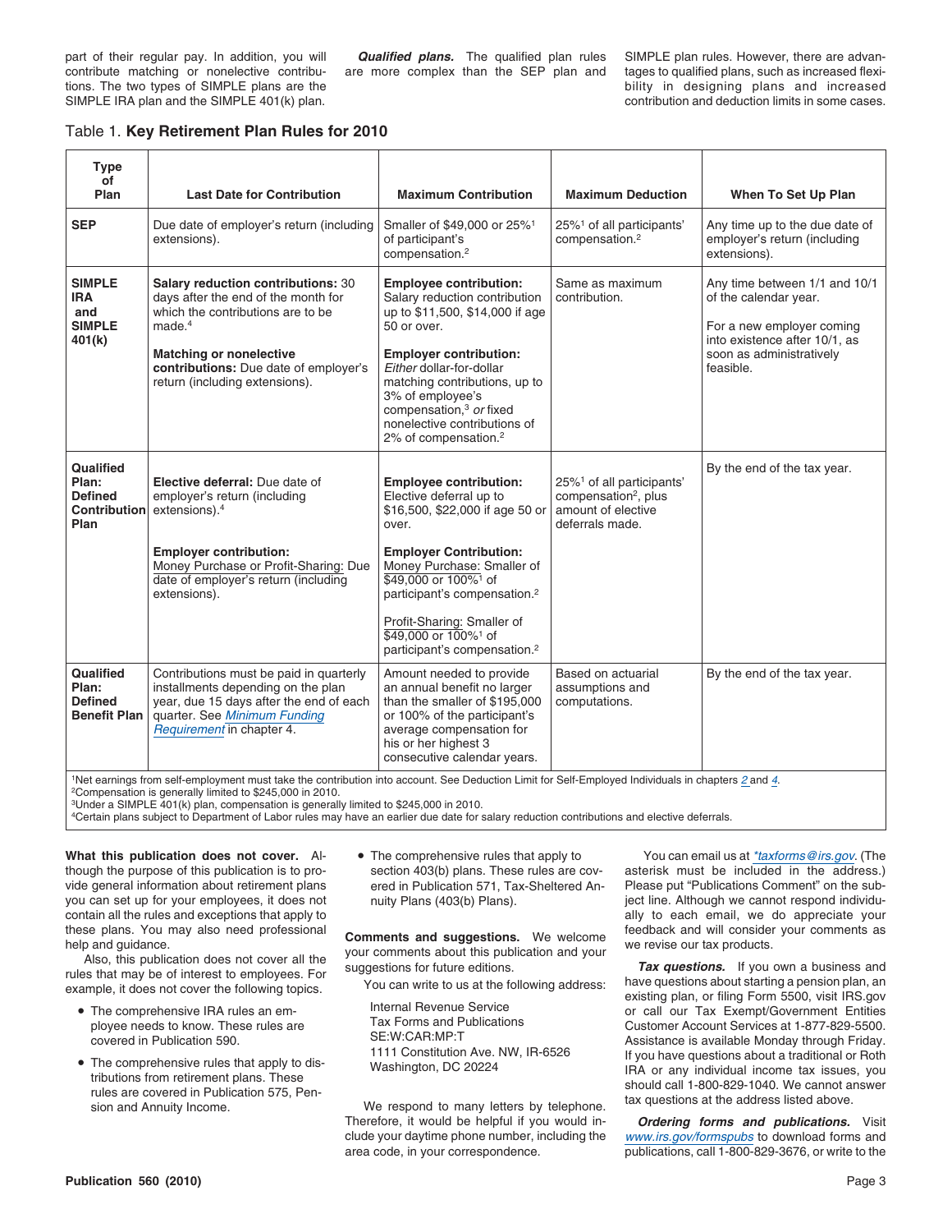part of their regular pay. In addition, you will contribute matching or nonelective contributions. The two types of SIMPLE plans are the SIMPLE IRA plan and the SIMPLE 401(k) plan.

***Qualified plans.*** The qualified plan rules are more complex than the SEP plan and SIMPLE plan rules. However, there are advantages to qualified plans, such as increased flexibility in designing plans and increased contribution and deduction limits in some cases.

Table 1. **Key Retirement Plan Rules for 2010**

| Type of Plan | Last Date for Contribution | Maximum Contribution | Maximum Deduction | When To Set Up Plan |
|---|---|---|---|---|
| **SEP** | Due date of employer's return (including extensions). | Smaller of $49,000 or 25%[1] of participant's compensation.[2] | 25%[1] of all participants' compensation.[2] | Any time up to the due date of employer's return (including extensions). |
| **SIMPLE IRA and SIMPLE 401(k)** | **Salary reduction contributions:** 30 days after the end of the month for which the contributions are to be made.[4]<br><br>**Matching or nonelective contributions:** Due date of employer's return (including extensions). | **Employee contribution:** Salary reduction contribution up to $11,500, $14,000 if age 50 or over.<br><br>**Employer contribution:** *Either* dollar-for-dollar matching contributions, up to 3% of employee's compensation,[3] *or* fixed nonelective contributions of 2% of compensation.[2] | Same as maximum contribution. | Any time between 1/1 and 10/1 of the calendar year.<br><br>For a new employer coming into existence after 10/1, as soon as administratively feasible. |
| **Qualified Plan: Defined Contribution Plan** | **Elective deferral:** Due date of employer's return (including extensions).[4]<br><br>**Employer contribution:** Money Purchase or Profit-Sharing: Due date of employer's return (including extensions). | **Employee contribution:** Elective deferral up to $16,500, $22,000 if age 50 or over.<br><br>**Employer Contribution:** Money Purchase: Smaller of $49,000 or 100%[1] of participant's compensation.[2]<br><br>Profit-Sharing: Smaller of $49,000 or 100%[1] of participant's compensation.[2] | 25%[1] of all participants' compensation[2], plus amount of elective deferrals made. | By the end of the tax year. |
| **Qualified Plan: Defined Benefit Plan** | Contributions must be paid in quarterly installments depending on the plan year, due 15 days after the end of each quarter. See *Minimum Funding Requirement* in chapter 4. | Amount needed to provide an annual benefit no larger than the smaller of $195,000 or 100% of the participant's average compensation for his or her highest 3 consecutive calendar years. | Based on actuarial assumptions and computations. | By the end of the tax year. |

[1]Net earnings from self-employment must take the contribution into account. See Deduction Limit for Self-Employed Individuals in chapters 2 and 4.
[2]Compensation is generally limited to $245,000 in 2010.
[3]Under a SIMPLE 401(k) plan, compensation is generally limited to $245,000 in 2010.
[4]Certain plans subject to Department of Labor rules may have an earlier due date for salary reduction contributions and elective deferrals.

**What this publication does not cover.** Although the purpose of this publication is to provide general information about retirement plans you can set up for your employees, it does not contain all the rules and exceptions that apply to these plans. You may also need professional help and guidance.

Also, this publication does not cover all the rules that may be of interest to employees. For example, it does not cover the following topics.

- The comprehensive IRA rules an employee needs to know. These rules are covered in Publication 590.
- The comprehensive rules that apply to distributions from retirement plans. These rules are covered in Publication 575, Pension and Annuity Income.
- The comprehensive rules that apply to section 403(b) plans. These rules are covered in Publication 571, Tax-Sheltered Annuity Plans (403(b) Plans).

**Comments and suggestions.** We welcome your comments about this publication and your suggestions for future editions.

You can write to us at the following address:

Internal Revenue Service
Tax Forms and Publications
SE:W:CAR:MP:T
1111 Constitution Ave. NW, IR-6526
Washington, DC 20224

We respond to many letters by telephone. Therefore, it would be helpful if you would include your daytime phone number, including the area code, in your correspondence.

You can email us at *taxforms@irs.gov*. (The asterisk must be included in the address.) Please put "Publications Comment" on the subject line. Although we cannot respond individually to each email, we do appreciate your feedback and will consider your comments as we revise our tax products.

***Tax questions.*** If you own a business and have questions about starting a pension plan, an existing plan, or filing Form 5500, visit IRS.gov or call our Tax Exempt/Government Entities Customer Account Services at 1-877-829-5500. Assistance is available Monday through Friday. If you have questions about a traditional or Roth IRA or any individual income tax issues, you should call 1-800-829-1040. We cannot answer tax questions at the address listed above.

***Ordering forms and publications.*** Visit *www.irs.gov/formspubs* to download forms and publications, call 1-800-829-3676, or write to the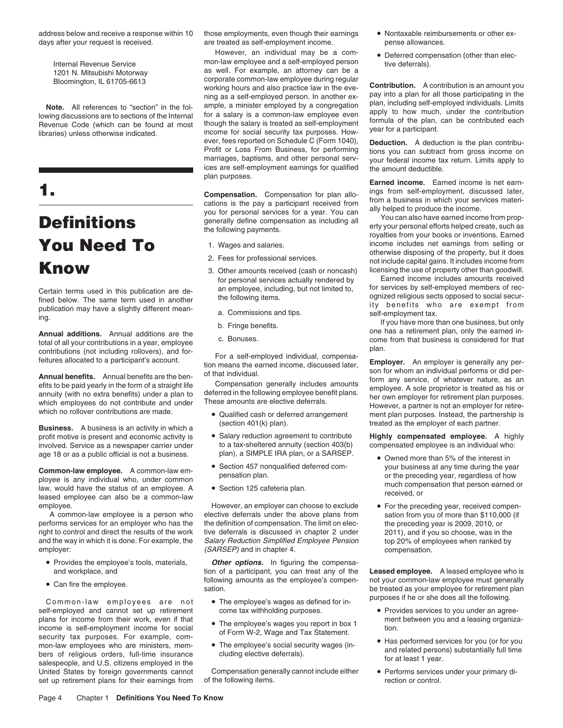address below and receive a response within 10 days after your request is received.

Internal Revenue Service
1201 N. Mitsubishi Motorway
Bloomington, IL 61705-6613

**Note.** All references to "section" in the following discussions are to sections of the Internal Revenue Code (which can be found at most libraries) unless otherwise indicated.

# 1. Definitions You Need To Know

Certain terms used in this publication are defined below. The same term used in another publication may have a slightly different meaning.

**Annual additions.** Annual additions are the total of all your contributions in a year, employee contributions (not including rollovers), and forfeitures allocated to a participant's account.

**Annual benefits.** Annual benefits are the benefits to be paid yearly in the form of a straight life annuity (with no extra benefits) under a plan to which employees do not contribute and under which no rollover contributions are made.

**Business.** A business is an activity in which a profit motive is present and economic activity is involved. Service as a newspaper carrier under age 18 or as a public official is not a business.

**Common-law employee.** A common-law employee is any individual who, under common law, would have the status of an employee. A leased employee can also be a common-law employee.

A common-law employee is a person who performs services for an employer who has the right to control and direct the results of the work and the way in which it is done. For example, the employer:

- Provides the employee's tools, materials, and workplace, and
- Can fire the employee.

Common-law employees are not self-employed and cannot set up retirement plans for income from their work, even if that income is self-employment income for social security tax purposes. For example, common-law employees who are ministers, members of religious orders, full-time insurance salespeople, and U.S. citizens employed in the United States by foreign governments cannot set up retirement plans for their earnings from those employments, even though their earnings are treated as self-employment income.

However, an individual may be a common-law employee and a self-employed person as well. For example, an attorney can be a corporate common-law employee during regular working hours and also practice law in the evening as a self-employed person. In another example, a minister employed by a congregation for a salary is a common-law employee even though the salary is treated as self-employment income for social security tax purposes. However, fees reported on Schedule C (Form 1040), Profit or Loss From Business, for performing marriages, baptisms, and other personal services are self-employment earnings for qualified plan purposes.

**Compensation.** Compensation for plan allocations is the pay a participant received from you for personal services for a year. You can generally define compensation as including all the following payments.

1. Wages and salaries.
2. Fees for professional services.
3. Other amounts received (cash or noncash) for personal services actually rendered by an employee, including, but not limited to, the following items.
   a. Commissions and tips.
   b. Fringe benefits.
   c. Bonuses.

For a self-employed individual, compensation means the earned income, discussed later, of that individual.

Compensation generally includes amounts deferred in the following employee benefit plans. These amounts are elective deferrals.

- Qualified cash or deferred arrangement (section 401(k) plan).
- Salary reduction agreement to contribute to a tax-sheltered annuity (section 403(b) plan), a SIMPLE IRA plan, or a SARSEP.
- Section 457 nonqualified deferred compensation plan.
- Section 125 cafeteria plan.

However, an employer can choose to exclude elective deferrals under the above plans from the definition of compensation. The limit on elective deferrals is discussed in chapter 2 under *Salary Reduction Simplified Employee Pension (SARSEP)* and in chapter 4.

***Other options.*** In figuring the compensation of a participant, you can treat any of the following amounts as the employee's compensation.

- The employee's wages as defined for income tax withholding purposes.
- The employee's wages you report in box 1 of Form W-2, Wage and Tax Statement.
- The employee's social security wages (including elective deferrals).

Compensation generally cannot include either of the following items.

- Nontaxable reimbursements or other expense allowances.
- Deferred compensation (other than elective deferrals).

**Contribution.** A contribution is an amount you pay into a plan for all those participating in the plan, including self-employed individuals. Limits apply to how much, under the contribution formula of the plan, can be contributed each year for a participant.

**Deduction.** A deduction is the plan contributions you can subtract from gross income on your federal income tax return. Limits apply to the amount deductible.

**Earned income.** Earned income is net earnings from self-employment, discussed later, from a business in which your services materially helped to produce the income.

You can also have earned income from property your personal efforts helped create, such as royalties from your books or inventions. Earned income includes net earnings from selling or otherwise disposing of the property, but it does not include capital gains. It includes income from licensing the use of property other than goodwill.

Earned income includes amounts received for services by self-employed members of recognized religious sects opposed to social security benefits who are exempt from self-employment tax.

If you have more than one business, but only one has a retirement plan, only the earned income from that business is considered for that plan.

**Employer.** An employer is generally any person for whom an individual performs or did perform any service, of whatever nature, as an employee. A sole proprietor is treated as his or her own employer for retirement plan purposes. However, a partner is not an employer for retirement plan purposes. Instead, the partnership is treated as the employer of each partner.

**Highly compensated employee.** A highly compensated employee is an individual who:

- Owned more than 5% of the interest in your business at any time during the year or the preceding year, regardless of how much compensation that person earned or received, or
- For the preceding year, received compensation from you of more than $110,000 (if the preceding year is 2009, 2010, or 2011), and if you so choose, was in the top 20% of employees when ranked by compensation.

**Leased employee.** A leased employee who is not your common-law employee must generally be treated as your employee for retirement plan purposes if he or she does all the following.

- Provides services to you under an agreement between you and a leasing organization.
- Has performed services for you (or for you and related persons) substantially full time for at least 1 year.
- Performs services under your primary direction or control.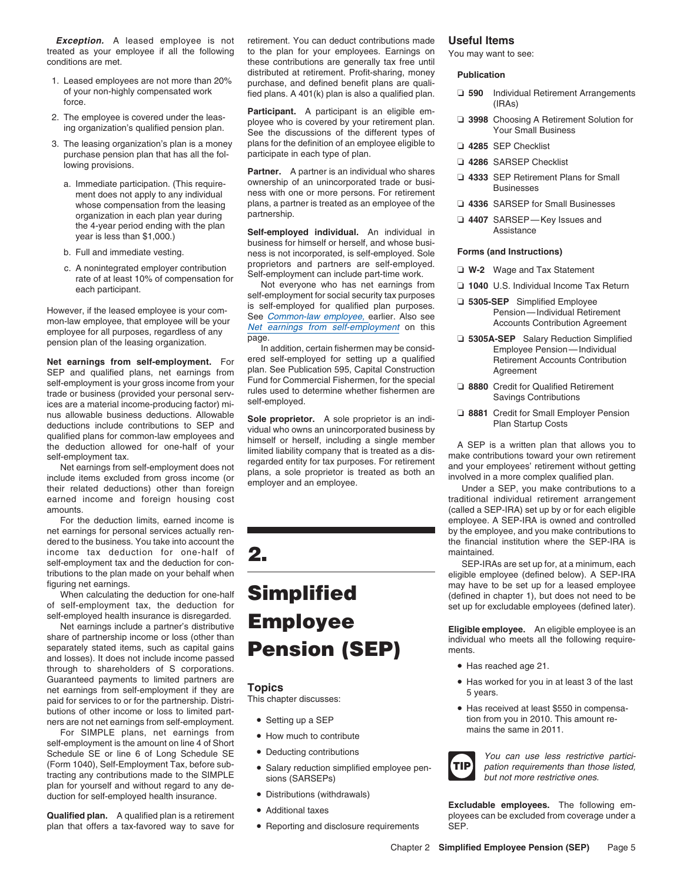***Exception.*** A leased employee is not treated as your employee if all the following conditions are met.

1. Leased employees are not more than 20% of your non-highly compensated work force.
2. The employee is covered under the leasing organization's qualified pension plan.
3. The leasing organization's plan is a money purchase pension plan that has all the following provisions.
   a. Immediate participation. (This requirement does not apply to any individual whose compensation from the leasing organization in each plan year during the 4-year period ending with the plan year is less than $1,000.)
   b. Full and immediate vesting.
   c. A nonintegrated employer contribution rate of at least 10% of compensation for each participant.

However, if the leased employee is your common-law employee, that employee will be your employee for all purposes, regardless of any pension plan of the leasing organization.

**Net earnings from self-employment.** For SEP and qualified plans, net earnings from self-employment is your gross income from your trade or business (provided your personal services are a material income-producing factor) minus allowable business deductions. Allowable deductions include contributions to SEP and qualified plans for common-law employees and the deduction allowed for one-half of your self-employment tax.

Net earnings from self-employment does not include items excluded from gross income (or their related deductions) other than foreign earned income and foreign housing cost amounts.

For the deduction limits, earned income is net earnings for personal services actually rendered to the business. You take into account the income tax deduction for one-half of self-employment tax and the deduction for contributions to the plan made on your behalf when figuring net earnings.

When calculating the deduction for one-half of self-employment tax, the deduction for self-employed health insurance is disregarded.

Net earnings include a partner's distributive share of partnership income or loss (other than separately stated items, such as capital gains and losses). It does not include income passed through to shareholders of S corporations. Guaranteed payments to limited partners are net earnings from self-employment if they are paid for services to or for the partnership. Distributions of other income or loss to limited partners are not net earnings from self-employment.

For SIMPLE plans, net earnings from self-employment is the amount on line 4 of Short Schedule SE or line 6 of Long Schedule SE (Form 1040), Self-Employment Tax, before subtracting any contributions made to the SIMPLE plan for yourself and without regard to any deduction for self-employed health insurance.

**Qualified plan.** A qualified plan is a retirement plan that offers a tax-favored way to save for retirement. You can deduct contributions made to the plan for your employees. Earnings on these contributions are generally tax free until distributed at retirement. Profit-sharing, money purchase, and defined benefit plans are qualified plans. A 401(k) plan is also a qualified plan.

**Participant.** A participant is an eligible employee who is covered by your retirement plan. See the discussions of the different types of plans for the definition of an employee eligible to participate in each type of plan.

**Partner.** A partner is an individual who shares ownership of an unincorporated trade or business with one or more persons. For retirement plans, a partner is treated as an employee of the partnership.

**Self-employed individual.** An individual in business for himself or herself, and whose business is not incorporated, is self-employed. Sole proprietors and partners are self-employed. Self-employment can include part-time work.

Not everyone who has net earnings from self-employment for social security tax purposes is self-employed for qualified plan purposes. See *Common-law employee*, earlier. Also see *Net earnings from self-employment* on this page.

In addition, certain fishermen may be considered self-employed for setting up a qualified plan. See Publication 595, Capital Construction Fund for Commercial Fishermen, for the special rules used to determine whether fishermen are self-employed.

**Sole proprietor.** A sole proprietor is an individual who owns an unincorporated business by himself or herself, including a single member limited liability company that is treated as a disregarded entity for tax purposes. For retirement plans, a sole proprietor is treated as both an employer and an employee.

# 2. Simplified Employee Pension (SEP)

## Topics

This chapter discusses:

- Setting up a SEP
- How much to contribute
- Deducting contributions
- Salary reduction simplified employee pensions (SARSEPs)
- Distributions (withdrawals)
- Additional taxes
- Reporting and disclosure requirements

## Useful Items

You may want to see:

**Publication**

- ❑ **590** Individual Retirement Arrangements (IRAs)
- ❑ **3998** Choosing A Retirement Solution for Your Small Business
- ❑ **4285** SEP Checklist
- ❑ **4286** SARSEP Checklist
- ❑ **4333** SEP Retirement Plans for Small Businesses
- ❑ **4336** SARSEP for Small Businesses
- ❑ **4407** SARSEP—Key Issues and Assistance

**Forms (and Instructions)**

- ❑ **W-2** Wage and Tax Statement
- ❑ **1040** U.S. Individual Income Tax Return
- ❑ **5305-SEP** Simplified Employee Pension—Individual Retirement Accounts Contribution Agreement
- ❑ **5305A-SEP** Salary Reduction Simplified Employee Pension—Individual Retirement Accounts Contribution Agreement
- ❑ **8880** Credit for Qualified Retirement Savings Contributions
- ❑ **8881** Credit for Small Employer Pension Plan Startup Costs

A SEP is a written plan that allows you to make contributions toward your own retirement and your employees' retirement without getting involved in a more complex qualified plan.

Under a SEP, you make contributions to a traditional individual retirement arrangement (called a SEP-IRA) set up by or for each eligible employee. A SEP-IRA is owned and controlled by the employee, and you make contributions to the financial institution where the SEP-IRA is maintained.

SEP-IRAs are set up for, at a minimum, each eligible employee (defined below). A SEP-IRA may have to be set up for a leased employee (defined in chapter 1), but does not need to be set up for excludable employees (defined later).

**Eligible employee.** An eligible employee is an individual who meets all the following requirements.

- Has reached age 21.
- Has worked for you in at least 3 of the last 5 years.
- Has received at least $550 in compensation from you in 2010. This amount remains the same in 2011.

**TIP:** *You can use less restrictive participation requirements than those listed, but not more restrictive ones.*

**Excludable employees.** The following employees can be excluded from coverage under a SEP.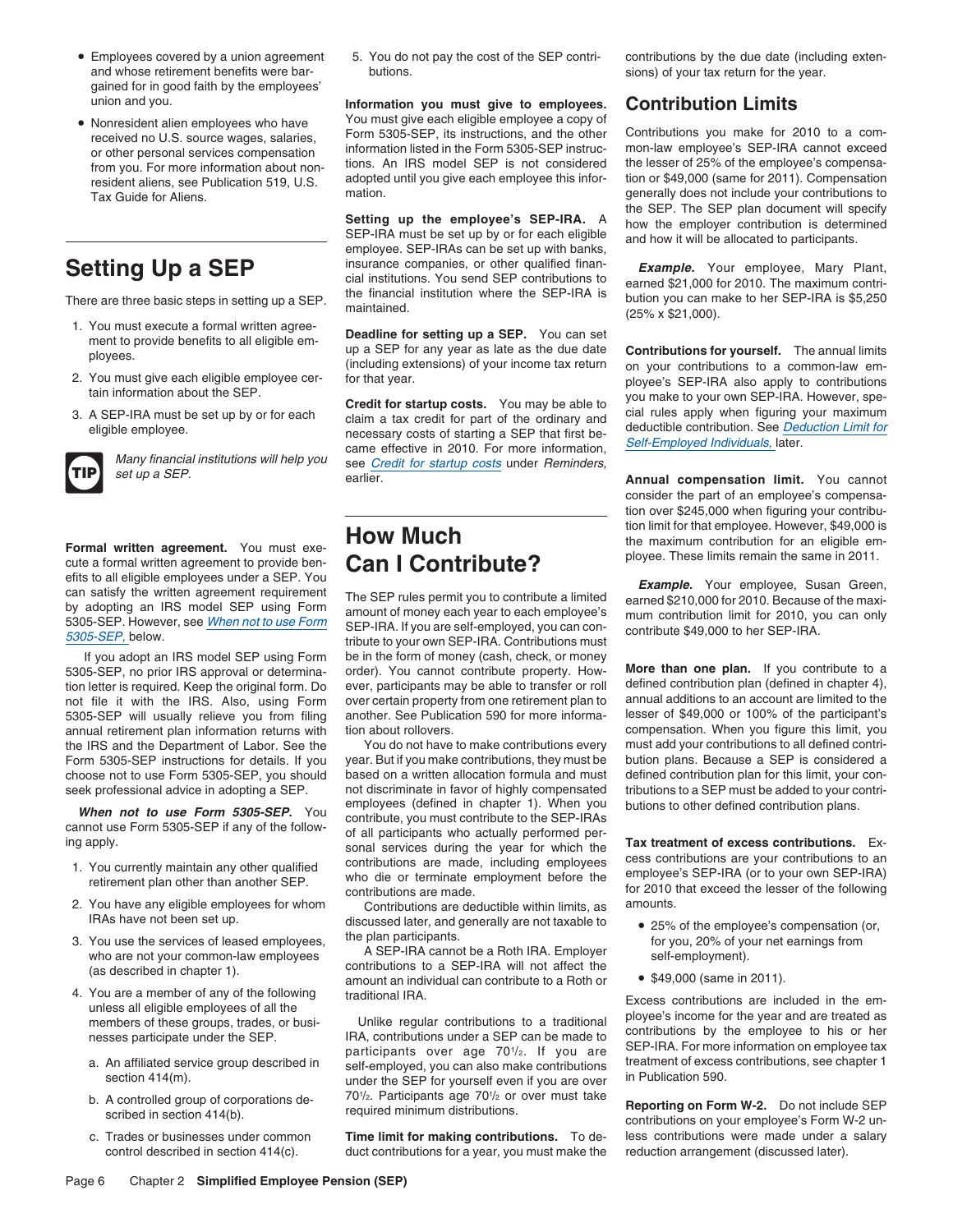- Employees covered by a union agreement and whose retirement benefits were bargained for in good faith by the employees' union and you.
- Nonresident alien employees who have received no U.S. source wages, salaries, or other personal services compensation from you. For more information about nonresident aliens, see Publication 519, U.S. Tax Guide for Aliens.

# Setting Up a SEP

There are three basic steps in setting up a SEP.

1. You must execute a formal written agreement to provide benefits to all eligible employees.
2. You must give each eligible employee certain information about the SEP.
3. A SEP-IRA must be set up by or for each eligible employee.

**TIP** *Many financial institutions will help you set up a SEP.*

**Formal written agreement.** You must execute a formal written agreement to provide benefits to all eligible employees under a SEP. You can satisfy the written agreement requirement by adopting an IRS model SEP using Form 5305-SEP. However, see When not to use Form 5305-SEP, below.

If you adopt an IRS model SEP using Form 5305-SEP, no prior IRS approval or determination letter is required. Keep the original form. Do not file it with the IRS. Also, using Form 5305-SEP will usually relieve you from filing annual retirement plan information returns with the IRS and the Department of Labor. See the Form 5305-SEP instructions for details. If you choose not to use Form 5305-SEP, you should seek professional advice in adopting a SEP.

***When not to use Form 5305-SEP.*** You cannot use Form 5305-SEP if any of the following apply.

1. You currently maintain any other qualified retirement plan other than another SEP.
2. You have any eligible employees for whom IRAs have not been set up.
3. You use the services of leased employees, who are not your common-law employees (as described in chapter 1).
4. You are a member of any of the following unless all eligible employees of all the members of these groups, trades, or businesses participate under the SEP.
   a. An affiliated service group described in section 414(m).
   b. A controlled group of corporations described in section 414(b).
   c. Trades or businesses under common control described in section 414(c).
5. You do not pay the cost of the SEP contributions.

**Information you must give to employees.** You must give each eligible employee a copy of Form 5305-SEP, its instructions, and the other information listed in the Form 5305-SEP instructions. An IRS model SEP is not considered adopted until you give each employee this information.

**Setting up the employee's SEP-IRA.** A SEP-IRA must be set up by or for each eligible employee. SEP-IRAs can be set up with banks, insurance companies, or other qualified financial institutions. You send SEP contributions to the financial institution where the SEP-IRA is maintained.

**Deadline for setting up a SEP.** You can set up a SEP for any year as late as the due date (including extensions) of your income tax return for that year.

**Credit for startup costs.** You may be able to claim a tax credit for part of the ordinary and necessary costs of starting a SEP that first became effective in 2010. For more information, see Credit for startup costs under Reminders, earlier.

# How Much Can I Contribute?

The SEP rules permit you to contribute a limited amount of money each year to each employee's SEP-IRA. If you are self-employed, you can contribute to your own SEP-IRA. Contributions must be in the form of money (cash, check, or money order). You cannot contribute property. However, participants may be able to transfer or roll over certain property from one retirement plan to another. See Publication 590 for more information about rollovers.

You do not have to make contributions every year. But if you make contributions, they must be based on a written allocation formula and must not discriminate in favor of highly compensated employees (defined in chapter 1). When you contribute, you must contribute to the SEP-IRAs of all participants who actually performed personal services during the year for which the contributions are made, including employees who die or terminate employment before the contributions are made.

Contributions are deductible within limits, as discussed later, and generally are not taxable to the plan participants.

A SEP-IRA cannot be a Roth IRA. Employer contributions to a SEP-IRA will not affect the amount an individual can contribute to a Roth or traditional IRA.

Unlike regular contributions to a traditional IRA, contributions under a SEP can be made to participants over age 70½. If you are self-employed, you can also make contributions under the SEP for yourself even if you are over 70½. Participants age 70½ or over must take required minimum distributions.

**Time limit for making contributions.** To deduct contributions for a year, you must make the contributions by the due date (including extensions) of your tax return for the year.

## Contribution Limits

Contributions you make for 2010 to a common-law employee's SEP-IRA cannot exceed the lesser of 25% of the employee's compensation or $49,000 (same for 2011). Compensation generally does not include your contributions to the SEP. The SEP plan document will specify how the employer contribution is determined and how it will be allocated to participants.

***Example.*** Your employee, Mary Plant, earned $21,000 for 2010. The maximum contribution you can make to her SEP-IRA is $5,250 (25% x $21,000).

**Contributions for yourself.** The annual limits on your contributions to a common-law employee's SEP-IRA also apply to contributions you make to your own SEP-IRA. However, special rules apply when figuring your maximum deductible contribution. See Deduction Limit for Self-Employed Individuals, later.

**Annual compensation limit.** You cannot consider the part of an employee's compensation over $245,000 when figuring your contribution limit for that employee. However, $49,000 is the maximum contribution for an eligible employee. These limits remain the same in 2011.

***Example.*** Your employee, Susan Green, earned $210,000 for 2010. Because of the maximum contribution limit for 2010, you can only contribute $49,000 to her SEP-IRA.

**More than one plan.** If you contribute to a defined contribution plan (defined in chapter 4), annual additions to an account are limited to the lesser of $49,000 or 100% of the participant's compensation. When you figure this limit, you must add your contributions to all defined contribution plans. Because a SEP is considered a defined contribution plan for this limit, your contributions to a SEP must be added to your contributions to other defined contribution plans.

**Tax treatment of excess contributions.** Excess contributions are your contributions to an employee's SEP-IRA (or to your own SEP-IRA) for 2010 that exceed the lesser of the following amounts.

- 25% of the employee's compensation (or, for you, 20% of your net earnings from self-employment).
- $49,000 (same in 2011).

Excess contributions are included in the employee's income for the year and are treated as contributions by the employee to his or her SEP-IRA. For more information on employee tax treatment of excess contributions, see chapter 1 in Publication 590.

**Reporting on Form W-2.** Do not include SEP contributions on your employee's Form W-2 unless contributions were made under a salary reduction arrangement (discussed later).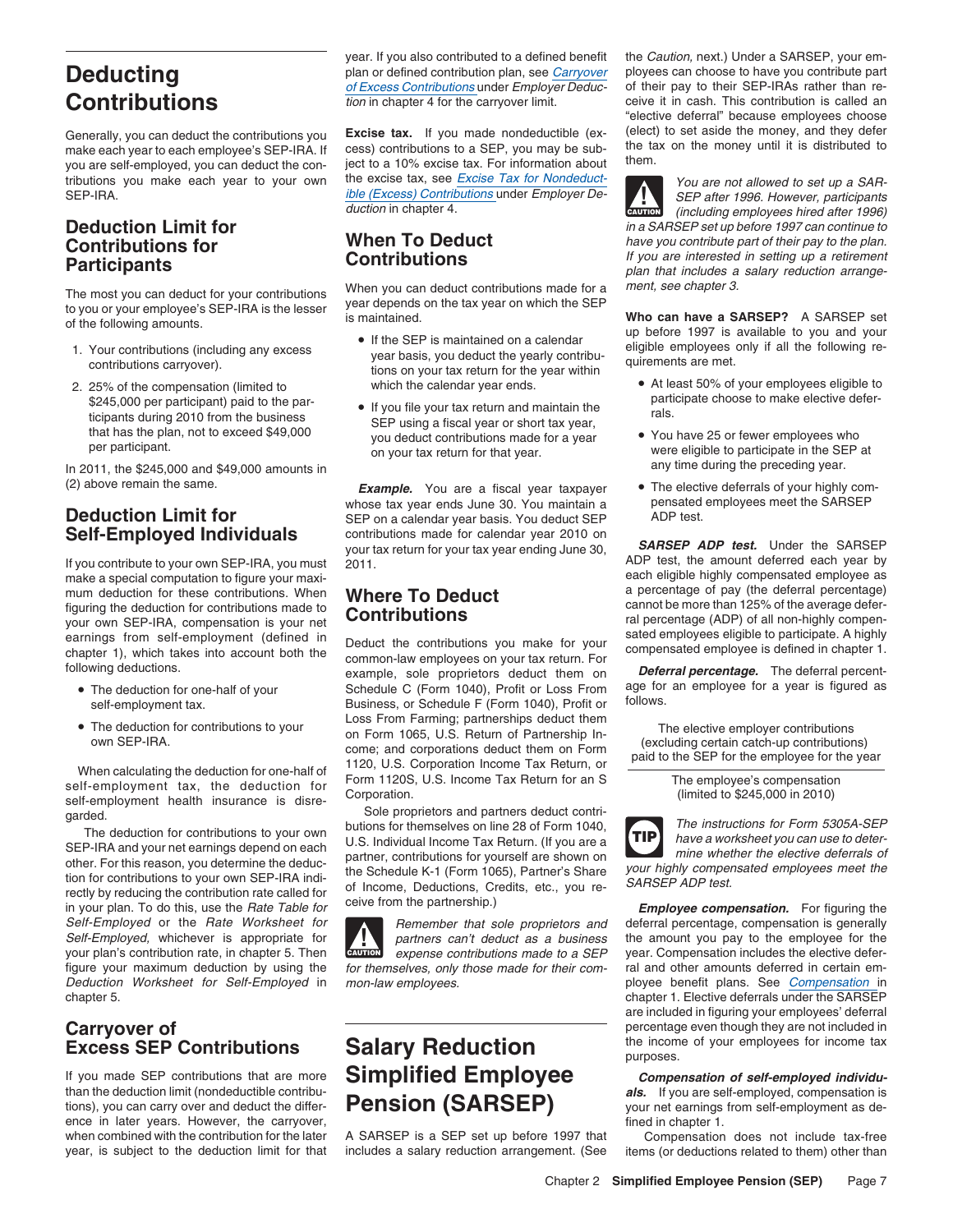# Deducting Contributions

Generally, you can deduct the contributions you make each year to each employee's SEP-IRA. If you are self-employed, you can deduct the contributions you make each year to your own SEP-IRA.

## Deduction Limit for Contributions for Participants

The most you can deduct for your contributions to you or your employee's SEP-IRA is the lesser of the following amounts.

1. Your contributions (including any excess contributions carryover).
2. 25% of the compensation (limited to $245,000 per participant) paid to the participants during 2010 from the business that has the plan, not to exceed $49,000 per participant.

In 2011, the $245,000 and $49,000 amounts in (2) above remain the same.

## Deduction Limit for Self-Employed Individuals

If you contribute to your own SEP-IRA, you must make a special computation to figure your maximum deduction for these contributions. When figuring the deduction for contributions made to your own SEP-IRA, compensation is your net earnings from self-employment (defined in chapter 1), which takes into account both the following deductions.

- The deduction for one-half of your self-employment tax.
- The deduction for contributions to your own SEP-IRA.

When calculating the deduction for one-half of self-employment tax, the deduction for self-employment health insurance is disregarded.

The deduction for contributions to your own SEP-IRA and your net earnings depend on each other. For this reason, you determine the deduction for contributions to your own SEP-IRA indirectly by reducing the contribution rate called for in your plan. To do this, use the *Rate Table for Self-Employed* or the *Rate Worksheet for Self-Employed,* whichever is appropriate for your plan's contribution rate, in chapter 5. Then figure your maximum deduction by using the *Deduction Worksheet for Self-Employed* in chapter 5.

## Carryover of Excess SEP Contributions

If you made SEP contributions that are more than the deduction limit (nondeductible contributions), you can carry over and deduct the difference in later years. However, the carryover, when combined with the contribution for the later year, is subject to the deduction limit for that year. If you also contributed to a defined benefit plan or defined contribution plan, see *Carryover of Excess Contributions* under *Employer Deduction* in chapter 4 for the carryover limit.

**Excise tax.** If you made nondeductible (excess) contributions to a SEP, you may be subject to a 10% excise tax. For information about the excise tax, see *Excise Tax for Nondeductible (Excess) Contributions* under *Employer Deduction* in chapter 4.

## When To Deduct Contributions

When you can deduct contributions made for a year depends on the tax year on which the SEP is maintained.

- If the SEP is maintained on a calendar year basis, you deduct the yearly contributions on your tax return for the year within which the calendar year ends.
- If you file your tax return and maintain the SEP using a fiscal year or short tax year, you deduct contributions made for a year on your tax return for that year.

***Example.*** You are a fiscal year taxpayer whose tax year ends June 30. You maintain a SEP on a calendar year basis. You deduct SEP contributions made for calendar year 2010 on your tax return for your tax year ending June 30, 2011.

## Where To Deduct Contributions

Deduct the contributions you make for your common-law employees on your tax return. For example, sole proprietors deduct them on Schedule C (Form 1040), Profit or Loss From Business, or Schedule F (Form 1040), Profit or Loss From Farming; partnerships deduct them on Form 1065, U.S. Return of Partnership Income; and corporations deduct them on Form 1120, U.S. Corporation Income Tax Return, or Form 1120S, U.S. Income Tax Return for an S Corporation.

Sole proprietors and partners deduct contributions for themselves on line 28 of Form 1040, U.S. Individual Income Tax Return. (If you are a partner, contributions for yourself are shown on the Schedule K-1 (Form 1065), Partner's Share of Income, Deductions, Credits, etc., you receive from the partnership.)

> **CAUTION:** *Remember that sole proprietors and partners can't deduct as a business expense contributions made to a SEP for themselves, only those made for their common-law employees.*

# Salary Reduction Simplified Employee Pension (SARSEP)

A SARSEP is a SEP set up before 1997 that includes a salary reduction arrangement. (See the *Caution,* next.) Under a SARSEP, your employees can choose to have you contribute part of their pay to their SEP-IRAs rather than receive it in cash. This contribution is called an "elective deferral" because employees choose (elect) to set aside the money, and they defer the tax on the money until it is distributed to them.

> **CAUTION:** *You are not allowed to set up a SARSEP after 1996. However, participants (including employees hired after 1996) in a SARSEP set up before 1997 can continue to have you contribute part of their pay to the plan. If you are interested in setting up a retirement plan that includes a salary reduction arrangement, see chapter 3.*

**Who can have a SARSEP?** A SARSEP set up before 1997 is available to you and your eligible employees only if all the following requirements are met.

- At least 50% of your employees eligible to participate choose to make elective deferrals.
- You have 25 or fewer employees who were eligible to participate in the SEP at any time during the preceding year.
- The elective deferrals of your highly compensated employees meet the SARSEP ADP test.

***SARSEP ADP test.*** Under the SARSEP ADP test, the amount deferred each year by each eligible highly compensated employee as a percentage of pay (the deferral percentage) cannot be more than 125% of the average deferral percentage (ADP) of all non-highly compensated employees eligible to participate. A highly compensated employee is defined in chapter 1.

***Deferral percentage.*** The deferral percentage for an employee for a year is figured as follows.

$$\frac{\text{The elective employer contributions (excluding certain catch-up contributions) paid to the SEP for the employee for the year}}{\text{The employee's compensation (limited to \$245,000 in 2010)}}$$

> **TIP:** *The instructions for Form 5305A-SEP have a worksheet you can use to determine whether the elective deferrals of your highly compensated employees meet the SARSEP ADP test.*

***Employee compensation.*** For figuring the deferral percentage, compensation is generally the amount you pay to the employee for the year. Compensation includes the elective deferral and other amounts deferred in certain employee benefit plans. See *Compensation* in chapter 1. Elective deferrals under the SARSEP are included in figuring your employees' deferral percentage even though they are not included in the income of your employees for income tax purposes.

***Compensation of self-employed individuals.*** If you are self-employed, compensation is your net earnings from self-employment as defined in chapter 1.

Compensation does not include tax-free items (or deductions related to them) other than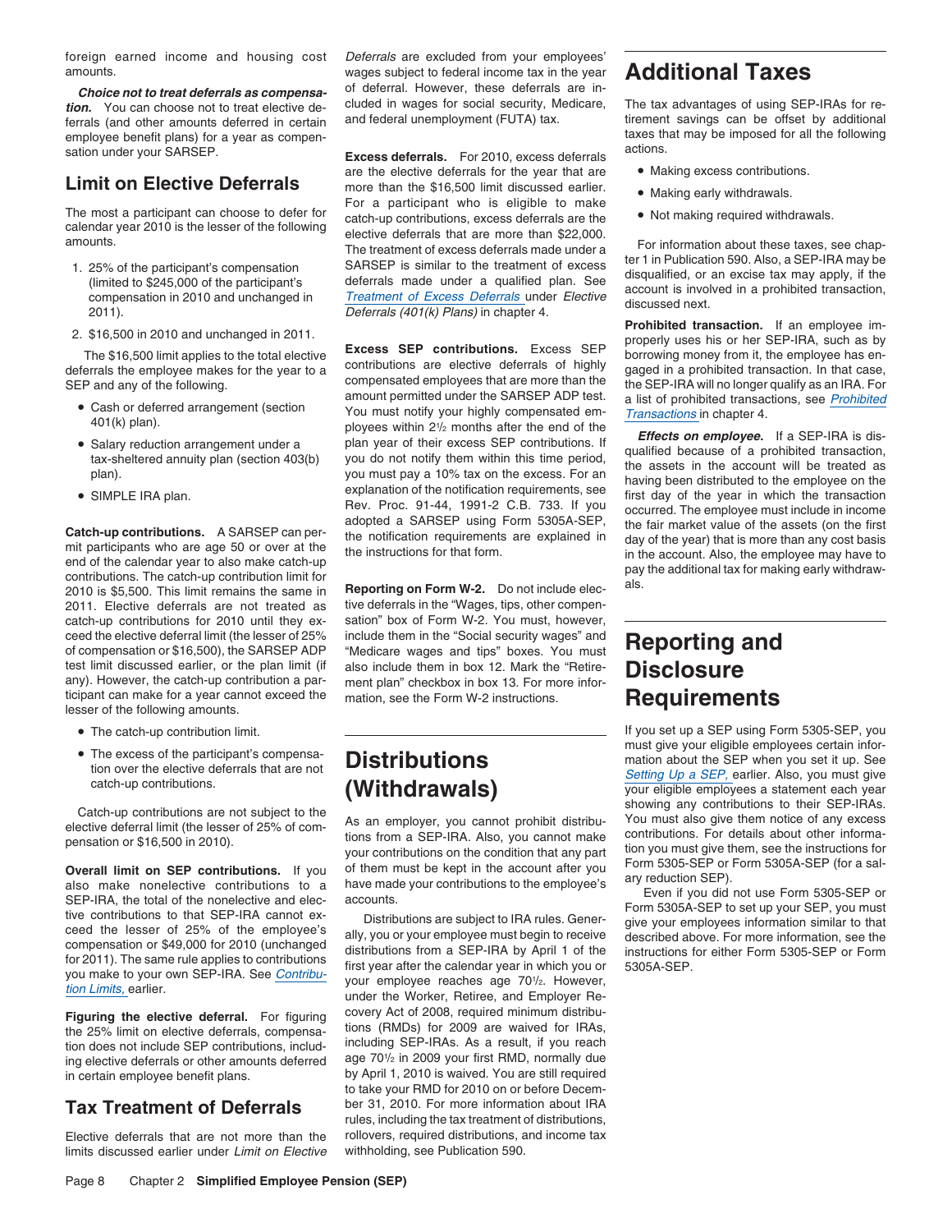foreign earned income and housing cost amounts.

***Choice not to treat deferrals as compensation.*** You can choose not to treat elective deferrals (and other amounts deferred in certain employee benefit plans) for a year as compensation under your SARSEP.

## Limit on Elective Deferrals

The most a participant can choose to defer for calendar year 2010 is the lesser of the following amounts.

1. 25% of the participant's compensation (limited to $245,000 of the participant's compensation in 2010 and unchanged in 2011).
2. $16,500 in 2010 and unchanged in 2011.

The $16,500 limit applies to the total elective deferrals the employee makes for the year to a SEP and any of the following.

- Cash or deferred arrangement (section 401(k) plan).
- Salary reduction arrangement under a tax-sheltered annuity plan (section 403(b) plan).
- SIMPLE IRA plan.

**Catch-up contributions.** A SARSEP can permit participants who are age 50 or over at the end of the calendar year to also make catch-up contributions. The catch-up contribution limit for 2010 is $5,500. This limit remains the same in 2011. Elective deferrals are not treated as catch-up contributions for 2010 until they exceed the elective deferral limit (the lesser of 25% of compensation or $16,500), the SARSEP ADP test limit discussed earlier, or the plan limit (if any). However, the catch-up contribution a participant can make for a year cannot exceed the lesser of the following amounts.

- The catch-up contribution limit.
- The excess of the participant's compensation over the elective deferrals that are not catch-up contributions.

Catch-up contributions are not subject to the elective deferral limit (the lesser of 25% of compensation or $16,500 in 2010).

**Overall limit on SEP contributions.** If you also make nonelective contributions to a SEP-IRA, the total of the nonelective and elective contributions to that SEP-IRA cannot exceed the lesser of 25% of the employee's compensation or $49,000 for 2010 (unchanged for 2011). The same rule applies to contributions you make to your own SEP-IRA. See *Contribution Limits,* earlier.

**Figuring the elective deferral.** For figuring the 25% limit on elective deferrals, compensation does not include SEP contributions, including elective deferrals or other amounts deferred in certain employee benefit plans.

## Tax Treatment of Deferrals

Elective deferrals that are not more than the limits discussed earlier under *Limit on Elective Deferrals* are excluded from your employees' wages subject to federal income tax in the year of deferral. However, these deferrals are included in wages for social security, Medicare, and federal unemployment (FUTA) tax.

**Excess deferrals.** For 2010, excess deferrals are the elective deferrals for the year that are more than the $16,500 limit discussed earlier. For a participant who is eligible to make catch-up contributions, excess deferrals are the elective deferrals that are more than $22,000. The treatment of excess deferrals made under a SARSEP is similar to the treatment of excess deferrals made under a qualified plan. See *Treatment of Excess Deferrals* under *Elective Deferrals (401(k) Plans)* in chapter 4.

**Excess SEP contributions.** Excess SEP contributions are elective deferrals of highly compensated employees that are more than the amount permitted under the SARSEP ADP test. You must notify your highly compensated employees within 2½ months after the end of the plan year of their excess SEP contributions. If you do not notify them within this time period, you must pay a 10% tax on the excess. For an explanation of the notification requirements, see Rev. Proc. 91-44, 1991-2 C.B. 733. If you adopted a SARSEP using Form 5305A-SEP, the notification requirements are explained in the instructions for that form.

**Reporting on Form W-2.** Do not include elective deferrals in the "Wages, tips, other compensation" box of Form W-2. You must, however, include them in the "Social security wages" and "Medicare wages and tips" boxes. You must also include them in box 12. Mark the "Retirement plan" checkbox in box 13. For more information, see the Form W-2 instructions.

# Distributions (Withdrawals)

As an employer, you cannot prohibit distributions from a SEP-IRA. Also, you cannot make your contributions on the condition that any part of them must be kept in the account after you have made your contributions to the employee's accounts.

Distributions are subject to IRA rules. Generally, you or your employee must begin to receive distributions from a SEP-IRA by April 1 of the first year after the calendar year in which you or your employee reaches age 70½. However, under the Worker, Retiree, and Employer Recovery Act of 2008, required minimum distributions (RMDs) for 2009 are waived for IRAs, including SEP-IRAs. As a result, if you reach age 70½ in 2009 your first RMD, normally due by April 1, 2010 is waived. You are still required to take your RMD for 2010 on or before December 31, 2010. For more information about IRA rules, including the tax treatment of distributions, rollovers, required distributions, and income tax withholding, see Publication 590.

# Additional Taxes

The tax advantages of using SEP-IRAs for retirement savings can be offset by additional taxes that may be imposed for all the following actions.

- Making excess contributions.
- Making early withdrawals.
- Not making required withdrawals.

For information about these taxes, see chapter 1 in Publication 590. Also, a SEP-IRA may be disqualified, or an excise tax may apply, if the account is involved in a prohibited transaction, discussed next.

**Prohibited transaction.** If an employee improperly uses his or her SEP-IRA, such as by borrowing money from it, the employee has engaged in a prohibited transaction. In that case, the SEP-IRA will no longer qualify as an IRA. For a list of prohibited transactions, see *Prohibited Transactions* in chapter 4.

***Effects on employee.*** If a SEP-IRA is disqualified because of a prohibited transaction, the assets in the account will be treated as having been distributed to the employee on the first day of the year in which the transaction occurred. The employee must include in income the fair market value of the assets (on the first day of the year) that is more than any cost basis in the account. Also, the employee may have to pay the additional tax for making early withdrawals.

# Reporting and Disclosure Requirements

If you set up a SEP using Form 5305-SEP, you must give your eligible employees certain information about the SEP when you set it up. See *Setting Up a SEP,* earlier. Also, you must give your eligible employees a statement each year showing any contributions to their SEP-IRAs. You must also give them notice of any excess contributions. For details about other information you must give them, see the instructions for Form 5305-SEP or Form 5305A-SEP (for a salary reduction SEP).

Even if you did not use Form 5305-SEP or Form 5305A-SEP to set up your SEP, you must give your employees information similar to that described above. For more information, see the instructions for either Form 5305-SEP or Form 5305A-SEP.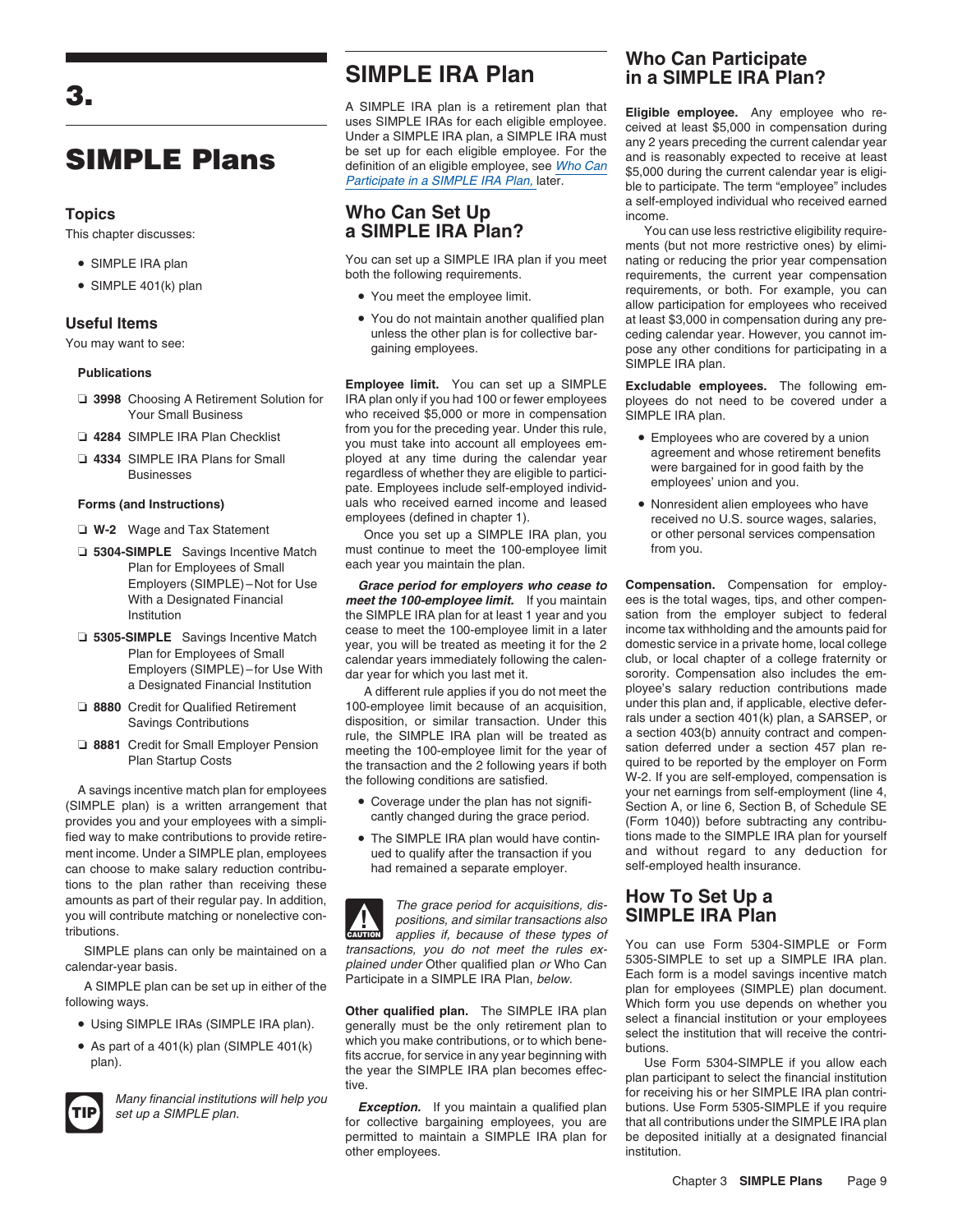# 3. SIMPLE Plans

## Topics

This chapter discusses:

- SIMPLE IRA plan
- SIMPLE 401(k) plan

## Useful Items

You may want to see:

### Publications

- ❑ **3998** Choosing A Retirement Solution for Your Small Business
- ❑ **4284** SIMPLE IRA Plan Checklist
- ❑ **4334** SIMPLE IRA Plans for Small Businesses

### Forms (and Instructions)

- ❑ **W-2** Wage and Tax Statement
- ❑ **5304-SIMPLE** Savings Incentive Match Plan for Employees of Small Employers (SIMPLE)–Not for Use With a Designated Financial Institution
- ❑ **5305-SIMPLE** Savings Incentive Match Plan for Employees of Small Employers (SIMPLE)–for Use With a Designated Financial Institution
- ❑ **8880** Credit for Qualified Retirement Savings Contributions
- ❑ **8881** Credit for Small Employer Pension Plan Startup Costs

A savings incentive match plan for employees (SIMPLE plan) is a written arrangement that provides you and your employees with a simplified way to make contributions to provide retirement income. Under a SIMPLE plan, employees can choose to make salary reduction contributions to the plan rather than receiving these amounts as part of their regular pay. In addition, you will contribute matching or nonelective contributions.

SIMPLE plans can only be maintained on a calendar-year basis.

A SIMPLE plan can be set up in either of the following ways.

- Using SIMPLE IRAs (SIMPLE IRA plan).
- As part of a 401(k) plan (SIMPLE 401(k) plan).

**TIP** *Many financial institutions will help you set up a SIMPLE plan.*

## SIMPLE IRA Plan

A SIMPLE IRA plan is a retirement plan that uses SIMPLE IRAs for each eligible employee. Under a SIMPLE IRA plan, a SIMPLE IRA must be set up for each eligible employee. For the definition of an eligible employee, see *Who Can Participate in a SIMPLE IRA Plan,* later.

## Who Can Set Up a SIMPLE IRA Plan?

You can set up a SIMPLE IRA plan if you meet both the following requirements.

- You meet the employee limit.
- You do not maintain another qualified plan unless the other plan is for collective bargaining employees.

**Employee limit.** You can set up a SIMPLE IRA plan only if you had 100 or fewer employees who received $5,000 or more in compensation from you for the preceding year. Under this rule, you must take into account all employees employed at any time during the calendar year regardless of whether they are eligible to participate. Employees include self-employed individuals who received earned income and leased employees (defined in chapter 1).

Once you set up a SIMPLE IRA plan, you must continue to meet the 100-employee limit each year you maintain the plan.

***Grace period for employers who cease to meet the 100-employee limit.*** If you maintain the SIMPLE IRA plan for at least 1 year and you cease to meet the 100-employee limit in a later year, you will be treated as meeting it for the 2 calendar years immediately following the calendar year for which you last met it.

A different rule applies if you do not meet the 100-employee limit because of an acquisition, disposition, or similar transaction. Under this rule, the SIMPLE IRA plan will be treated as meeting the 100-employee limit for the year of the transaction and the 2 following years if both the following conditions are satisfied.

- Coverage under the plan has not significantly changed during the grace period.
- The SIMPLE IRA plan would have continued to qualify after the transaction if you had remained a separate employer.

**CAUTION** *The grace period for acquisitions, dispositions, and similar transactions also applies if, because of these types of transactions, you do not meet the rules explained under* Other qualified plan *or* Who Can Participate in a SIMPLE IRA Plan, *below.*

**Other qualified plan.** The SIMPLE IRA plan generally must be the only retirement plan to which you make contributions, or to which benefits accrue, for service in any year beginning with the year the SIMPLE IRA plan becomes effective.

***Exception.*** If you maintain a qualified plan for collective bargaining employees, you are permitted to maintain a SIMPLE IRA plan for other employees.

## Who Can Participate in a SIMPLE IRA Plan?

**Eligible employee.** Any employee who received at least $5,000 in compensation during any 2 years preceding the current calendar year and is reasonably expected to receive at least $5,000 during the current calendar year is eligible to participate. The term "employee" includes a self-employed individual who received earned income.

You can use less restrictive eligibility requirements (but not more restrictive ones) by eliminating or reducing the prior year compensation requirements, the current year compensation requirements, or both. For example, you can allow participation for employees who received at least $3,000 in compensation during any preceding calendar year. However, you cannot impose any other conditions for participating in a SIMPLE IRA plan.

**Excludable employees.** The following employees do not need to be covered under a SIMPLE IRA plan.

- Employees who are covered by a union agreement and whose retirement benefits were bargained for in good faith by the employees' union and you.
- Nonresident alien employees who have received no U.S. source wages, salaries, or other personal services compensation from you.

**Compensation.** Compensation for employees is the total wages, tips, and other compensation from the employer subject to federal income tax withholding and the amounts paid for domestic service in a private home, local college club, or local chapter of a college fraternity or sorority. Compensation also includes the employee's salary reduction contributions made under this plan and, if applicable, elective deferrals under a section 401(k) plan, a SARSEP, or a section 403(b) annuity contract and compensation deferred under a section 457 plan required to be reported by the employer on Form W-2. If you are self-employed, compensation is your net earnings from self-employment (line 4, Section A, or line 6, Section B, of Schedule SE (Form 1040)) before subtracting any contributions made to the SIMPLE IRA plan for yourself and without regard to any deduction for self-employed health insurance.

## How To Set Up a SIMPLE IRA Plan

You can use Form 5304-SIMPLE or Form 5305-SIMPLE to set up a SIMPLE IRA plan. Each form is a model savings incentive match plan for employees (SIMPLE) plan document. Which form you use depends on whether you select a financial institution or your employees select the institution that will receive the contributions.

Use Form 5304-SIMPLE if you allow each plan participant to select the financial institution for receiving his or her SIMPLE IRA plan contributions. Use Form 5305-SIMPLE if you require that all contributions under the SIMPLE IRA plan be deposited initially at a designated financial institution.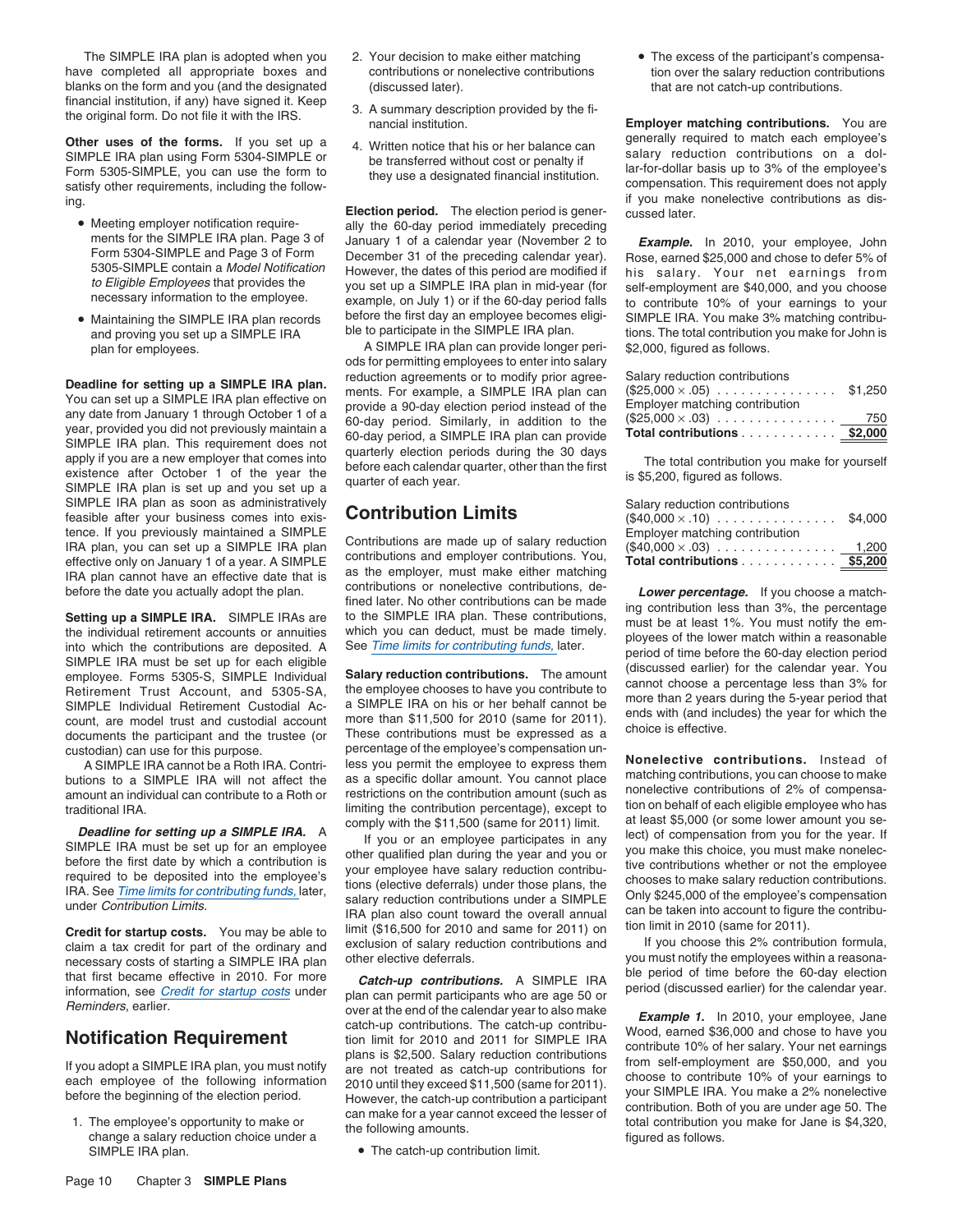The SIMPLE IRA plan is adopted when you have completed all appropriate boxes and blanks on the form and you (and the designated financial institution, if any) have signed it. Keep the original form. Do not file it with the IRS.

**Other uses of the forms.** If you set up a SIMPLE IRA plan using Form 5304-SIMPLE or Form 5305-SIMPLE, you can use the form to satisfy other requirements, including the following.

- Meeting employer notification requirements for the SIMPLE IRA plan. Page 3 of Form 5304-SIMPLE and Page 3 of Form 5305-SIMPLE contain a *Model Notification to Eligible Employees* that provides the necessary information to the employee.
- Maintaining the SIMPLE IRA plan records and proving you set up a SIMPLE IRA plan for employees.

**Deadline for setting up a SIMPLE IRA plan.** You can set up a SIMPLE IRA plan effective on any date from January 1 through October 1 of a year, provided you did not previously maintain a SIMPLE IRA plan. This requirement does not apply if you are a new employer that comes into existence after October 1 of the year the SIMPLE IRA plan is set up and you set up a SIMPLE IRA plan as soon as administratively feasible after your business comes into existence. If you previously maintained a SIMPLE IRA plan, you can set up a SIMPLE IRA plan effective only on January 1 of a year. A SIMPLE IRA plan cannot have an effective date that is before the date you actually adopt the plan.

**Setting up a SIMPLE IRA.** SIMPLE IRAs are the individual retirement accounts or annuities into which the contributions are deposited. A SIMPLE IRA must be set up for each eligible employee. Forms 5305-S, SIMPLE Individual Retirement Trust Account, and 5305-SA, SIMPLE Individual Retirement Custodial Account, are model trust and custodial account documents the participant and the trustee (or custodian) can use for this purpose.

A SIMPLE IRA cannot be a Roth IRA. Contributions to a SIMPLE IRA will not affect the amount an individual can contribute to a Roth or traditional IRA.

***Deadline for setting up a SIMPLE IRA.*** A SIMPLE IRA must be set up for an employee before the first date by which a contribution is required to be deposited into the employee's IRA. See *Time limits for contributing funds,* later, under *Contribution Limits.*

**Credit for startup costs.** You may be able to claim a tax credit for part of the ordinary and necessary costs of starting a SIMPLE IRA plan that first became effective in 2010. For more information, see *Credit for startup costs* under *Reminders*, earlier.

## Notification Requirement

If you adopt a SIMPLE IRA plan, you must notify each employee of the following information before the beginning of the election period.

1. The employee's opportunity to make or change a salary reduction choice under a SIMPLE IRA plan.
2. Your decision to make either matching contributions or nonelective contributions (discussed later).
3. A summary description provided by the financial institution.
4. Written notice that his or her balance can be transferred without cost or penalty if they use a designated financial institution.

**Election period.** The election period is generally the 60-day period immediately preceding January 1 of a calendar year (November 2 to December 31 of the preceding calendar year). However, the dates of this period are modified if you set up a SIMPLE IRA plan in mid-year (for example, on July 1) or if the 60-day period falls before the first day an employee becomes eligible to participate in the SIMPLE IRA plan.

A SIMPLE IRA plan can provide longer periods for permitting employees to enter into salary reduction agreements or to modify prior agreements. For example, a SIMPLE IRA plan can provide a 90-day election period instead of the 60-day period. Similarly, in addition to the 60-day period, a SIMPLE IRA plan can provide quarterly election periods during the 30 days before each calendar quarter, other than the first quarter of each year.

## Contribution Limits

Contributions are made up of salary reduction contributions and employer contributions. You, as the employer, must make either matching contributions or nonelective contributions, defined later. No other contributions can be made to the SIMPLE IRA plan. These contributions, which you can deduct, must be made timely. See *Time limits for contributing funds,* later.

**Salary reduction contributions.** The amount the employee chooses to have you contribute to a SIMPLE IRA on his or her behalf cannot be more than $11,500 for 2010 (same for 2011). These contributions must be expressed as a percentage of the employee's compensation unless you permit the employee to express them as a specific dollar amount. You cannot place restrictions on the contribution amount (such as limiting the contribution percentage), except to comply with the $11,500 (same for 2011) limit.

If you or an employee participates in any other qualified plan during the year and you or your employee have salary reduction contributions (elective deferrals) under those plans, the salary reduction contributions under a SIMPLE IRA plan also count toward the overall annual limit ($16,500 for 2010 and same for 2011) on exclusion of salary reduction contributions and other elective deferrals.

***Catch-up contributions.*** A SIMPLE IRA plan can permit participants who are age 50 or over at the end of the calendar year to also make catch-up contributions. The catch-up contribution limit for 2010 and 2011 for SIMPLE IRA plans is $2,500. Salary reduction contributions are not treated as catch-up contributions for 2010 until they exceed $11,500 (same for 2011). However, the catch-up contribution a participant can make for a year cannot exceed the lesser of the following amounts.

- The catch-up contribution limit.
- The excess of the participant's compensation over the salary reduction contributions that are not catch-up contributions.

**Employer matching contributions.** You are generally required to match each employee's salary reduction contributions on a dollar-for-dollar basis up to 3% of the employee's compensation. This requirement does not apply if you make nonelective contributions as discussed later.

***Example.*** In 2010, your employee, John Rose, earned $25,000 and chose to defer 5% of his salary. Your net earnings from self-employment are $40,000, and you choose to contribute 10% of your earnings to your SIMPLE IRA. You make 3% matching contributions. The total contribution you make for John is $2,000, figured as follows.

| | |
|---|---|
| Salary reduction contributions ($25,000 × .05) | $1,250 |
| Employer matching contribution ($25,000 × .03) | 750 |
| **Total contributions** | **$2,000** |

The total contribution you make for yourself is $5,200, figured as follows.

| | |
|---|---|
| Salary reduction contributions ($40,000 × .10) | $4,000 |
| Employer matching contribution ($40,000 × .03) | 1,200 |
| **Total contributions** | **$5,200** |

***Lower percentage.*** If you choose a matching contribution less than 3%, the percentage must be at least 1%. You must notify the employees of the lower match within a reasonable period of time before the 60-day election period (discussed earlier) for the calendar year. You cannot choose a percentage less than 3% for more than 2 years during the 5-year period that ends with (and includes) the year for which the choice is effective.

**Nonelective contributions.** Instead of matching contributions, you can choose to make nonelective contributions of 2% of compensation on behalf of each eligible employee who has at least $5,000 (or some lower amount you select) of compensation from you for the year. If you make this choice, you must make nonelective contributions whether or not the employee chooses to make salary reduction contributions. Only $245,000 of the employee's compensation can be taken into account to figure the contribution limit in 2010 (same for 2011).

If you choose this 2% contribution formula, you must notify the employees within a reasonable period of time before the 60-day election period (discussed earlier) for the calendar year.

***Example 1.*** In 2010, your employee, Jane Wood, earned $36,000 and chose to have you contribute 10% of her salary. Your net earnings from self-employment are $50,000, and you choose to contribute 10% of your earnings to your SIMPLE IRA. You make a 2% nonelective contribution. Both of you are under age 50. The total contribution you make for Jane is $4,320, figured as follows.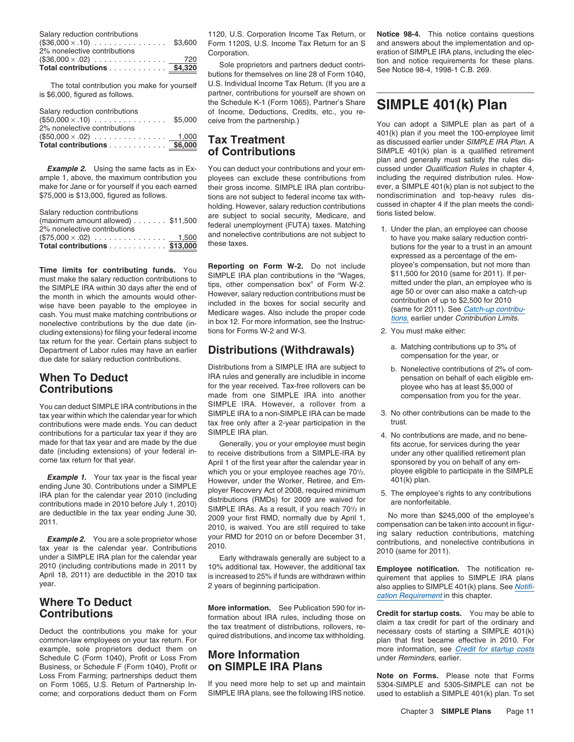| Salary reduction contributions ($36,000 × .10) | $3,600 |
| --- | --- |
| 2% nonelective contributions ($36,000 × .02) | 720 |
| **Total contributions** | **$4,320** |

The total contribution you make for yourself is $6,000, figured as follows.

| Salary reduction contributions ($50,000 × .10) | $5,000 |
| --- | --- |
| 2% nonelective contributions ($50,000 × .02) | 1,000 |
| **Total contributions** | **$6,000** |

***Example 2.*** Using the same facts as in Example 1, above, the maximum contribution you make for Jane or for yourself if you each earned $75,000 is $13,000, figured as follows.

| Salary reduction contributions (maximum amount allowed) | $11,500 |
| --- | --- |
| 2% nonelective contributions ($75,000 × .02) | 1,500 |
| **Total contributions** | **$13,000** |

**Time limits for contributing funds.** You must make the salary reduction contributions to the SIMPLE IRA within 30 days after the end of the month in which the amounts would otherwise have been payable to the employee in cash. You must make matching contributions or nonelective contributions by the due date (including extensions) for filing your federal income tax return for the year. Certain plans subject to Department of Labor rules may have an earlier due date for salary reduction contributions.

## When To Deduct Contributions

You can deduct SIMPLE IRA contributions in the tax year within which the calendar year for which contributions were made ends. You can deduct contributions for a particular tax year if they are made for that tax year and are made by the due date (including extensions) of your federal income tax return for that year.

***Example 1.*** Your tax year is the fiscal year ending June 30. Contributions under a SIMPLE IRA plan for the calendar year 2010 (including contributions made in 2010 before July 1, 2010) are deductible in the tax year ending June 30, 2011.

***Example 2.*** You are a sole proprietor whose tax year is the calendar year. Contributions under a SIMPLE IRA plan for the calendar year 2010 (including contributions made in 2011 by April 18, 2011) are deductible in the 2010 tax year.

## Where To Deduct Contributions

Deduct the contributions you make for your common-law employees on your tax return. For example, sole proprietors deduct them on Schedule C (Form 1040), Profit or Loss From Business, or Schedule F (Form 1040), Profit or Loss From Farming; partnerships deduct them on Form 1065, U.S. Return of Partnership Income; and corporations deduct them on Form 1120, U.S. Corporation Income Tax Return, or Form 1120S, U.S. Income Tax Return for an S Corporation.

Sole proprietors and partners deduct contributions for themselves on line 28 of Form 1040, U.S. Individual Income Tax Return. (If you are a partner, contributions for yourself are shown on the Schedule K-1 (Form 1065), Partner's Share of Income, Deductions, Credits, etc., you receive from the partnership.)

## Tax Treatment of Contributions

You can deduct your contributions and your employees can exclude these contributions from their gross income. SIMPLE IRA plan contributions are not subject to federal income tax withholding. However, salary reduction contributions are subject to social security, Medicare, and federal unemployment (FUTA) taxes. Matching and nonelective contributions are not subject to these taxes.

**Reporting on Form W-2.** Do not include SIMPLE IRA plan contributions in the "Wages, tips, other compensation box" of Form W-2. However, salary reduction contributions must be included in the boxes for social security and Medicare wages. Also include the proper code in box 12. For more information, see the Instructions for Forms W-2 and W-3.

## Distributions (Withdrawals)

Distributions from a SIMPLE IRA are subject to IRA rules and generally are includible in income for the year received. Tax-free rollovers can be made from one SIMPLE IRA into another SIMPLE IRA. However, a rollover from a SIMPLE IRA to a non-SIMPLE IRA can be made tax free only after a 2-year participation in the SIMPLE IRA plan.

Generally, you or your employee must begin to receive distributions from a SIMPLE-IRA by April 1 of the first year after the calendar year in which you or your employee reaches age 70½. However, under the Worker, Retiree, and Employer Recovery Act of 2008, required minimum distributions (RMDs) for 2009 are waived for SIMPLE IRAs. As a result, if you reach 70½ in 2009 your first RMD, normally due by April 1, 2010, is waived. You are still required to take your RMD for 2010 on or before December 31, 2010.

Early withdrawals generally are subject to a 10% additional tax. However, the additional tax is increased to 25% if funds are withdrawn within 2 years of beginning participation.

**More information.** See Publication 590 for information about IRA rules, including those on the tax treatment of distributions, rollovers, required distributions, and income tax withholding.

## More Information on SIMPLE IRA Plans

If you need more help to set up and maintain SIMPLE IRA plans, see the following IRS notice.

**Notice 98-4.** This notice contains questions and answers about the implementation and operation of SIMPLE IRA plans, including the election and notice requirements for these plans. See Notice 98-4, 1998-1 C.B. 269.

# SIMPLE 401(k) Plan

You can adopt a SIMPLE plan as part of a 401(k) plan if you meet the 100-employee limit as discussed earlier under *SIMPLE IRA Plan.* A SIMPLE 401(k) plan is a qualified retirement plan and generally must satisfy the rules discussed under *Qualification Rules* in chapter 4, including the required distribution rules. However, a SIMPLE 401(k) plan is not subject to the nondiscrimination and top-heavy rules discussed in chapter 4 if the plan meets the conditions listed below.

1. Under the plan, an employee can choose to have you make salary reduction contributions for the year to a trust in an amount expressed as a percentage of the employee's compensation, but not more than $11,500 for 2010 (same for 2011). If permitted under the plan, an employee who is age 50 or over can also make a catch-up contribution of up to $2,500 for 2010 (same for 2011). See *Catch-up contributions,* earlier under *Contribution Limits.*
2. You must make either:
   a. Matching contributions up to 3% of compensation for the year, or
   b. Nonelective contributions of 2% of compensation on behalf of each eligible employee who has at least $5,000 of compensation from you for the year.
3. No other contributions can be made to the trust.
4. No contributions are made, and no benefits accrue, for services during the year under any other qualified retirement plan sponsored by you on behalf of any employee eligible to participate in the SIMPLE 401(k) plan.
5. The employee's rights to any contributions are nonforfeitable.

No more than $245,000 of the employee's compensation can be taken into account in figuring salary reduction contributions, matching contributions, and nonelective contributions in 2010 (same for 2011).

**Employee notification.** The notification requirement that applies to SIMPLE IRA plans also applies to SIMPLE 401(k) plans. See *Notification Requirement* in this chapter.

**Credit for startup costs.** You may be able to claim a tax credit for part of the ordinary and necessary costs of starting a SIMPLE 401(k) plan that first became effective in 2010. For more information, see *Credit for startup costs* under *Reminders*, earlier.

**Note on Forms.** Please note that Forms 5304-SIMPLE and 5305-SIMPLE can not be used to establish a SIMPLE 401(k) plan. To set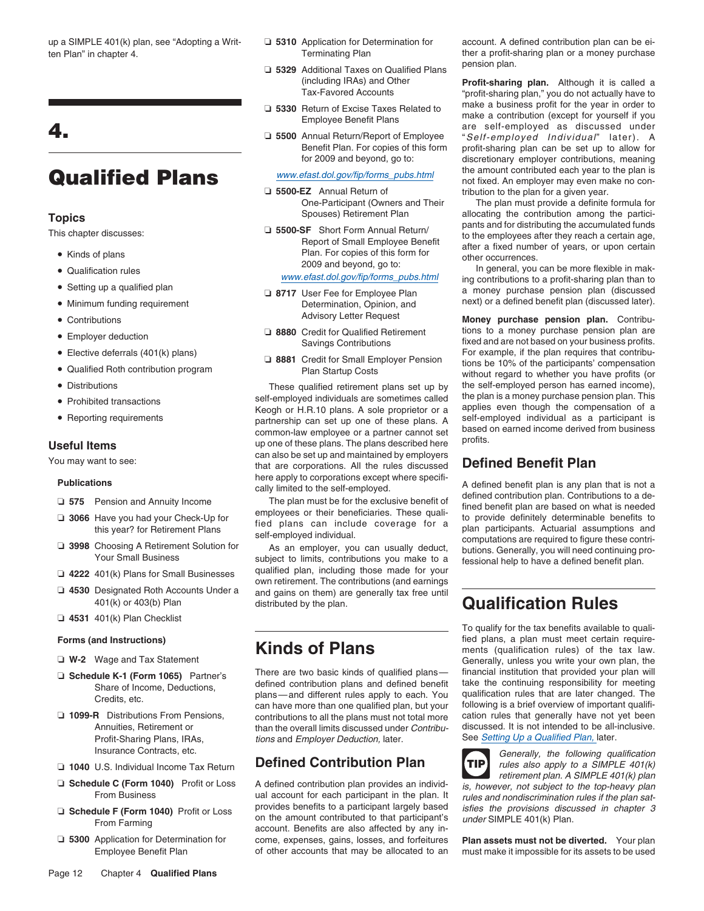up a SIMPLE 401(k) plan, see "Adopting a Written Plan" in chapter 4.

# 4. Qualified Plans

## Topics

This chapter discusses:

- Kinds of plans
- Qualification rules
- Setting up a qualified plan
- Minimum funding requirement
- Contributions
- Employer deduction
- Elective deferrals (401(k) plans)
- Qualified Roth contribution program
- Distributions
- Prohibited transactions
- Reporting requirements

## Useful Items

You may want to see:

**Publications**

- ❏ **575** Pension and Annuity Income
- ❏ **3066** Have you had your Check-Up for this year? for Retirement Plans
- ❏ **3998** Choosing A Retirement Solution for Your Small Business
- ❏ **4222** 401(k) Plans for Small Businesses
- ❏ **4530** Designated Roth Accounts Under a 401(k) or 403(b) Plan
- ❏ **4531** 401(k) Plan Checklist

**Forms (and Instructions)**

- ❏ **W-2** Wage and Tax Statement
- ❏ **Schedule K-1 (Form 1065)** Partner's Share of Income, Deductions, Credits, etc.
- ❏ **1099-R** Distributions From Pensions, Annuities, Retirement or Profit-Sharing Plans, IRAs, Insurance Contracts, etc.
- ❏ **1040** U.S. Individual Income Tax Return
- ❏ **Schedule C (Form 1040)** Profit or Loss From Business
- ❏ **Schedule F (Form 1040)** Profit or Loss From Farming
- ❏ **5300** Application for Determination for Employee Benefit Plan
- ❏ **5310** Application for Determination for Terminating Plan
- ❏ **5329** Additional Taxes on Qualified Plans (including IRAs) and Other Tax-Favored Accounts
- ❏ **5330** Return of Excise Taxes Related to Employee Benefit Plans
- ❏ **5500** Annual Return/Report of Employee Benefit Plan. For copies of this form for 2009 and beyond, go to: www.efast.dol.gov/fip/forms_pubs.html
- ❏ **5500-EZ** Annual Return of One-Participant (Owners and Their Spouses) Retirement Plan
- ❏ **5500-SF** Short Form Annual Return/Report of Small Employee Benefit Plan. For copies of this form for 2009 and beyond, go to: www.efast.dol.gov/fip/forms_pubs.html
- ❏ **8717** User Fee for Employee Plan Determination, Opinion, and Advisory Letter Request
- ❏ **8880** Credit for Qualified Retirement Savings Contributions
- ❏ **8881** Credit for Small Employer Pension Plan Startup Costs

These qualified retirement plans set up by self-employed individuals are sometimes called Keogh or H.R.10 plans. A sole proprietor or a partnership can set up one of these plans. A common-law employee or a partner cannot set up one of these plans. The plans described here can also be set up and maintained by employers that are corporations. All the rules discussed here apply to corporations except where specifically limited to the self-employed.

The plan must be for the exclusive benefit of employees or their beneficiaries. These qualified plans can include coverage for a self-employed individual.

As an employer, you can usually deduct, subject to limits, contributions you make to a qualified plan, including those made for your own retirement. The contributions (and earnings and gains on them) are generally tax free until distributed by the plan.

## Kinds of Plans

There are two basic kinds of qualified plans—defined contribution plans and defined benefit plans—and different rules apply to each. You can have more than one qualified plan, but your contributions to all the plans must not total more than the overall limits discussed under *Contributions* and *Employer Deduction,* later.

### Defined Contribution Plan

A defined contribution plan provides an individual account for each participant in the plan. It provides benefits to a participant largely based on the amount contributed to that participant's account. Benefits are also affected by any income, expenses, gains, losses, and forfeitures of other accounts that may be allocated to an account. A defined contribution plan can be either a profit-sharing plan or a money purchase pension plan.

**Profit-sharing plan.** Although it is called a "profit-sharing plan," you do not actually have to make a business profit for the year in order to make a contribution (except for yourself if you are self-employed as discussed under "*Self-employed Individual*" later). A profit-sharing plan can be set up to allow for discretionary employer contributions, meaning the amount contributed each year to the plan is not fixed. An employer may even make no contribution to the plan for a given year.

The plan must provide a definite formula for allocating the contribution among the participants and for distributing the accumulated funds to the employees after they reach a certain age, after a fixed number of years, or upon certain other occurrences.

In general, you can be more flexible in making contributions to a profit-sharing plan than to a money purchase pension plan (discussed next) or a defined benefit plan (discussed later).

**Money purchase pension plan.** Contributions to a money purchase pension plan are fixed and are not based on your business profits. For example, if the plan requires that contributions be 10% of the participants' compensation without regard to whether you have profits (or the self-employed person has earned income), the plan is a money purchase pension plan. This applies even though the compensation of a self-employed individual as a participant is based on earned income derived from business profits.

### Defined Benefit Plan

A defined benefit plan is any plan that is not a defined contribution plan. Contributions to a defined benefit plan are based on what is needed to provide definitely determinable benefits to plan participants. Actuarial assumptions and computations are required to figure these contributions. Generally, you will need continuing professional help to have a defined benefit plan.

## Qualification Rules

To qualify for the tax benefits available to qualified plans, a plan must meet certain requirements (qualification rules) of the tax law. Generally, unless you write your own plan, the financial institution that provided your plan will take the continuing responsibility for meeting qualification rules that are later changed. The following is a brief overview of important qualification rules that generally have not yet been discussed. It is not intended to be all-inclusive. See *Setting Up a Qualified Plan,* later.

TIP: *Generally, the following qualification rules also apply to a SIMPLE 401(k) retirement plan. A SIMPLE 401(k) plan is, however, not subject to the top-heavy plan rules and nondiscrimination rules if the plan satisfies the provisions discussed in chapter 3 under* SIMPLE 401(k) Plan.

**Plan assets must not be diverted.** Your plan must make it impossible for its assets to be used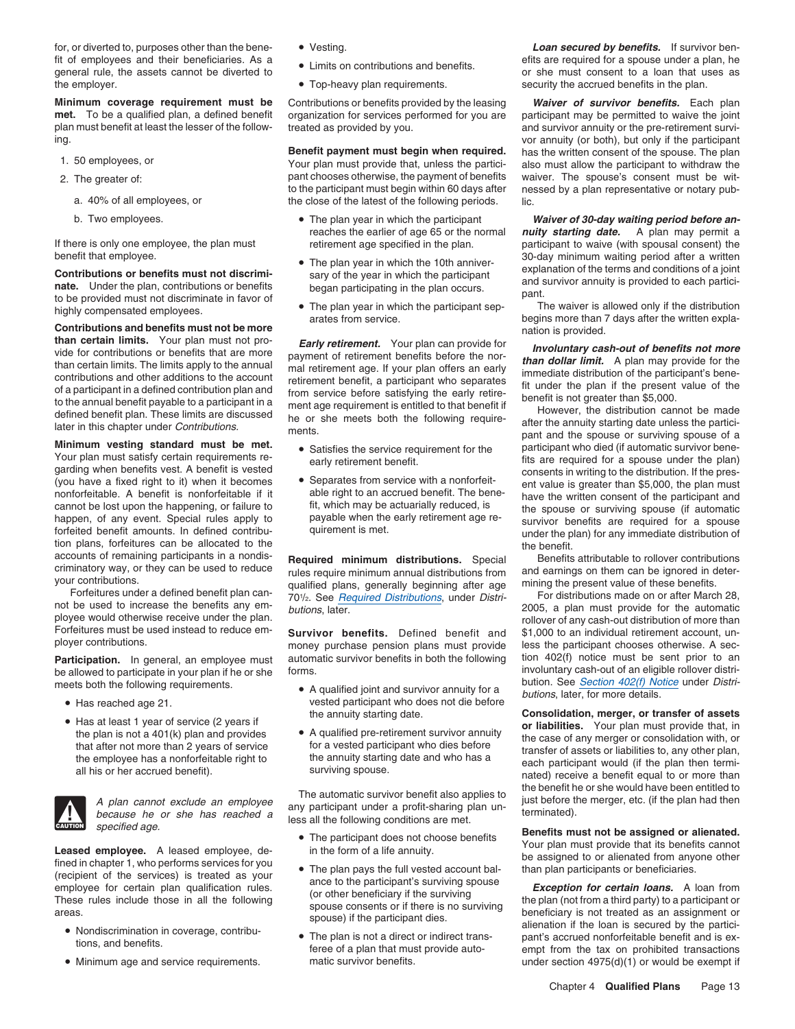for, or diverted to, purposes other than the benefit of employees and their beneficiaries. As a general rule, the assets cannot be diverted to the employer.

**Minimum coverage requirement must be met.** To be a qualified plan, a defined benefit plan must benefit at least the lesser of the following.

1. 50 employees, or
2. The greater of:
   a. 40% of all employees, or
   b. Two employees.

If there is only one employee, the plan must benefit that employee.

**Contributions or benefits must not discriminate.** Under the plan, contributions or benefits to be provided must not discriminate in favor of highly compensated employees.

**Contributions and benefits must not be more than certain limits.** Your plan must not provide for contributions or benefits that are more than certain limits. The limits apply to the annual contributions and other additions to the account of a participant in a defined contribution plan and to the annual benefit payable to a participant in a defined benefit plan. These limits are discussed later in this chapter under *Contributions*.

**Minimum vesting standard must be met.** Your plan must satisfy certain requirements regarding when benefits vest. A benefit is vested (you have a fixed right to it) when it becomes nonforfeitable. A benefit is nonforfeitable if it cannot be lost upon the happening, or failure to happen, of any event. Special rules apply to forfeited benefit amounts. In defined contribution plans, forfeitures can be allocated to the accounts of remaining participants in a nondiscriminatory way, or they can be used to reduce your contributions.

Forfeitures under a defined benefit plan cannot be used to increase the benefits any employee would otherwise receive under the plan. Forfeitures must be used instead to reduce employer contributions.

**Participation.** In general, an employee must be allowed to participate in your plan if he or she meets both the following requirements.

- Has reached age 21.
- Has at least 1 year of service (2 years if the plan is not a 401(k) plan and provides that after not more than 2 years of service the employee has a nonforfeitable right to all his or her accrued benefit).

**CAUTION:** *A plan cannot exclude an employee because he or she has reached a specified age.*

**Leased employee.** A leased employee, defined in chapter 1, who performs services for you (recipient of the services) is treated as your employee for certain plan qualification rules. These rules include those in all the following areas.

- Nondiscrimination in coverage, contributions, and benefits.
- Minimum age and service requirements.
- Vesting.
- Limits on contributions and benefits.
- Top-heavy plan requirements.

Contributions or benefits provided by the leasing organization for services performed for you are treated as provided by you.

**Benefit payment must begin when required.** Your plan must provide that, unless the participant chooses otherwise, the payment of benefits to the participant must begin within 60 days after the close of the latest of the following periods.

- The plan year in which the participant reaches the earlier of age 65 or the normal retirement age specified in the plan.
- The plan year in which the 10th anniversary of the year in which the participant began participating in the plan occurs.
- The plan year in which the participant separates from service.

***Early retirement.*** Your plan can provide for payment of retirement benefits before the normal retirement age. If your plan offers an early retirement benefit, a participant who separates from service before satisfying the early retirement age requirement is entitled to that benefit if he or she meets both the following requirements.

- Satisfies the service requirement for the early retirement benefit.
- Separates from service with a nonforfeitable right to an accrued benefit. The benefit, which may be actuarially reduced, is payable when the early retirement age requirement is met.

**Required minimum distributions.** Special rules require minimum annual distributions from qualified plans, generally beginning after age 70½. See *Required Distributions*, under *Distributions*, later.

**Survivor benefits.** Defined benefit and money purchase pension plans must provide automatic survivor benefits in both the following forms.

- A qualified joint and survivor annuity for a vested participant who does not die before the annuity starting date.
- A qualified pre-retirement survivor annuity for a vested participant who dies before the annuity starting date and who has a surviving spouse.

The automatic survivor benefit also applies to any participant under a profit-sharing plan unless all the following conditions are met.

- The participant does not choose benefits in the form of a life annuity.
- The plan pays the full vested account balance to the participant's surviving spouse (or other beneficiary if the surviving spouse consents or if there is no surviving spouse) if the participant dies.
- The plan is not a direct or indirect transferee of a plan that must provide automatic survivor benefits.

***Loan secured by benefits.*** If survivor benefits are required for a spouse under a plan, he or she must consent to a loan that uses as security the accrued benefits in the plan.

***Waiver of survivor benefits.*** Each plan participant may be permitted to waive the joint and survivor annuity or the pre-retirement survivor annuity (or both), but only if the participant has the written consent of the spouse. The plan also must allow the participant to withdraw the waiver. The spouse's consent must be witnessed by a plan representative or notary public.

***Waiver of 30-day waiting period before annuity starting date.*** A plan may permit a participant to waive (with spousal consent) the 30-day minimum waiting period after a written explanation of the terms and conditions of a joint and survivor annuity is provided to each participant.

The waiver is allowed only if the distribution begins more than 7 days after the written explanation is provided.

***Involuntary cash-out of benefits not more than dollar limit.*** A plan may provide for the immediate distribution of the participant's benefit under the plan if the present value of the benefit is not greater than $5,000.

However, the distribution cannot be made after the annuity starting date unless the participant and the spouse or surviving spouse of a participant who died (if automatic survivor benefits are required for a spouse under the plan) consents in writing to the distribution. If the present value is greater than $5,000, the plan must have the written consent of the participant and the spouse or surviving spouse (if automatic survivor benefits are required for a spouse under the plan) for any immediate distribution of the benefit.

Benefits attributable to rollover contributions and earnings on them can be ignored in determining the present value of these benefits.

For distributions made on or after March 28, 2005, a plan must provide for the automatic rollover of any cash-out distribution of more than $1,000 to an individual retirement account, unless the participant chooses otherwise. A section 402(f) notice must be sent prior to an involuntary cash-out of an eligible rollover distribution. See *Section 402(f) Notice* under *Distributions*, later, for more details.

**Consolidation, merger, or transfer of assets or liabilities.** Your plan must provide that, in the case of any merger or consolidation with, or transfer of assets or liabilities to, any other plan, each participant would (if the plan then terminated) receive a benefit equal to or more than the benefit he or she would have been entitled to just before the merger, etc. (if the plan had then terminated).

**Benefits must not be assigned or alienated.** Your plan must provide that its benefits cannot be assigned to or alienated from anyone other than plan participants or beneficiaries.

***Exception for certain loans.*** A loan from the plan (not from a third party) to a participant or beneficiary is not treated as an assignment or alienation if the loan is secured by the participant's accrued nonforfeitable benefit and is exempt from the tax on prohibited transactions under section 4975(d)(1) or would be exempt if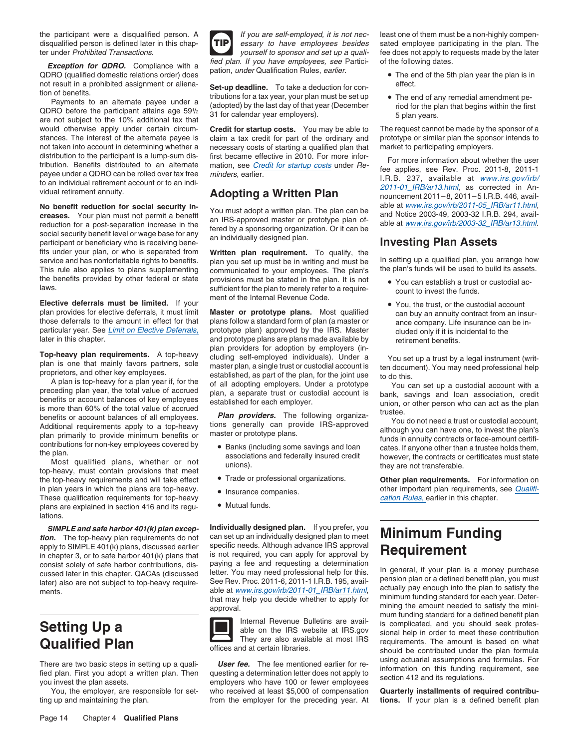the participant were a disqualified person. A disqualified person is defined later in this chapter under *Prohibited Transactions.*

***Exception for QDRO.*** Compliance with a QDRO (qualified domestic relations order) does not result in a prohibited assignment or alienation of benefits.

Payments to an alternate payee under a QDRO before the participant attains age 59½ are not subject to the 10% additional tax that would otherwise apply under certain circumstances. The interest of the alternate payee is not taken into account in determining whether a distribution to the participant is a lump-sum distribution. Benefits distributed to an alternate payee under a QDRO can be rolled over tax free to an individual retirement account or to an individual retirement annuity.

**No benefit reduction for social security increases.** Your plan must not permit a benefit reduction for a post-separation increase in the social security benefit level or wage base for any participant or beneficiary who is receiving benefits under your plan, or who is separated from service and has nonforfeitable rights to benefits. This rule also applies to plans supplementing the benefits provided by other federal or state laws.

**Elective deferrals must be limited.** If your plan provides for elective deferrals, it must limit those deferrals to the amount in effect for that particular year. See Limit on Elective Deferrals, later in this chapter.

**Top-heavy plan requirements.** A top-heavy plan is one that mainly favors partners, sole proprietors, and other key employees.

A plan is top-heavy for a plan year if, for the preceding plan year, the total value of accrued benefits or account balances of key employees is more than 60% of the total value of accrued benefits or account balances of all employees. Additional requirements apply to a top-heavy plan primarily to provide minimum benefits or contributions for non-key employees covered by the plan.

Most qualified plans, whether or not top-heavy, must contain provisions that meet the top-heavy requirements and will take effect in plan years in which the plans are top-heavy. These qualification requirements for top-heavy plans are explained in section 416 and its regulations.

***SIMPLE and safe harbor 401(k) plan exception.*** The top-heavy plan requirements do not apply to SIMPLE 401(k) plans, discussed earlier in chapter 3, or to safe harbor 401(k) plans that consist solely of safe harbor contributions, discussed later in this chapter. QACAs (discussed later) also are not subject to top-heavy requirements.

# Setting Up a Qualified Plan

There are two basic steps in setting up a qualified plan. First you adopt a written plan. Then you invest the plan assets.

You, the employer, are responsible for setting up and maintaining the plan.

**TIP** *If you are self-employed, it is not necessary to have employees besides yourself to sponsor and set up a qualified plan. If you have employees, see Participation, under* Qualification Rules, *earlier.*

**Set-up deadline.** To take a deduction for contributions for a tax year, your plan must be set up (adopted) by the last day of that year (December 31 for calendar year employers).

**Credit for startup costs.** You may be able to claim a tax credit for part of the ordinary and necessary costs of starting a qualified plan that first became effective in 2010. For more information, see Credit for startup costs under *Reminders*, earlier.

## Adopting a Written Plan

You must adopt a written plan. The plan can be an IRS-approved master or prototype plan offered by a sponsoring organization. Or it can be an individually designed plan.

**Written plan requirement.** To qualify, the plan you set up must be in writing and must be communicated to your employees. The plan's provisions must be stated in the plan. It is not sufficient for the plan to merely refer to a requirement of the Internal Revenue Code.

**Master or prototype plans.** Most qualified plans follow a standard form of plan (a master or prototype plan) approved by the IRS. Master and prototype plans are plans made available by plan providers for adoption by employers (including self-employed individuals). Under a master plan, a single trust or custodial account is established, as part of the plan, for the joint use of all adopting employers. Under a prototype plan, a separate trust or custodial account is established for each employer.

***Plan providers.*** The following organizations generally can provide IRS-approved master or prototype plans.

- Banks (including some savings and loan associations and federally insured credit unions).
- Trade or professional organizations.
- Insurance companies.
- Mutual funds.

**Individually designed plan.** If you prefer, you can set up an individually designed plan to meet specific needs. Although advance IRS approval is not required, you can apply for approval by paying a fee and requesting a determination letter. You may need professional help for this. See Rev. Proc. 2011-6, 2011-1 I.R.B. 195, available at www.irs.gov/irb/2011-01_IRB/ar11.html, that may help you decide whether to apply for approval.

Internal Revenue Bulletins are available on the IRS website at IRS.gov They are also available at most IRS offices and at certain libraries.

***User fee.*** The fee mentioned earlier for requesting a determination letter does not apply to employers who have 100 or fewer employees who received at least $5,000 of compensation from the employer for the preceding year. At least one of them must be a non-highly compensated employee participating in the plan. The fee does not apply to requests made by the later of the following dates.

- The end of the 5th plan year the plan is in effect.
- The end of any remedial amendment period for the plan that begins within the first 5 plan years.

The request cannot be made by the sponsor of a prototype or similar plan the sponsor intends to market to participating employers.

For more information about whether the user fee applies, see Rev. Proc. 2011-8, 2011-1 I.R.B. 237, available at www.irs.gov/irb/2011-01_IRB/ar13.html, as corrected in Announcement 2011−8, 2011−5 I.R.B. 446, available at www.irs.gov/irb/2011-05_IRB/ar11.html, and Notice 2003-49, 2003-32 I.R.B. 294, available at www.irs.gov/irb/2003-32_IRB/ar13.html.

## Investing Plan Assets

In setting up a qualified plan, you arrange how the plan's funds will be used to build its assets.

- You can establish a trust or custodial account to invest the funds.
- You, the trust, or the custodial account can buy an annuity contract from an insurance company. Life insurance can be included only if it is incidental to the retirement benefits.

You set up a trust by a legal instrument (written document). You may need professional help to do this.

You can set up a custodial account with a bank, savings and loan association, credit union, or other person who can act as the plan trustee.

You do not need a trust or custodial account, although you can have one, to invest the plan's funds in annuity contracts or face-amount certificates. If anyone other than a trustee holds them, however, the contracts or certificates must state they are not transferable.

**Other plan requirements.** For information on other important plan requirements, see Qualification Rules, earlier in this chapter.

# Minimum Funding Requirement

In general, if your plan is a money purchase pension plan or a defined benefit plan, you must actually pay enough into the plan to satisfy the minimum funding standard for each year. Determining the amount needed to satisfy the minimum funding standard for a defined benefit plan is complicated, and you should seek professional help in order to meet these contribution requirements. The amount is based on what should be contributed under the plan formula using actuarial assumptions and formulas. For information on this funding requirement, see section 412 and its regulations.

**Quarterly installments of required contributions.** If your plan is a defined benefit plan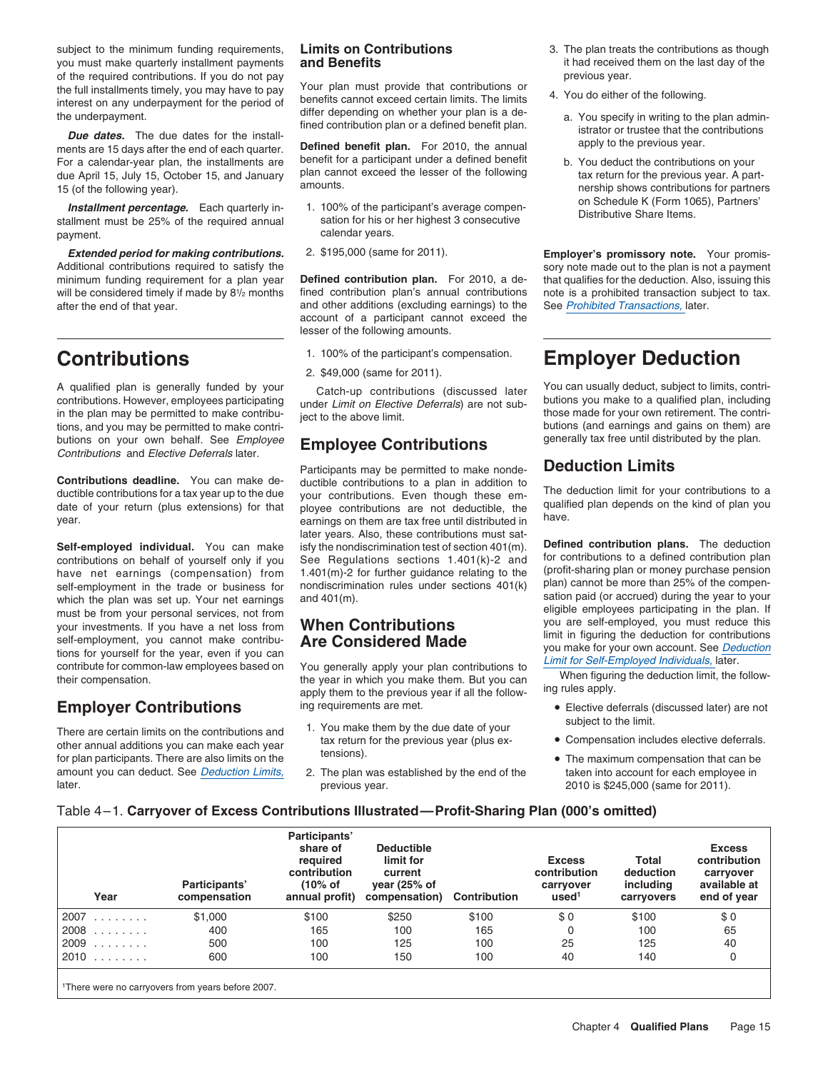subject to the minimum funding requirements, you must make quarterly installment payments of the required contributions. If you do not pay the full installments timely, you may have to pay interest on any underpayment for the period of the underpayment.

***Due dates.*** The due dates for the installments are 15 days after the end of each quarter. For a calendar-year plan, the installments are due April 15, July 15, October 15, and January 15 (of the following year).

***Installment percentage.*** Each quarterly installment must be 25% of the required annual payment.

***Extended period for making contributions.*** Additional contributions required to satisfy the minimum funding requirement for a plan year will be considered timely if made by 8½ months after the end of that year.

# Contributions

A qualified plan is generally funded by your contributions. However, employees participating in the plan may be permitted to make contributions, and you may be permitted to make contributions on your own behalf. See *Employee Contributions* and *Elective Deferrals* later.

**Contributions deadline.** You can make deductible contributions for a tax year up to the due date of your return (plus extensions) for that year.

**Self-employed individual.** You can make contributions on behalf of yourself only if you have net earnings (compensation) from self-employment in the trade or business for which the plan was set up. Your net earnings must be from your personal services, not from your investments. If you have a net loss from self-employment, you cannot make contributions for yourself for the year, even if you can contribute for common-law employees based on their compensation.

## Employer Contributions

There are certain limits on the contributions and other annual additions you can make each year for plan participants. There are also limits on the amount you can deduct. See *Deduction Limits,* later.

### Limits on Contributions and Benefits

Your plan must provide that contributions or benefits cannot exceed certain limits. The limits differ depending on whether your plan is a defined contribution plan or a defined benefit plan.

**Defined benefit plan.** For 2010, the annual benefit for a participant under a defined benefit plan cannot exceed the lesser of the following amounts.

1. 100% of the participant's average compensation for his or her highest 3 consecutive calendar years.
2. $195,000 (same for 2011).

**Defined contribution plan.** For 2010, a defined contribution plan's annual contributions and other additions (excluding earnings) to the account of a participant cannot exceed the lesser of the following amounts.

1. 100% of the participant's compensation.
2. $49,000 (same for 2011).

Catch-up contributions (discussed later under *Limit on Elective Deferrals*) are not subject to the above limit.

## Employee Contributions

Participants may be permitted to make nondeductible contributions to a plan in addition to your contributions. Even though these employee contributions are not deductible, the earnings on them are tax free until distributed in later years. Also, these contributions must satisfy the nondiscrimination test of section 401(m). See Regulations sections 1.401(k)-2 and 1.401(m)-2 for further guidance relating to the nondiscrimination rules under sections 401(k) and 401(m).

## When Contributions Are Considered Made

You generally apply your plan contributions to the year in which you make them. But you can apply them to the previous year if all the following requirements are met.

1. You make them by the due date of your tax return for the previous year (plus extensions).
2. The plan was established by the end of the previous year.
3. The plan treats the contributions as though it had received them on the last day of the previous year.
4. You do either of the following.
   a. You specify in writing to the plan administrator or trustee that the contributions apply to the previous year.
   b. You deduct the contributions on your tax return for the previous year. A partnership shows contributions for partners on Schedule K (Form 1065), Partners' Distributive Share Items.

**Employer's promissory note.** Your promissory note made out to the plan is not a payment that qualifies for the deduction. Also, issuing this note is a prohibited transaction subject to tax. See *Prohibited Transactions,* later.

# Employer Deduction

You can usually deduct, subject to limits, contributions you make to a qualified plan, including those made for your own retirement. The contributions (and earnings and gains on them) are generally tax free until distributed by the plan.

## Deduction Limits

The deduction limit for your contributions to a qualified plan depends on the kind of plan you have.

**Defined contribution plans.** The deduction for contributions to a defined contribution plan (profit-sharing plan or money purchase pension plan) cannot be more than 25% of the compensation paid (or accrued) during the year to your eligible employees participating in the plan. If you are self-employed, you must reduce this limit in figuring the deduction for contributions you make for your own account. See *Deduction Limit for Self-Employed Individuals,* later.

When figuring the deduction limit, the following rules apply.

- Elective deferrals (discussed later) are not subject to the limit.
- Compensation includes elective deferrals.
- The maximum compensation that can be taken into account for each employee in 2010 is $245,000 (same for 2011).

Table 4–1. **Carryover of Excess Contributions Illustrated—Profit-Sharing Plan (000's omitted)**

| Year | Participants' compensation | Participants' share of required contribution (10% of annual profit) | Deductible limit for current year (25% of compensation) | Contribution | Excess contribution carryover used[1] | Total deduction including carryovers | Excess contribution carryover available at end of year |
|---|---|---|---|---|---|---|---|
| 2007 | $1,000 | $100 | $250 | $100 | $ 0 | $100 | $ 0 |
| 2008 | 400 | 165 | 100 | 165 | 0 | 100 | 65 |
| 2009 | 500 | 100 | 125 | 100 | 25 | 125 | 40 |
| 2010 | 600 | 100 | 150 | 100 | 40 | 140 | 0 |

[1]There were no carryovers from years before 2007.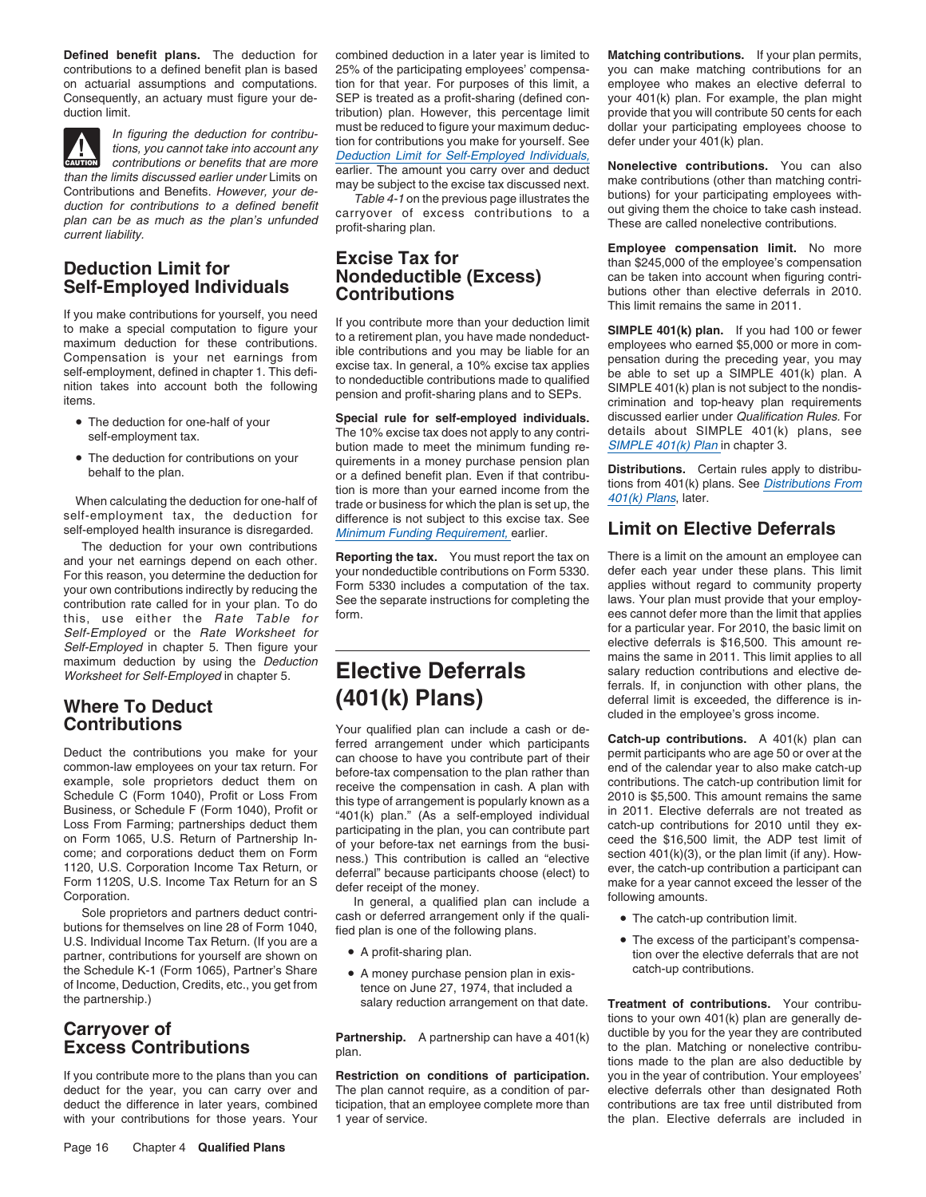**Defined benefit plans.** The deduction for contributions to a defined benefit plan is based on actuarial assumptions and computations. Consequently, an actuary must figure your deduction limit.

**CAUTION** *In figuring the deduction for contributions, you cannot take into account any contributions or benefits that are more than the limits discussed earlier under* Limits on Contributions and Benefits. *However, your deduction for contributions to a defined benefit plan can be as much as the plan's unfunded current liability.*

## Deduction Limit for Self-Employed Individuals

If you make contributions for yourself, you need to make a special computation to figure your maximum deduction for these contributions. Compensation is your net earnings from self-employment, defined in chapter 1. This definition takes into account both the following items.

- The deduction for one-half of your self-employment tax.
- The deduction for contributions on your behalf to the plan.

When calculating the deduction for one-half of self-employment tax, the deduction for self-employed health insurance is disregarded.

The deduction for your own contributions and your net earnings depend on each other. For this reason, you determine the deduction for your own contributions indirectly by reducing the contribution rate called for in your plan. To do this, use either the *Rate Table for Self-Employed* or the *Rate Worksheet for Self-Employed* in chapter 5. Then figure your maximum deduction by using the *Deduction Worksheet for Self-Employed* in chapter 5.

## Where To Deduct Contributions

Deduct the contributions you make for your common-law employees on your tax return. For example, sole proprietors deduct them on Schedule C (Form 1040), Profit or Loss From Business, or Schedule F (Form 1040), Profit or Loss From Farming; partnerships deduct them on Form 1065, U.S. Return of Partnership Income; and corporations deduct them on Form 1120, U.S. Corporation Income Tax Return, or Form 1120S, U.S. Income Tax Return for an S Corporation.

Sole proprietors and partners deduct contributions for themselves on line 28 of Form 1040, U.S. Individual Income Tax Return. (If you are a partner, contributions for yourself are shown on the Schedule K-1 (Form 1065), Partner's Share of Income, Deduction, Credits, etc., you get from the partnership.)

## Carryover of Excess Contributions

If you contribute more to the plans than you can deduct for the year, you can carry over and deduct the difference in later years, combined with your contributions for those years. Your combined deduction in a later year is limited to 25% of the participating employees' compensation for that year. For purposes of this limit, a SEP is treated as a profit-sharing (defined contribution) plan. However, this percentage limit must be reduced to figure your maximum deduction for contributions you make for yourself. See *Deduction Limit for Self-Employed Individuals,* earlier. The amount you carry over and deduct may be subject to the excise tax discussed next.

*Table 4-1* on the previous page illustrates the carryover of excess contributions to a profit-sharing plan.

## Excise Tax for Nondeductible (Excess) Contributions

If you contribute more than your deduction limit to a retirement plan, you have made nondeductible contributions and you may be liable for an excise tax. In general, a 10% excise tax applies to nondeductible contributions made to qualified pension and profit-sharing plans and to SEPs.

**Special rule for self-employed individuals.** The 10% excise tax does not apply to any contribution made to meet the minimum funding requirements in a money purchase pension plan or a defined benefit plan. Even if that contribution is more than your earned income from the trade or business for which the plan is set up, the difference is not subject to this excise tax. See *Minimum Funding Requirement,* earlier.

**Reporting the tax.** You must report the tax on your nondeductible contributions on Form 5330. Form 5330 includes a computation of the tax. See the separate instructions for completing the form.

# Elective Deferrals (401(k) Plans)

Your qualified plan can include a cash or deferred arrangement under which participants can choose to have you contribute part of their before-tax compensation to the plan rather than receive the compensation in cash. A plan with this type of arrangement is popularly known as a "401(k) plan." (As a self-employed individual participating in the plan, you can contribute part of your before-tax net earnings from the business.) This contribution is called an "elective deferral" because participants choose (elect) to defer receipt of the money.

In general, a qualified plan can include a cash or deferred arrangement only if the qualified plan is one of the following plans.

- A profit-sharing plan.
- A money purchase pension plan in existence on June 27, 1974, that included a salary reduction arrangement on that date.

**Partnership.** A partnership can have a 401(k) plan.

**Restriction on conditions of participation.** The plan cannot require, as a condition of participation, that an employee complete more than 1 year of service.

**Matching contributions.** If your plan permits, you can make matching contributions for an employee who makes an elective deferral to your 401(k) plan. For example, the plan might provide that you will contribute 50 cents for each dollar your participating employees choose to defer under your 401(k) plan.

**Nonelective contributions.** You can also make contributions (other than matching contributions) for your participating employees without giving them the choice to take cash instead. These are called nonelective contributions.

**Employee compensation limit.** No more than $245,000 of the employee's compensation can be taken into account when figuring contributions other than elective deferrals in 2010. This limit remains the same in 2011.

**SIMPLE 401(k) plan.** If you had 100 or fewer employees who earned $5,000 or more in compensation during the preceding year, you may be able to set up a SIMPLE 401(k) plan. A SIMPLE 401(k) plan is not subject to the nondiscrimination and top-heavy plan requirements discussed earlier under *Qualification Rules.* For details about SIMPLE 401(k) plans, see *SIMPLE 401(k) Plan* in chapter 3.

**Distributions.** Certain rules apply to distributions from 401(k) plans. See *Distributions From 401(k) Plans*, later.

## Limit on Elective Deferrals

There is a limit on the amount an employee can defer each year under these plans. This limit applies without regard to community property laws. Your plan must provide that your employees cannot defer more than the limit that applies for a particular year. For 2010, the basic limit on elective deferrals is $16,500. This amount remains the same in 2011. This limit applies to all salary reduction contributions and elective deferrals. If, in conjunction with other plans, the deferral limit is exceeded, the difference is included in the employee's gross income.

**Catch-up contributions.** A 401(k) plan can permit participants who are age 50 or over at the end of the calendar year to also make catch-up contributions. The catch-up contribution limit for 2010 is $5,500. This amount remains the same in 2011. Elective deferrals are not treated as catch-up contributions for 2010 until they exceed the $16,500 limit, the ADP test limit of section 401(k)(3), or the plan limit (if any). However, the catch-up contribution a participant can make for a year cannot exceed the lesser of the following amounts.

- The catch-up contribution limit.
- The excess of the participant's compensation over the elective deferrals that are not catch-up contributions.

**Treatment of contributions.** Your contributions to your own 401(k) plan are generally deductible by you for the year they are contributed to the plan. Matching or nonelective contributions made to the plan are also deductible by you in the year of contribution. Your employees' elective deferrals other than designated Roth contributions are tax free until distributed from the plan. Elective deferrals are included in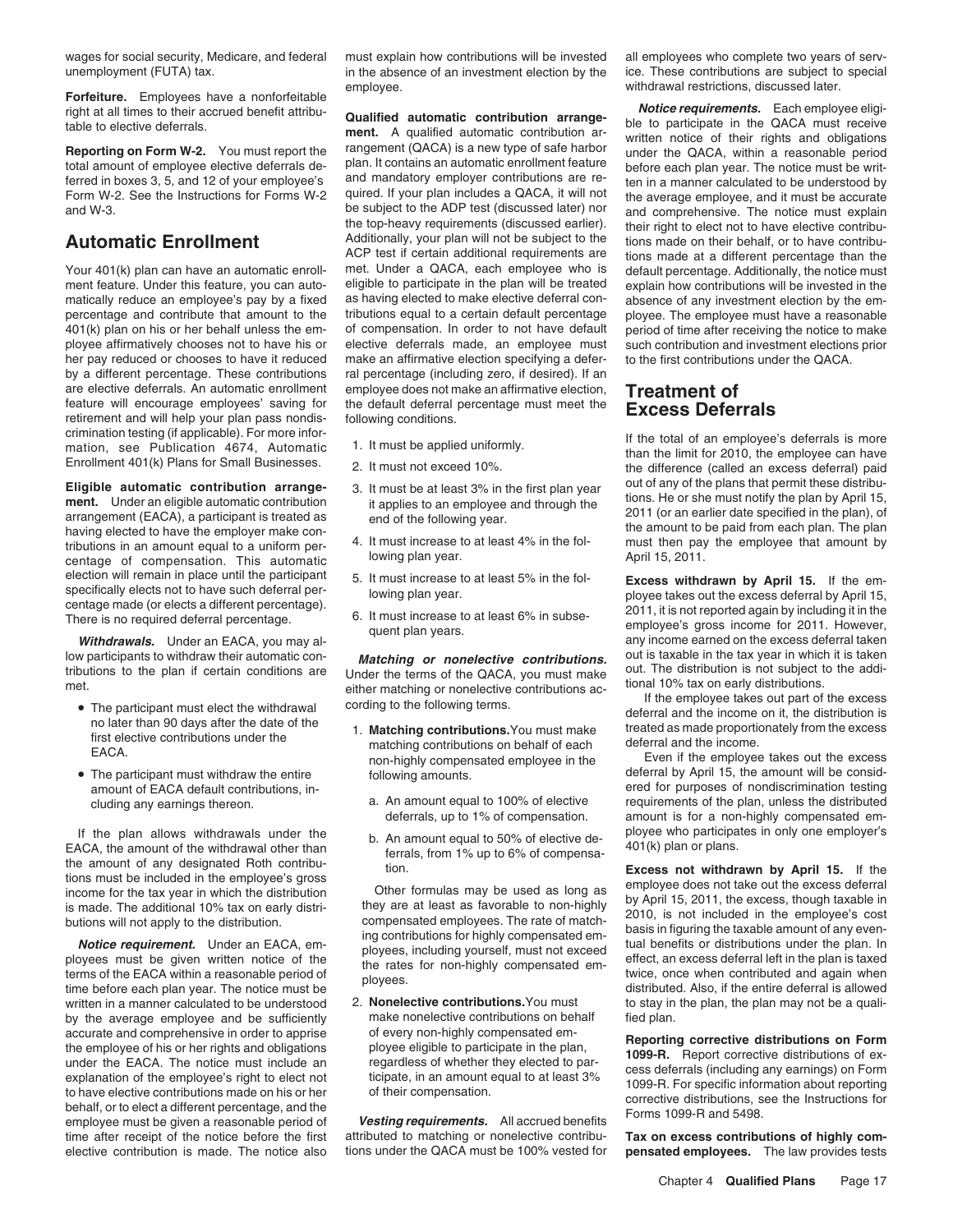wages for social security, Medicare, and federal unemployment (FUTA) tax.

**Forfeiture.** Employees have a nonforfeitable right at all times to their accrued benefit attributable to elective deferrals.

**Reporting on Form W-2.** You must report the total amount of employee elective deferrals deferred in boxes 3, 5, and 12 of your employee's Form W-2. See the Instructions for Forms W-2 and W-3.

## Automatic Enrollment

Your 401(k) plan can have an automatic enrollment feature. Under this feature, you can automatically reduce an employee's pay by a fixed percentage and contribute that amount to the 401(k) plan on his or her behalf unless the employee affirmatively chooses not to have his or her pay reduced or chooses to have it reduced by a different percentage. These contributions are elective deferrals. An automatic enrollment feature will encourage employees' saving for retirement and will help your plan pass nondiscrimination testing (if applicable). For more information, see Publication 4674, Automatic Enrollment 401(k) Plans for Small Businesses.

**Eligible automatic contribution arrangement.** Under an eligible automatic contribution arrangement (EACA), a participant is treated as having elected to have the employer make contributions in an amount equal to a uniform percentage of compensation. This automatic election will remain in place until the participant specifically elects not to have such deferral percentage made (or elects a different percentage). There is no required deferral percentage.

***Withdrawals.*** Under an EACA, you may allow participants to withdraw their automatic contributions to the plan if certain conditions are met.

- The participant must elect the withdrawal no later than 90 days after the date of the first elective contributions under the EACA.
- The participant must withdraw the entire amount of EACA default contributions, including any earnings thereon.

If the plan allows withdrawals under the EACA, the amount of the withdrawal other than the amount of any designated Roth contributions must be included in the employee's gross income for the tax year in which the distribution is made. The additional 10% tax on early distributions will not apply to the distribution.

***Notice requirement.*** Under an EACA, employees must be given written notice of the terms of the EACA within a reasonable period of time before each plan year. The notice must be written in a manner calculated to be understood by the average employee and be sufficiently accurate and comprehensive in order to apprise the employee of his or her rights and obligations under the EACA. The notice must include an explanation of the employee's right to elect not to have elective contributions made on his or her behalf, or to elect a different percentage, and the employee must be given a reasonable period of time after receipt of the notice before the first elective contribution is made. The notice also must explain how contributions will be invested in the absence of an investment election by the employee.

**Qualified automatic contribution arrangement.** A qualified automatic contribution arrangement (QACA) is a new type of safe harbor plan. It contains an automatic enrollment feature and mandatory employer contributions are required. If your plan includes a QACA, it will not be subject to the ADP test (discussed later) nor the top-heavy requirements (discussed earlier). Additionally, your plan will not be subject to the ACP test if certain additional requirements are met. Under a QACA, each employee who is eligible to participate in the plan will be treated as having elected to make elective deferral contributions equal to a certain default percentage of compensation. In order to not have default elective deferrals made, an employee must make an affirmative election specifying a deferral percentage (including zero, if desired). If an employee does not make an affirmative election, the default deferral percentage must meet the following conditions.

1. It must be applied uniformly.
2. It must not exceed 10%.
3. It must be at least 3% in the first plan year it applies to an employee and through the end of the following year.
4. It must increase to at least 4% in the following plan year.
5. It must increase to at least 5% in the following plan year.
6. It must increase to at least 6% in subsequent plan years.

***Matching or nonelective contributions.*** Under the terms of the QACA, you must make either matching or nonelective contributions according to the following terms.

1. **Matching contributions.** You must make matching contributions on behalf of each non-highly compensated employee in the following amounts.
   a. An amount equal to 100% of elective deferrals, up to 1% of compensation.
   b. An amount equal to 50% of elective deferrals, from 1% up to 6% of compensation.

   Other formulas may be used as long as they are at least as favorable to non-highly compensated employees. The rate of matching contributions for highly compensated employees, including yourself, must not exceed the rates for non-highly compensated employees.

2. **Nonelective contributions.** You must make nonelective contributions on behalf of every non-highly compensated employee eligible to participate in the plan, regardless of whether they elected to participate, in an amount equal to at least 3% of their compensation.

***Vesting requirements.*** All accrued benefits attributed to matching or nonelective contributions under the QACA must be 100% vested for all employees who complete two years of service. These contributions are subject to special withdrawal restrictions, discussed later.

***Notice requirements.*** Each employee eligible to participate in the QACA must receive written notice of their rights and obligations under the QACA, within a reasonable period before each plan year. The notice must be written in a manner calculated to be understood by the average employee, and it must be accurate and comprehensive. The notice must explain their right to elect not to have elective contributions made on their behalf, or to have contributions made at a different percentage than the default percentage. Additionally, the notice must explain how contributions will be invested in the absence of any investment election by the employee. The employee must have a reasonable period of time after receiving the notice to make such contribution and investment elections prior to the first contributions under the QACA.

## Treatment of Excess Deferrals

If the total of an employee's deferrals is more than the limit for 2010, the employee can have the difference (called an excess deferral) paid out of any of the plans that permit these distributions. He or she must notify the plan by April 15, 2011 (or an earlier date specified in the plan), of the amount to be paid from each plan. The plan must then pay the employee that amount by April 15, 2011.

**Excess withdrawn by April 15.** If the employee takes out the excess deferral by April 15, 2011, it is not reported again by including it in the employee's gross income for 2011. However, any income earned on the excess deferral taken out is taxable in the tax year in which it is taken out. The distribution is not subject to the additional 10% tax on early distributions.

If the employee takes out part of the excess deferral and the income on it, the distribution is treated as made proportionately from the excess deferral and the income.

Even if the employee takes out the excess deferral by April 15, the amount will be considered for purposes of nondiscrimination testing requirements of the plan, unless the distributed amount is for a non-highly compensated employee who participates in only one employer's 401(k) plan or plans.

**Excess not withdrawn by April 15.** If the employee does not take out the excess deferral by April 15, 2011, the excess, though taxable in 2010, is not included in the employee's cost basis in figuring the taxable amount of any eventual benefits or distributions under the plan. In effect, an excess deferral left in the plan is taxed twice, once when contributed and again when distributed. Also, if the entire deferral is allowed to stay in the plan, the plan may not be a qualified plan.

**Reporting corrective distributions on Form 1099-R.** Report corrective distributions of excess deferrals (including any earnings) on Form 1099-R. For specific information about reporting corrective distributions, see the Instructions for Forms 1099-R and 5498.

**Tax on excess contributions of highly compensated employees.** The law provides tests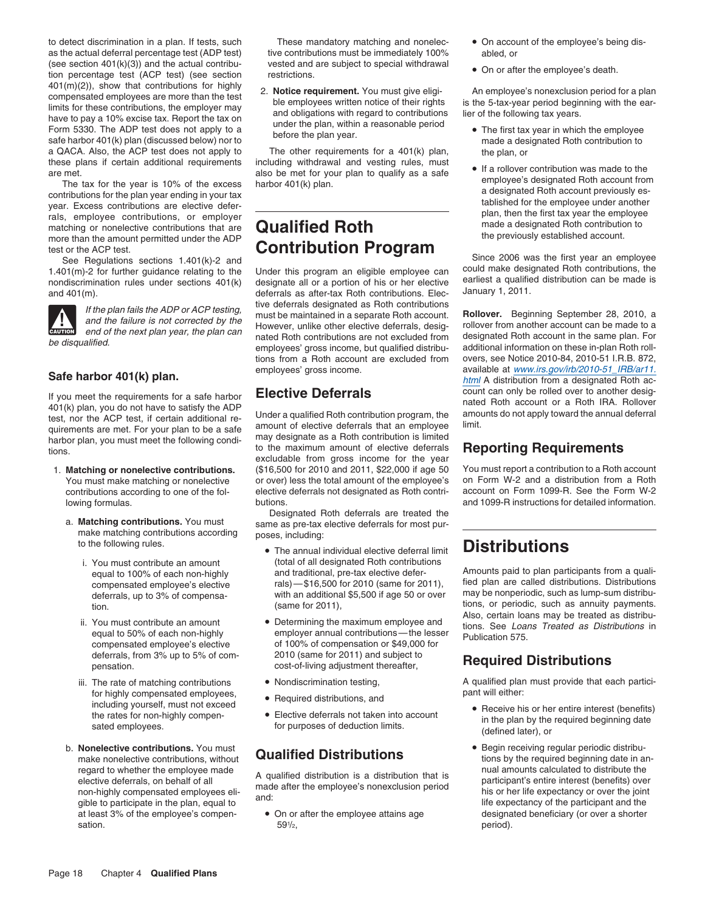to detect discrimination in a plan. If tests, such as the actual deferral percentage test (ADP test) (see section 401(k)(3)) and the actual contribution percentage test (ACP test) (see section 401(m)(2)), show that contributions for highly compensated employees are more than the test limits for these contributions, the employer may have to pay a 10% excise tax. Report the tax on Form 5330. The ADP test does not apply to a safe harbor 401(k) plan (discussed below) nor to a QACA. Also, the ACP test does not apply to these plans if certain additional requirements are met.

The tax for the year is 10% of the excess contributions for the plan year ending in your tax year. Excess contributions are elective deferrals, employee contributions, or employer matching or nonelective contributions that are more than the amount permitted under the ADP test or the ACP test.

See Regulations sections 1.401(k)-2 and 1.401(m)-2 for further guidance relating to the nondiscrimination rules under sections 401(k) and 401(m).

**CAUTION:** *If the plan fails the ADP or ACP testing, and the failure is not corrected by the end of the next plan year, the plan can be disqualified.*

### Safe harbor 401(k) plan.

If you meet the requirements for a safe harbor 401(k) plan, you do not have to satisfy the ADP test, nor the ACP test, if certain additional requirements are met. For your plan to be a safe harbor plan, you must meet the following conditions.

1. **Matching or nonelective contributions.** You must make matching or nonelective contributions according to one of the following formulas.
   a. **Matching contributions.** You must make matching contributions according to the following rules.
      i. You must contribute an amount equal to 100% of each non-highly compensated employee's elective deferrals, up to 3% of compensation.
      ii. You must contribute an amount equal to 50% of each non-highly compensated employee's elective deferrals, from 3% up to 5% of compensation.
      iii. The rate of matching contributions for highly compensated employees, including yourself, must not exceed the rates for non-highly compensated employees.
   b. **Nonelective contributions.** You must make nonelective contributions, without regard to whether the employee made elective deferrals, on behalf of all non-highly compensated employees eligible to participate in the plan, equal to at least 3% of the employee's compensation.

   These mandatory matching and nonelective contributions must be immediately 100% vested and are subject to special withdrawal restrictions.
2. **Notice requirement.** You must give eligible employees written notice of their rights and obligations with regard to contributions under the plan, within a reasonable period before the plan year.

The other requirements for a 401(k) plan, including withdrawal and vesting rules, must also be met for your plan to qualify as a safe harbor 401(k) plan.

# Qualified Roth Contribution Program

Under this program an eligible employee can designate all or a portion of his or her elective deferrals as after-tax Roth contributions. Elective deferrals designated as Roth contributions must be maintained in a separate Roth account. However, unlike other elective deferrals, designated Roth contributions are not excluded from employees' gross income, but qualified distributions from a Roth account are excluded from employees' gross income.

## Elective Deferrals

Under a qualified Roth contribution program, the amount of elective deferrals that an employee may designate as a Roth contribution is limited to the maximum amount of elective deferrals excludable from gross income for the year ($16,500 for 2010 and 2011, $22,000 if age 50 or over) less the total amount of the employee's elective deferrals not designated as Roth contributions.

Designated Roth deferrals are treated the same as pre-tax elective deferrals for most purposes, including:

- The annual individual elective deferral limit (total of all designated Roth contributions and traditional, pre-tax elective deferrals)—$16,500 for 2010 (same for 2011), with an additional $5,500 if age 50 or over (same for 2011),
- Determining the maximum employee and employer annual contributions—the lesser of 100% of compensation or $49,000 for 2010 (same for 2011) and subject to cost-of-living adjustment thereafter,
- Nondiscrimination testing,
- Required distributions, and
- Elective deferrals not taken into account for purposes of deduction limits.

## Qualified Distributions

A qualified distribution is a distribution that is made after the employee's nonexclusion period and:

- On or after the employee attains age 59½,
- On account of the employee's being disabled, or
- On or after the employee's death.

An employee's nonexclusion period for a plan is the 5-tax-year period beginning with the earlier of the following tax years.

- The first tax year in which the employee made a designated Roth contribution to the plan, or
- If a rollover contribution was made to the employee's designated Roth account from a designated Roth account previously established for the employee under another plan, then the first tax year the employee made a designated Roth contribution to the previously established account.

Since 2006 was the first year an employee could make designated Roth contributions, the earliest a qualified distribution can be made is January 1, 2011.

**Rollover.** Beginning September 28, 2010, a rollover from another account can be made to a designated Roth account in the same plan. For additional information on these in-plan Roth rollovers, see Notice 2010-84, 2010-51 I.R.B. 872, available at www.irs.gov/irb/2010-51_IRB/ar11.html A distribution from a designated Roth account can only be rolled over to another designated Roth account or a Roth IRA. Rollover amounts do not apply toward the annual deferral limit.

## Reporting Requirements

You must report a contribution to a Roth account on Form W-2 and a distribution from a Roth account on Form 1099-R. See the Form W-2 and 1099-R instructions for detailed information.

# Distributions

Amounts paid to plan participants from a qualified plan are called distributions. Distributions may be nonperiodic, such as lump-sum distributions, or periodic, such as annuity payments. Also, certain loans may be treated as distributions. See *Loans Treated as Distributions* in Publication 575.

## Required Distributions

A qualified plan must provide that each participant will either:

- Receive his or her entire interest (benefits) in the plan by the required beginning date (defined later), or
- Begin receiving regular periodic distributions by the required beginning date in annual amounts calculated to distribute the participant's entire interest (benefits) over his or her life expectancy or over the joint life expectancy of the participant and the designated beneficiary (or over a shorter period).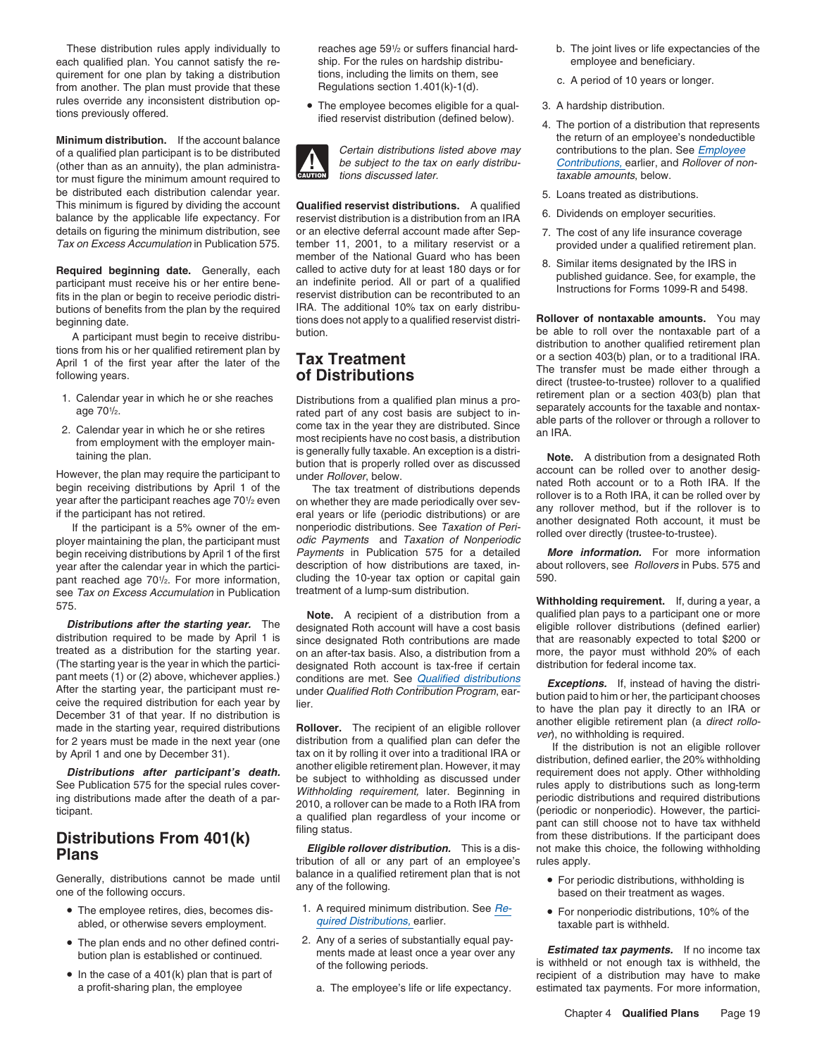These distribution rules apply individually to each qualified plan. You cannot satisfy the requirement for one plan by taking a distribution from another. The plan must provide that these rules override any inconsistent distribution options previously offered.

**Minimum distribution.** If the account balance of a qualified plan participant is to be distributed (other than as an annuity), the plan administrator must figure the minimum amount required to be distributed each distribution calendar year. This minimum is figured by dividing the account balance by the applicable life expectancy. For details on figuring the minimum distribution, see *Tax on Excess Accumulation* in Publication 575.

**Required beginning date.** Generally, each participant must receive his or her entire benefits in the plan or begin to receive periodic distributions of benefits from the plan by the required beginning date.

A participant must begin to receive distributions from his or her qualified retirement plan by April 1 of the first year after the later of the following years.

1. Calendar year in which he or she reaches age 70½.
2. Calendar year in which he or she retires from employment with the employer maintaining the plan.

However, the plan may require the participant to begin receiving distributions by April 1 of the year after the participant reaches age 70½ even if the participant has not retired.

If the participant is a 5% owner of the employer maintaining the plan, the participant must begin receiving distributions by April 1 of the first year after the calendar year in which the participant reached age 70½. For more information, see *Tax on Excess Accumulation* in Publication 575.

***Distributions after the starting year.*** The distribution required to be made by April 1 is treated as a distribution for the starting year. (The starting year is the year in which the participant meets (1) or (2) above, whichever applies.) After the starting year, the participant must receive the required distribution for each year by December 31 of that year. If no distribution is made in the starting year, required distributions for 2 years must be made in the next year (one by April 1 and one by December 31).

***Distributions after participant's death.*** See Publication 575 for the special rules covering distributions made after the death of a participant.

## Distributions From 401(k) Plans

Generally, distributions cannot be made until one of the following occurs.

- The employee retires, dies, becomes disabled, or otherwise severs employment.
- The plan ends and no other defined contribution plan is established or continued.
- In the case of a 401(k) plan that is part of a profit-sharing plan, the employee reaches age 59½ or suffers financial hardship. For the rules on hardship distributions, including the limits on them, see Regulations section 1.401(k)-1(d).
- The employee becomes eligible for a qualified reservist distribution (defined below).

**CAUTION:** *Certain distributions listed above may be subject to the tax on early distributions discussed later.*

**Qualified reservist distributions.** A qualified reservist distribution is a distribution from an IRA or an elective deferral account made after September 11, 2001, to a military reservist or a member of the National Guard who has been called to active duty for at least 180 days or for an indefinite period. All or part of a qualified reservist distribution can be recontributed to an IRA. The additional 10% tax on early distributions does not apply to a qualified reservist distribution.

## Tax Treatment of Distributions

Distributions from a qualified plan minus a prorated part of any cost basis are subject to income tax in the year they are distributed. Since most recipients have no cost basis, a distribution is generally fully taxable. An exception is a distribution that is properly rolled over as discussed under *Rollover*, below.

The tax treatment of distributions depends on whether they are made periodically over several years or life (periodic distributions) or are nonperiodic distributions. See *Taxation of Periodic Payments* and *Taxation of Nonperiodic Payments* in Publication 575 for a detailed description of how distributions are taxed, including the 10-year tax option or capital gain treatment of a lump-sum distribution.

**Note.** A recipient of a distribution from a designated Roth account will have a cost basis since designated Roth contributions are made on an after-tax basis. Also, a distribution from a designated Roth account is tax-free if certain conditions are met. See *Qualified distributions* under *Qualified Roth Contribution Program*, earlier.

**Rollover.** The recipient of an eligible rollover distribution from a qualified plan can defer the tax on it by rolling it over into a traditional IRA or another eligible retirement plan. However, it may be subject to withholding as discussed under *Withholding requirement,* later. Beginning in 2010, a rollover can be made to a Roth IRA from a qualified plan regardless of your income or filing status.

***Eligible rollover distribution.*** This is a distribution of all or any part of an employee's balance in a qualified retirement plan that is not any of the following.

1. A required minimum distribution. See *Required Distributions,* earlier.
2. Any of a series of substantially equal payments made at least once a year over any of the following periods.
   a. The employee's life or life expectancy.
   b. The joint lives or life expectancies of the employee and beneficiary.
   c. A period of 10 years or longer.
3. A hardship distribution.
4. The portion of a distribution that represents the return of an employee's nondeductible contributions to the plan. See *Employee Contributions,* earlier, and *Rollover of nontaxable amounts*, below.
5. Loans treated as distributions.
6. Dividends on employer securities.
7. The cost of any life insurance coverage provided under a qualified retirement plan.
8. Similar items designated by the IRS in published guidance. See, for example, the Instructions for Forms 1099-R and 5498.

**Rollover of nontaxable amounts.** You may be able to roll over the nontaxable part of a distribution to another qualified retirement plan or a section 403(b) plan, or to a traditional IRA. The transfer must be made either through a direct (trustee-to-trustee) rollover to a qualified retirement plan or a section 403(b) plan that separately accounts for the taxable and nontaxable parts of the rollover or through a rollover to an IRA.

**Note.** A distribution from a designated Roth account can be rolled over to another designated Roth account or to a Roth IRA. If the rollover is to a Roth IRA, it can be rolled over by any rollover method, but if the rollover is to another designated Roth account, it must be rolled over directly (trustee-to-trustee).

***More information.*** For more information about rollovers, see *Rollovers* in Pubs. 575 and 590.

**Withholding requirement.** If, during a year, a qualified plan pays to a participant one or more eligible rollover distributions (defined earlier) that are reasonably expected to total $200 or more, the payor must withhold 20% of each distribution for federal income tax.

***Exceptions.*** If, instead of having the distribution paid to him or her, the participant chooses to have the plan pay it directly to an IRA or another eligible retirement plan (a *direct rollover*), no withholding is required.

If the distribution is not an eligible rollover distribution, defined earlier, the 20% withholding requirement does not apply. Other withholding rules apply to distributions such as long-term periodic distributions and required distributions (periodic or nonperiodic). However, the participant can still choose not to have tax withheld from these distributions. If the participant does not make this choice, the following withholding rules apply.

- For periodic distributions, withholding is based on their treatment as wages.
- For nonperiodic distributions, 10% of the taxable part is withheld.

***Estimated tax payments.*** If no income tax is withheld or not enough tax is withheld, the recipient of a distribution may have to make estimated tax payments. For more information,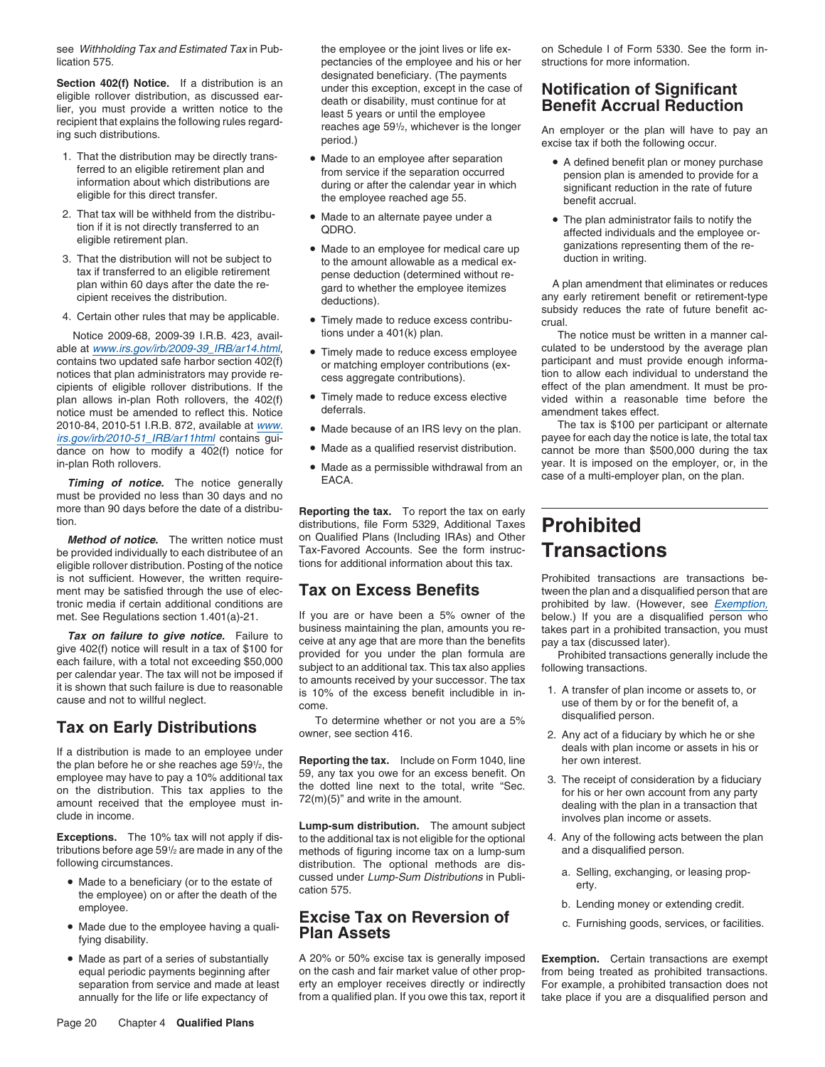see *Withholding Tax and Estimated Tax* in Publication 575.

**Section 402(f) Notice.** If a distribution is an eligible rollover distribution, as discussed earlier, you must provide a written notice to the recipient that explains the following rules regarding such distributions.

1. That the distribution may be directly transferred to an eligible retirement plan and information about which distributions are eligible for this direct transfer.
2. That tax will be withheld from the distribution if it is not directly transferred to an eligible retirement plan.
3. That the distribution will not be subject to tax if transferred to an eligible retirement plan within 60 days after the date the recipient receives the distribution.
4. Certain other rules that may be applicable.

Notice 2009-68, 2009-39 I.R.B. 423, available at www.irs.gov/irb/2009-39_IRB/ar14.html, contains two updated safe harbor section 402(f) notices that plan administrators may provide recipients of eligible rollover distributions. If the plan allows in-plan Roth rollovers, the 402(f) notice must be amended to reflect this. Notice 2010-84, 2010-51 I.R.B. 872, available at www.irs.gov/irb/2010-51_IRB/ar11html contains guidance on how to modify a 402(f) notice for in-plan Roth rollovers.

***Timing of notice.*** The notice generally must be provided no less than 30 days and no more than 90 days before the date of a distribution.

***Method of notice.*** The written notice must be provided individually to each distributee of an eligible rollover distribution. Posting of the notice is not sufficient. However, the written requirement may be satisfied through the use of electronic media if certain additional conditions are met. See Regulations section 1.401(a)-21.

***Tax on failure to give notice.*** Failure to give 402(f) notice will result in a tax of $100 for each failure, with a total not exceeding $50,000 per calendar year. The tax will not be imposed if it is shown that such failure is due to reasonable cause and not to willful neglect.

## Tax on Early Distributions

If a distribution is made to an employee under the plan before he or she reaches age 59½, the employee may have to pay a 10% additional tax on the distribution. This tax applies to the amount received that the employee must include in income.

**Exceptions.** The 10% tax will not apply if distributions before age 59½ are made in any of the following circumstances.

- Made to a beneficiary (or to the estate of the employee) on or after the death of the employee.
- Made due to the employee having a qualifying disability.
- Made as part of a series of substantially equal periodic payments beginning after separation from service and made at least annually for the life or life expectancy of the employee or the joint lives or life expectancies of the employee and his or her designated beneficiary. (The payments under this exception, except in the case of death or disability, must continue for at least 5 years or until the employee reaches age 59½, whichever is the longer period.)
- Made to an employee after separation from service if the separation occurred during or after the calendar year in which the employee reached age 55.
- Made to an alternate payee under a QDRO.
- Made to an employee for medical care up to the amount allowable as a medical expense deduction (determined without regard to whether the employee itemizes deductions).
- Timely made to reduce excess contributions under a 401(k) plan.
- Timely made to reduce excess employee or matching employer contributions (excess aggregate contributions).
- Timely made to reduce excess elective deferrals.
- Made because of an IRS levy on the plan.
- Made as a qualified reservist distribution.
- Made as a permissible withdrawal from an EACA.

**Reporting the tax.** To report the tax on early distributions, file Form 5329, Additional Taxes on Qualified Plans (Including IRAs) and Other Tax-Favored Accounts. See the form instructions for additional information about this tax.

## Tax on Excess Benefits

If you are or have been a 5% owner of the business maintaining the plan, amounts you receive at any age that are more than the benefits provided for you under the plan formula are subject to an additional tax. This tax also applies to amounts received by your successor. The tax is 10% of the excess benefit includible in income.

To determine whether or not you are a 5% owner, see section 416.

**Reporting the tax.** Include on Form 1040, line 59, any tax you owe for an excess benefit. On the dotted line next to the total, write "Sec. 72(m)(5)" and write in the amount.

**Lump-sum distribution.** The amount subject to the additional tax is not eligible for the optional methods of figuring income tax on a lump-sum distribution. The optional methods are discussed under *Lump-Sum Distributions* in Publication 575.

## Excise Tax on Reversion of Plan Assets

A 20% or 50% excise tax is generally imposed on the cash and fair market value of other property an employer receives directly or indirectly from a qualified plan. If you owe this tax, report it on Schedule I of Form 5330. See the form instructions for more information.

## Notification of Significant Benefit Accrual Reduction

An employer or the plan will have to pay an excise tax if both the following occur.

- A defined benefit plan or money purchase pension plan is amended to provide for a significant reduction in the rate of future benefit accrual.
- The plan administrator fails to notify the affected individuals and the employee organizations representing them of the reduction in writing.

A plan amendment that eliminates or reduces any early retirement benefit or retirement-type subsidy reduces the rate of future benefit accrual.

The notice must be written in a manner calculated to be understood by the average plan participant and must provide enough information to allow each individual to understand the effect of the plan amendment. It must be provided within a reasonable time before the amendment takes effect.

The tax is $100 per participant or alternate payee for each day the notice is late, the total tax cannot be more than $500,000 during the tax year. It is imposed on the employer, or, in the case of a multi-employer plan, on the plan.

# Prohibited Transactions

Prohibited transactions are transactions between the plan and a disqualified person that are prohibited by law. (However, see *Exemption*, below.) If you are a disqualified person who takes part in a prohibited transaction, you must pay a tax (discussed later).

Prohibited transactions generally include the following transactions.

1. A transfer of plan income or assets to, or use of them by or for the benefit of, a disqualified person.
2. Any act of a fiduciary by which he or she deals with plan income or assets in his or her own interest.
3. The receipt of consideration by a fiduciary for his or her own account from any party dealing with the plan in a transaction that involves plan income or assets.
4. Any of the following acts between the plan and a disqualified person.
   a. Selling, exchanging, or leasing property.
   b. Lending money or extending credit.
   c. Furnishing goods, services, or facilities.

**Exemption.** Certain transactions are exempt from being treated as prohibited transactions. For example, a prohibited transaction does not take place if you are a disqualified person and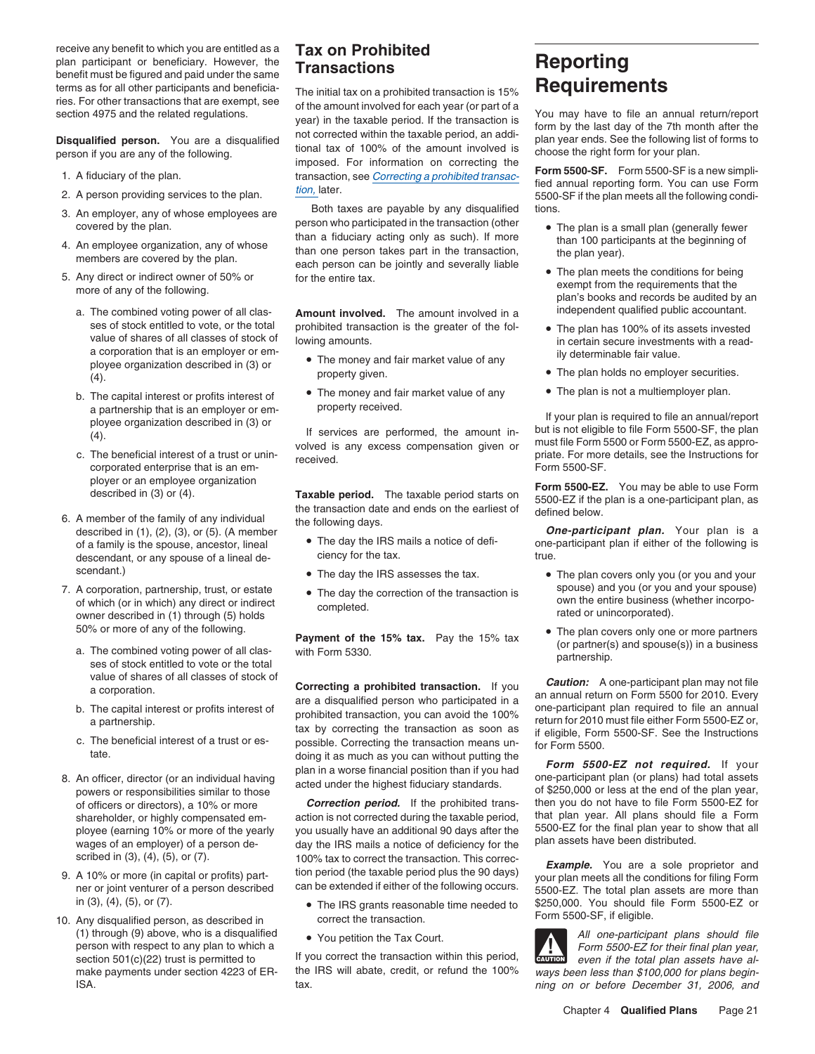receive any benefit to which you are entitled as a plan participant or beneficiary. However, the benefit must be figured and paid under the same terms as for all other participants and beneficiaries. For other transactions that are exempt, see section 4975 and the related regulations.

**Disqualified person.** You are a disqualified person if you are any of the following.

1. A fiduciary of the plan.
2. A person providing services to the plan.
3. An employer, any of whose employees are covered by the plan.
4. An employee organization, any of whose members are covered by the plan.
5. Any direct or indirect owner of 50% or more of any of the following.
   a. The combined voting power of all classes of stock entitled to vote, or the total value of shares of all classes of stock of a corporation that is an employer or employee organization described in (3) or (4).
   b. The capital interest or profits interest of a partnership that is an employer or employee organization described in (3) or (4).
   c. The beneficial interest of a trust or unincorporated enterprise that is an employer or an employee organization described in (3) or (4).
6. A member of the family of any individual described in (1), (2), (3), or (5). (A member of a family is the spouse, ancestor, lineal descendant, or any spouse of a lineal descendant.)
7. A corporation, partnership, trust, or estate of which (or in which) any direct or indirect owner described in (1) through (5) holds 50% or more of any of the following.
   a. The combined voting power of all classes of stock entitled to vote or the total value of shares of all classes of stock of a corporation.
   b. The capital interest or profits interest of a partnership.
   c. The beneficial interest of a trust or estate.
8. An officer, director (or an individual having powers or responsibilities similar to those of officers or directors), a 10% or more shareholder, or highly compensated employee (earning 10% or more of the yearly wages of an employer) of a person described in (3), (4), (5), or (7).
9. A 10% or more (in capital or profits) partner or joint venturer of a person described in (3), (4), (5), or (7).
10. Any disqualified person, as described in (1) through (9) above, who is a disqualified person with respect to any plan to which a section 501(c)(22) trust is permitted to make payments under section 4223 of ERISA.

## Tax on Prohibited Transactions

The initial tax on a prohibited transaction is 15% of the amount involved for each year (or part of a year) in the taxable period. If the transaction is not corrected within the taxable period, an additional tax of 100% of the amount involved is imposed. For information on correcting the transaction, see *Correcting a prohibited transaction,* later.

Both taxes are payable by any disqualified person who participated in the transaction (other than a fiduciary acting only as such). If more than one person takes part in the transaction, each person can be jointly and severally liable for the entire tax.

**Amount involved.** The amount involved in a prohibited transaction is the greater of the following amounts.

- The money and fair market value of any property given.
- The money and fair market value of any property received.

If services are performed, the amount involved is any excess compensation given or received.

**Taxable period.** The taxable period starts on the transaction date and ends on the earliest of the following days.

- The day the IRS mails a notice of deficiency for the tax.
- The day the IRS assesses the tax.
- The day the correction of the transaction is completed.

**Payment of the 15% tax.** Pay the 15% tax with Form 5330.

**Correcting a prohibited transaction.** If you are a disqualified person who participated in a prohibited transaction, you can avoid the 100% tax by correcting the transaction as soon as possible. Correcting the transaction means undoing it as much as you can without putting the plan in a worse financial position than if you had acted under the highest fiduciary standards.

***Correction period.*** If the prohibited transaction is not corrected during the taxable period, you usually have an additional 90 days after the day the IRS mails a notice of deficiency for the 100% tax to correct the transaction. This correction period (the taxable period plus the 90 days) can be extended if either of the following occurs.

- The IRS grants reasonable time needed to correct the transaction.
- You petition the Tax Court.

If you correct the transaction within this period, the IRS will abate, credit, or refund the 100% tax.

# Reporting Requirements

You may have to file an annual return/report form by the last day of the 7th month after the plan year ends. See the following list of forms to choose the right form for your plan.

**Form 5500-SF.** Form 5500-SF is a new simplified annual reporting form. You can use Form 5500-SF if the plan meets all the following conditions.

- The plan is a small plan (generally fewer than 100 participants at the beginning of the plan year).
- The plan meets the conditions for being exempt from the requirements that the plan's books and records be audited by an independent qualified public accountant.
- The plan has 100% of its assets invested in certain secure investments with a readily determinable fair value.
- The plan holds no employer securities.
- The plan is not a multiemployer plan.

If your plan is required to file an annual/report but is not eligible to file Form 5500-SF, the plan must file Form 5500 or Form 5500-EZ, as appropriate. For more details, see the Instructions for Form 5500-SF.

**Form 5500-EZ.** You may be able to use Form 5500-EZ if the plan is a one-participant plan, as defined below.

***One-participant plan.*** Your plan is a one-participant plan if either of the following is true.

- The plan covers only you (or you and your spouse) and you (or you and your spouse) own the entire business (whether incorporated or unincorporated).
- The plan covers only one or more partners (or partner(s) and spouse(s)) in a business partnership.

***Caution:*** A one-participant plan may not file an annual return on Form 5500 for 2010. Every one-participant plan required to file an annual return for 2010 must file either Form 5500-EZ or, if eligible, Form 5500-SF. See the Instructions for Form 5500.

***Form 5500-EZ not required.*** If your one-participant plan (or plans) had total assets of $250,000 or less at the end of the plan year, then you do not have to file Form 5500-EZ for that plan year. All plans should file a Form 5500-EZ for the final plan year to show that all plan assets have been distributed.

***Example.*** You are a sole proprietor and your plan meets all the conditions for filing Form 5500-EZ. The total plan assets are more than $250,000. You should file Form 5500-EZ or Form 5500-SF, if eligible.

CAUTION: *All one-participant plans should file Form 5500-EZ for their final plan year, even if the total plan assets have always been less than $100,000 for plans beginning on or before December 31, 2006, and*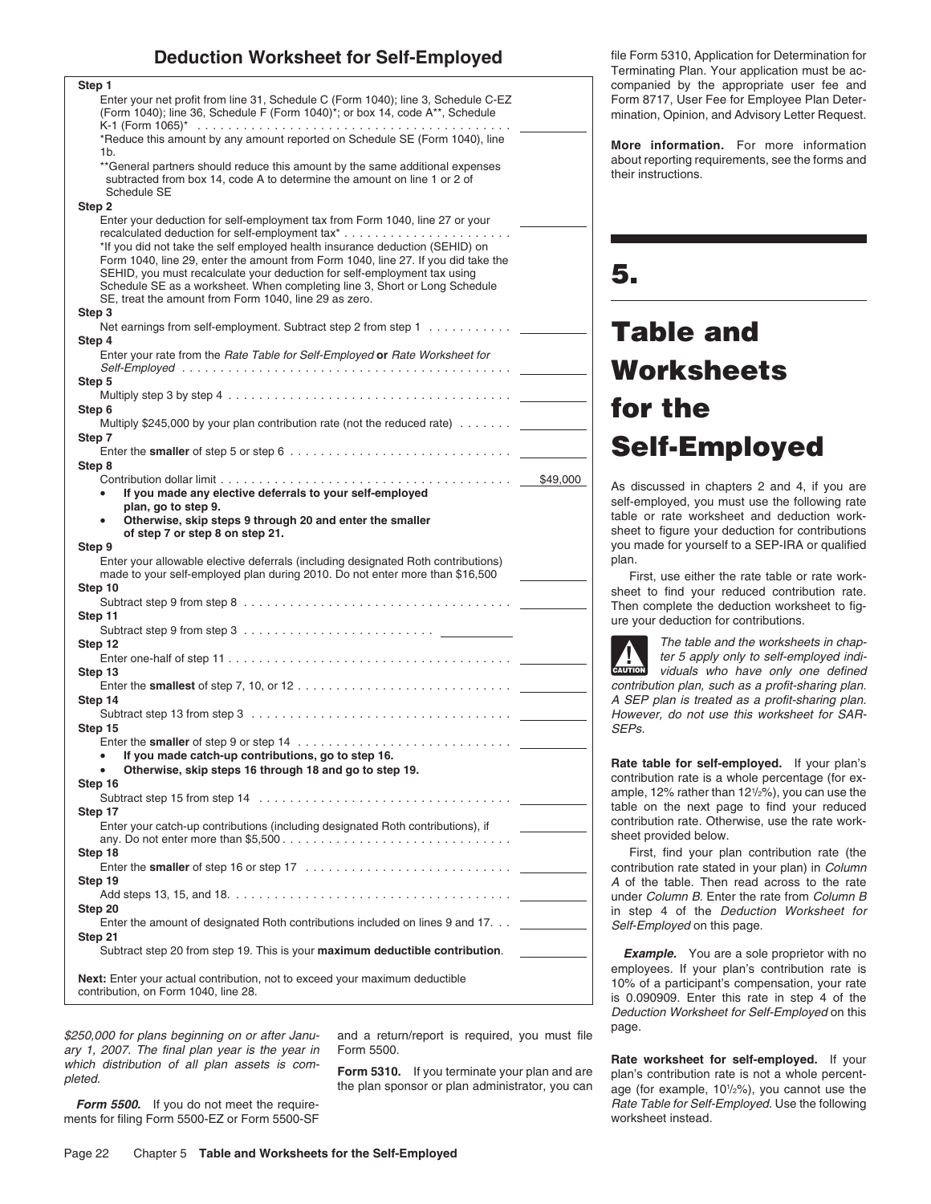## Deduction Worksheet for Self-Employed

**Step 1**
Enter your net profit from line 31, Schedule C (Form 1040); line 3, Schedule C-EZ (Form 1040); line 36, Schedule F (Form 1040)*; or box 14, code A**, Schedule K-1 (Form 1065)* . . . . . . . . . . . . . . . . . . . . . . . . . . . . . . . . . . . . . . . . ________

*Reduce this amount by any amount reported on Schedule SE (Form 1040), line 1b.

**General partners should reduce this amount by the same additional expenses subtracted from box 14, code A to determine the amount on line 1 or 2 of Schedule SE

**Step 2**
Enter your deduction for self-employment tax from Form 1040, line 27 or your recalculated deduction for self-employment tax* . . . . . . . . . . . . . . . . . . . . . . ________

*If you did not take the self employed health insurance deduction (SEHID) on Form 1040, line 29, enter the amount from Form 1040, line 27. If you did take the SEHID, you must recalculate your deduction for self-employment tax using Schedule SE as a worksheet. When completing line 3, Short or Long Schedule SE, treat the amount from Form 1040, line 29 as zero.

**Step 3**
Net earnings from self-employment. Subtract step 2 from step 1 . . . . . . . . . . . ________

**Step 4**
Enter your rate from the *Rate Table for Self-Employed* **or** *Rate Worksheet for Self-Employed* . . . . . . . . . . . . . . . . . . . . . . . . . . . . . . . . . . . . . . . . . . ________

**Step 5**
Multiply step 3 by step 4 . . . . . . . . . . . . . . . . . . . . . . . . . . . . . . . . . . . . ________

**Step 6**
Multiply $245,000 by your plan contribution rate (not the reduced rate) . . . . . . . ________

**Step 7**
Enter the **smaller** of step 5 or step 6 . . . . . . . . . . . . . . . . . . . . . . . . . . . . ________

**Step 8**
Contribution dollar limit . . . . . . . . . . . . . . . . . . . . . . . . . . . . . . . . . . . . . . $49,000

- **If you made any elective deferrals to your self-employed plan, go to step 9.**
- **Otherwise, skip steps 9 through 20 and enter the smaller of step 7 or step 8 on step 21.**

**Step 9**
Enter your allowable elective deferrals (including designated Roth contributions) made to your self-employed plan during 2010. Do not enter more than $16,500 ________

**Step 10**
Subtract step 9 from step 8 . . . . . . . . . . . . . . . . . . . . . . . . . . . . . . . . . . ________

**Step 11**
Subtract step 9 from step 3 . . . . . . . . . . . . . . . . . . . . . . . . ________

**Step 12**
Enter one-half of step 11 . . . . . . . . . . . . . . . . . . . . . . . . . . . . . . . . . . . . ________

**Step 13**
Enter the **smallest** of step 7, 10, or 12 . . . . . . . . . . . . . . . . . . . . . . . . . . . ________

**Step 14**
Subtract step 13 from step 3 . . . . . . . . . . . . . . . . . . . . . . . . . . . . . . . . . ________

**Step 15**
Enter the **smaller** of step 9 or step 14 . . . . . . . . . . . . . . . . . . . . . . . . . . . ________

- **If you made catch-up contributions, go to step 16.**
- **Otherwise, skip steps 16 through 18 and go to step 19.**

**Step 16**
Subtract step 15 from step 14 . . . . . . . . . . . . . . . . . . . . . . . . . . . . . . . . ________

**Step 17**
Enter your catch-up contributions (including designated Roth contributions), if any. Do not enter more than $5,500 . . . . . . . . . . . . . . . . . . . . . . . . . . . . . ________

**Step 18**
Enter the **smaller** of step 16 or step 17 . . . . . . . . . . . . . . . . . . . . . . . . . . ________

**Step 19**
Add steps 13, 15, and 18. . . . . . . . . . . . . . . . . . . . . . . . . . . . . . . . . . . . ________

**Step 20**
Enter the amount of designated Roth contributions included on lines 9 and 17. . . ________

**Step 21**
Subtract step 20 from step 19. This is your **maximum deductible contribution**. ________

**Next:** Enter your actual contribution, not to exceed your maximum deductible contribution, on Form 1040, line 28.

*$250,000 for plans beginning on or after January 1, 2007. The final plan year is the year in which distribution of all plan assets is completed.*

***Form 5500.*** If you do not meet the requirements for filing Form 5500-EZ or Form 5500-SF and a return/report is required, you must file Form 5500.

**Form 5310.** If you terminate your plan and are the plan sponsor or plan administrator, you can file Form 5310, Application for Determination for Terminating Plan. Your application must be accompanied by the appropriate user fee and Form 8717, User Fee for Employee Plan Determination, Opinion, and Advisory Letter Request.

**More information.** For more information about reporting requirements, see the forms and their instructions.

# 5. Table and Worksheets for the Self-Employed

As discussed in chapters 2 and 4, if you are self-employed, you must use the following rate table or rate worksheet and deduction worksheet to figure your deduction for contributions you made for yourself to a SEP-IRA or qualified plan.

First, use either the rate table or rate worksheet to find your reduced contribution rate. Then complete the deduction worksheet to figure your deduction for contributions.

**CAUTION** *The table and the worksheets in chapter 5 apply only to self-employed individuals who have only one defined contribution plan, such as a profit-sharing plan. A SEP plan is treated as a profit-sharing plan. However, do not use this worksheet for SARSEPs.*

**Rate table for self-employed.** If your plan's contribution rate is a whole percentage (for example, 12% rather than 12½%), you can use the table on the next page to find your reduced contribution rate. Otherwise, use the rate worksheet provided below.

First, find your plan contribution rate (the contribution rate stated in your plan) in *Column A* of the table. Then read across to the rate under *Column B*. Enter the rate from *Column B* in step 4 of the *Deduction Worksheet for Self-Employed* on this page.

***Example.*** You are a sole proprietor with no employees. If your plan's contribution rate is 10% of a participant's compensation, your rate is 0.090909. Enter this rate in step 4 of the *Deduction Worksheet for Self-Employed* on this page.

**Rate worksheet for self-employed.** If your plan's contribution rate is not a whole percentage (for example, 10½%), you cannot use the *Rate Table for Self-Employed.* Use the following worksheet instead.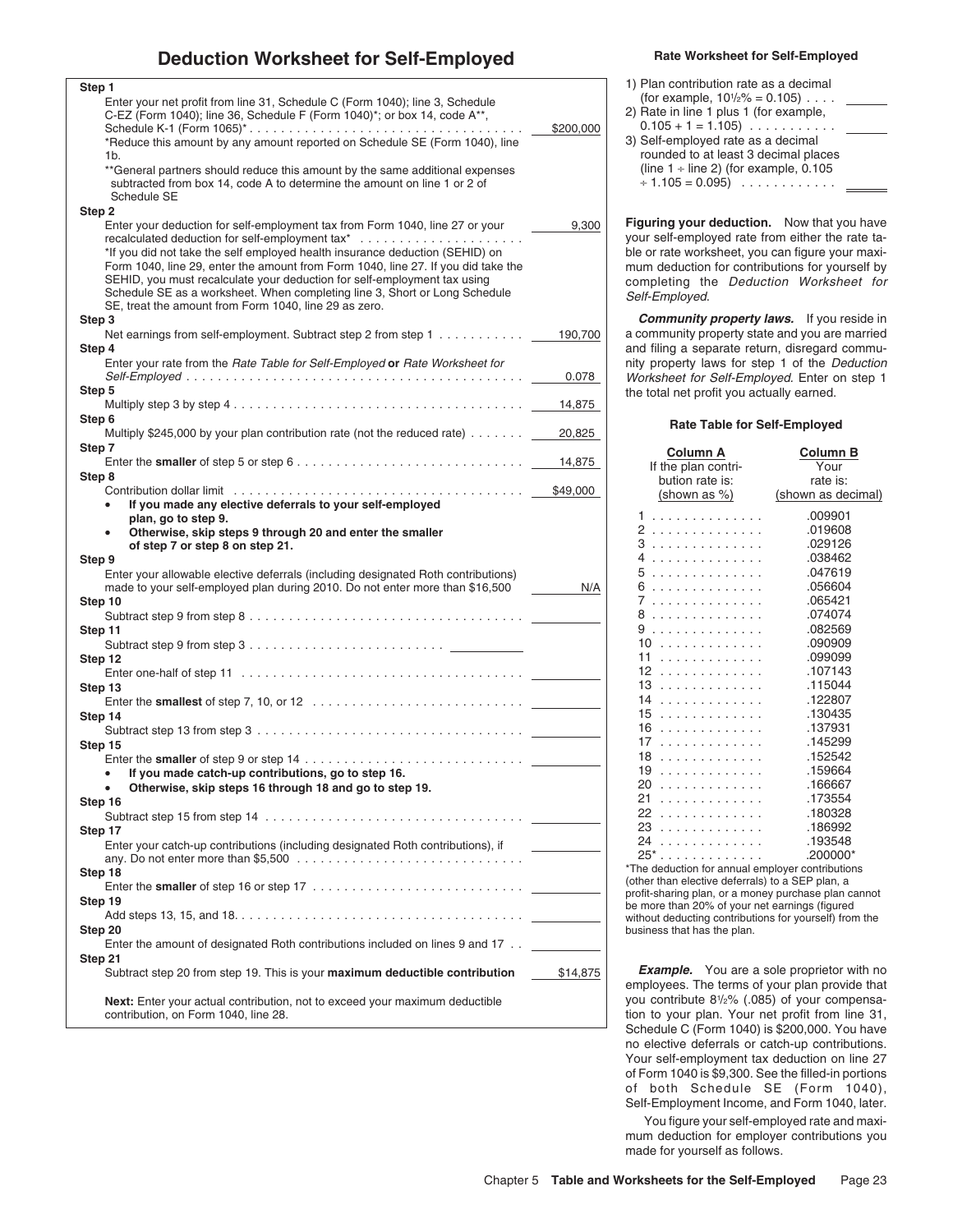## Deduction Worksheet for Self-Employed

| Step | Description | Amount |
|---|---|---|
| **Step 1** | Enter your net profit from line 31, Schedule C (Form 1040); line 3, Schedule C-EZ (Form 1040); line 36, Schedule F (Form 1040)*; or box 14, code A**, Schedule K-1 (Form 1065)* . . . . . . . . . . . . . . . . . . . . . . . . . . . . . . . . . . . . | $200,000 |
| | *Reduce this amount by any amount reported on Schedule SE (Form 1040), line 1b. | |
| | **General partners should reduce this amount by the same additional expenses subtracted from box 14, code A to determine the amount on line 1 or 2 of Schedule SE | |
| **Step 2** | Enter your deduction for self-employment tax from Form 1040, line 27 or your recalculated deduction for self-employment tax* . . . . . . . . . . . . . . . . . . . . . | 9,300 |
| | *If you did not take the self employed health insurance deduction (SEHID) on Form 1040, line 29, enter the amount from Form 1040, line 27. If you did take the SEHID, you must recalculate your deduction for self-employment tax using Schedule SE as a worksheet. When completing line 3, Short or Long Schedule SE, treat the amount from Form 1040, line 29 as zero. | |
| **Step 3** | Net earnings from self-employment. Subtract step 2 from step 1 . . . . . . . . . . . | 190,700 |
| **Step 4** | Enter your rate from the *Rate Table for Self-Employed* **or** *Rate Worksheet for Self-Employed* . . . . . . . . . . . . . . . . . . . . . . . . . . . . . . . . . . . . . . . . . . . | 0.078 |
| **Step 5** | Multiply step 3 by step 4 . . . . . . . . . . . . . . . . . . . . . . . . . . . . . . . . . . . . | 14,875 |
| **Step 6** | Multiply $245,000 by your plan contribution rate (not the reduced rate) . . . . . . . | 20,825 |
| **Step 7** | Enter the **smaller** of step 5 or step 6 . . . . . . . . . . . . . . . . . . . . . . . . . . . . | 14,875 |
| **Step 8** | Contribution dollar limit . . . . . . . . . . . . . . . . . . . . . . . . . . . . . . . . . . . . . | $49,000 |
| | • **If you made any elective deferrals to your self-employed plan, go to step 9.** | |
| | • **Otherwise, skip steps 9 through 20 and enter the smaller of step 7 or step 8 on step 21.** | |
| **Step 9** | Enter your allowable elective deferrals (including designated Roth contributions) made to your self-employed plan during 2010. Do not enter more than $16,500 | N/A |
| **Step 10** | Subtract step 9 from step 8 . . . . . . . . . . . . . . . . . . . . . . . . . . . . . . . . . . | |
| **Step 11** | Subtract step 9 from step 3 . . . . . . . . . . . . . . . . . . . . . . . . | |
| **Step 12** | Enter one-half of step 11 . . . . . . . . . . . . . . . . . . . . . . . . . . . . . . . . . . . . | |
| **Step 13** | Enter the **smallest** of step 7, 10, or 12 . . . . . . . . . . . . . . . . . . . . . . . . . . | |
| **Step 14** | Subtract step 13 from step 3 . . . . . . . . . . . . . . . . . . . . . . . . . . . . . . . . . | |
| **Step 15** | Enter the **smaller** of step 9 or step 14 . . . . . . . . . . . . . . . . . . . . . . . . . . . | |
| | • **If you made catch-up contributions, go to step 16.** | |
| | • **Otherwise, skip steps 16 through 18 and go to step 19.** | |
| **Step 16** | Subtract step 15 from step 14 . . . . . . . . . . . . . . . . . . . . . . . . . . . . . . . . | |
| **Step 17** | Enter your catch-up contributions (including designated Roth contributions), if any. Do not enter more than $5,500 . . . . . . . . . . . . . . . . . . . . . . . . . . . . | |
| **Step 18** | Enter the **smaller** of step 16 or step 17 . . . . . . . . . . . . . . . . . . . . . . . . . . | |
| **Step 19** | Add steps 13, 15, and 18. . . . . . . . . . . . . . . . . . . . . . . . . . . . . . . . . . . . | |
| **Step 20** | Enter the amount of designated Roth contributions included on lines 9 and 17 . . | |
| **Step 21** | Subtract step 20 from step 19. This is your **maximum deductible contribution** | $14,875 |

**Next:** Enter your actual contribution, not to exceed your maximum deductible contribution, on Form 1040, line 28.

### Rate Worksheet for Self-Employed

1) Plan contribution rate as a decimal (for example, 10½% = 0.105) . . . . ______
2) Rate in line 1 plus 1 (for example, 0.105 + 1 = 1.105) . . . . . . . . . . . ______
3) Self-employed rate as a decimal rounded to at least 3 decimal places (line 1 ÷ line 2) (for example, 0.105 ÷ 1.105 = 0.095) . . . . . . . . . . . ______

**Figuring your deduction.** Now that you have your self-employed rate from either the rate table or rate worksheet, you can figure your maximum deduction for contributions for yourself by completing the *Deduction Worksheet for Self-Employed.*

***Community property laws.*** If you reside in a community property state and you are married and filing a separate return, disregard community property laws for step 1 of the *Deduction Worksheet for Self-Employed.* Enter on step 1 the total net profit you actually earned.

### Rate Table for Self-Employed

| Column A<br>If the plan contribution rate is:<br>(shown as %) | Column B<br>Your rate is:<br>(shown as decimal) |
|---|---|
| 1 | .009901 |
| 2 | .019608 |
| 3 | .029126 |
| 4 | .038462 |
| 5 | .047619 |
| 6 | .056604 |
| 7 | .065421 |
| 8 | .074074 |
| 9 | .082569 |
| 10 | .090909 |
| 11 | .099099 |
| 12 | .107143 |
| 13 | .115044 |
| 14 | .122807 |
| 15 | .130435 |
| 16 | .137931 |
| 17 | .145299 |
| 18 | .152542 |
| 19 | .159664 |
| 20 | .166667 |
| 21 | .173554 |
| 22 | .180328 |
| 23 | .186992 |
| 24 | .193548 |
| 25* | .200000* |

*The deduction for annual employer contributions (other than elective deferrals) to a SEP plan, a profit-sharing plan, or a money purchase plan cannot be more than 20% of your net earnings (figured without deducting contributions for yourself) from the business that has the plan.

***Example.*** You are a sole proprietor with no employees. The terms of your plan provide that you contribute 8½% (.085) of your compensation to your plan. Your net profit from line 31, Schedule C (Form 1040) is $200,000. You have no elective deferrals or catch-up contributions. Your self-employment tax deduction on line 27 of Form 1040 is $9,300. See the filled-in portions of both Schedule SE (Form 1040), Self-Employment Income, and Form 1040, later.

You figure your self-employed rate and maximum deduction for employer contributions you made for yourself as follows.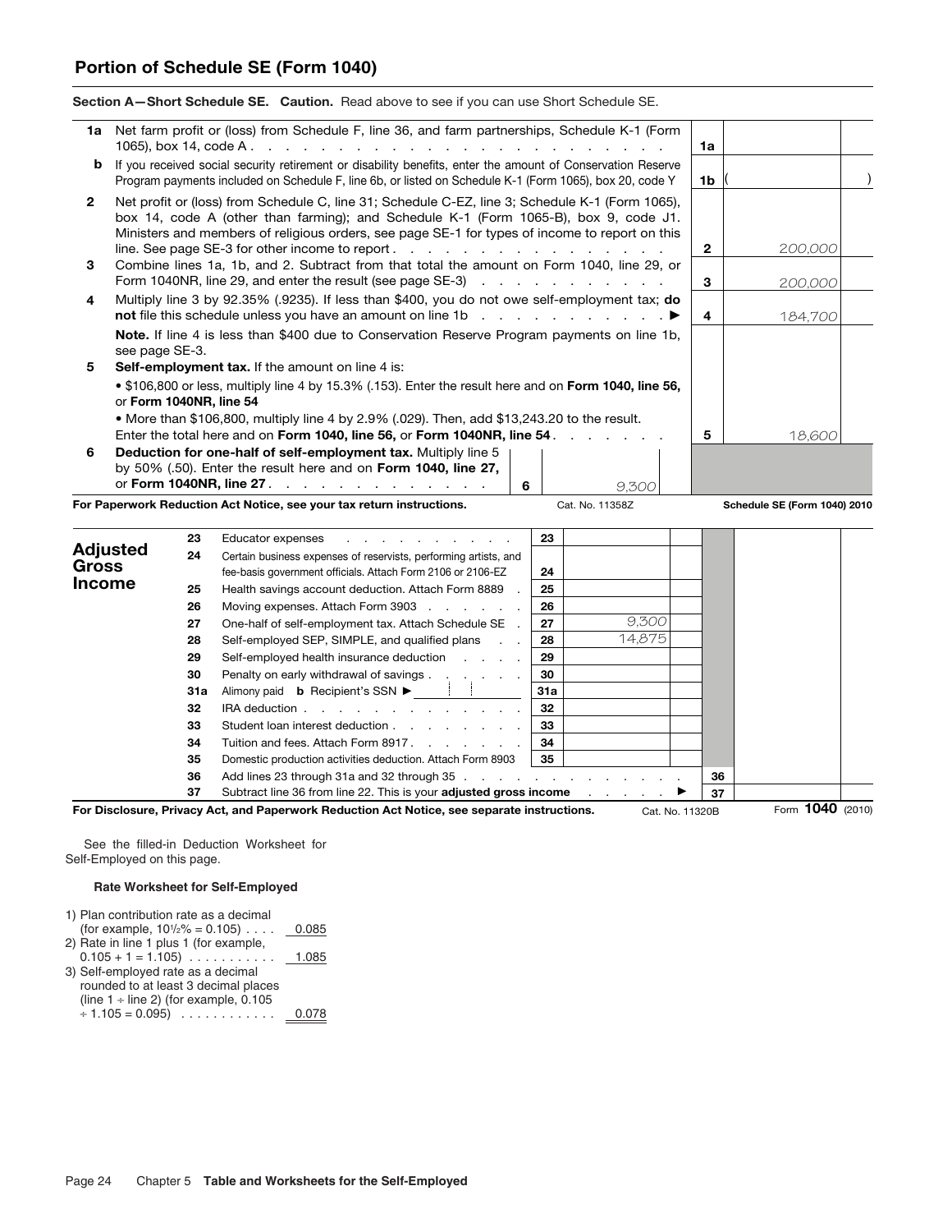## Portion of Schedule SE (Form 1040)

**Section A—Short Schedule SE. Caution.** Read above to see if you can use Short Schedule SE.

| | | | |
|---|---|---|---|
| **1a** | Net farm profit or (loss) from Schedule F, line 36, and farm partnerships, Schedule K-1 (Form 1065), box 14, code A | **1a** | |
| **b** | If you received social security retirement or disability benefits, enter the amount of Conservation Reserve Program payments included on Schedule F, line 6b, or listed on Schedule K-1 (Form 1065), box 20, code Y | **1b** | ( ) |
| **2** | Net profit or (loss) from Schedule C, line 31; Schedule C-EZ, line 3; Schedule K-1 (Form 1065), box 14, code A (other than farming); and Schedule K-1 (Form 1065-B), box 9, code J1. Ministers and members of religious orders, see page SE-1 for types of income to report on this line. See page SE-3 for other income to report | **2** | 200,000 |
| **3** | Combine lines 1a, 1b, and 2. Subtract from that total the amount on Form 1040, line 29, or Form 1040NR, line 29, and enter the result (see page SE-3) | **3** | 200,000 |
| **4** | Multiply line 3 by 92.35% (.9235). If less than $400, you do not owe self-employment tax; **do not** file this schedule unless you have an amount on line 1b ▶ | **4** | 184,700 |
| | **Note.** If line 4 is less than $400 due to Conservation Reserve Program payments on line 1b, see page SE-3. | | |
| **5** | **Self-employment tax.** If the amount on line 4 is:<br>• $106,800 or less, multiply line 4 by 15.3% (.153). Enter the result here and on **Form 1040, line 56,** or **Form 1040NR, line 54**<br>• More than $106,800, multiply line 4 by 2.9% (.029). Then, add $13,243.20 to the result. Enter the total here and on **Form 1040, line 56,** or **Form 1040NR, line 54** | **5** | 18,600 |
| **6** | **Deduction for one-half of self-employment tax.** Multiply line 5 by 50% (.50). Enter the result here and on **Form 1040, line 27,** or **Form 1040NR, line 27** — **6** — 9,300 | | |

**For Paperwork Reduction Act Notice, see your tax return instructions.** Cat. No. 11358Z **Schedule SE (Form 1040) 2010**

**Adjusted Gross Income**

| Line | Description | | Amount | | |
|---|---|---|---|---|---|
| 23 | Educator expenses | 23 | | | |
| 24 | Certain business expenses of reservists, performing artists, and fee-basis government officials. Attach Form 2106 or 2106-EZ | 24 | | | |
| 25 | Health savings account deduction. Attach Form 8889 | 25 | | | |
| 26 | Moving expenses. Attach Form 3903 | 26 | | | |
| 27 | One-half of self-employment tax. Attach Schedule SE | 27 | 9,300 | | |
| 28 | Self-employed SEP, SIMPLE, and qualified plans | 28 | 14,875 | | |
| 29 | Self-employed health insurance deduction | 29 | | | |
| 30 | Penalty on early withdrawal of savings | 30 | | | |
| 31a | Alimony paid **b** Recipient's SSN ▶ | 31a | | | |
| 32 | IRA deduction | 32 | | | |
| 33 | Student loan interest deduction | 33 | | | |
| 34 | Tuition and fees. Attach Form 8917 | 34 | | | |
| 35 | Domestic production activities deduction. Attach Form 8903 | 35 | | | |
| 36 | Add lines 23 through 31a and 32 through 35 | | | 36 | |
| 37 | Subtract line 36 from line 22. This is your **adjusted gross income** ▶ | | | 37 | |

**For Disclosure, Privacy Act, and Paperwork Reduction Act Notice, see separate instructions.** Cat. No. 11320B Form **1040** (2010)

See the filled-in Deduction Worksheet for Self-Employed on this page.

**Rate Worksheet for Self-Employed**

| | |
|---|---|
| 1) Plan contribution rate as a decimal (for example, 10½% = 0.105) | 0.085 |
| 2) Rate in line 1 plus 1 (for example, 0.105 + 1 = 1.105) | 1.085 |
| 3) Self-employed rate as a decimal rounded to at least 3 decimal places (line 1 ÷ line 2) (for example, 0.105 ÷ 1.105 = 0.095) | 0.078 |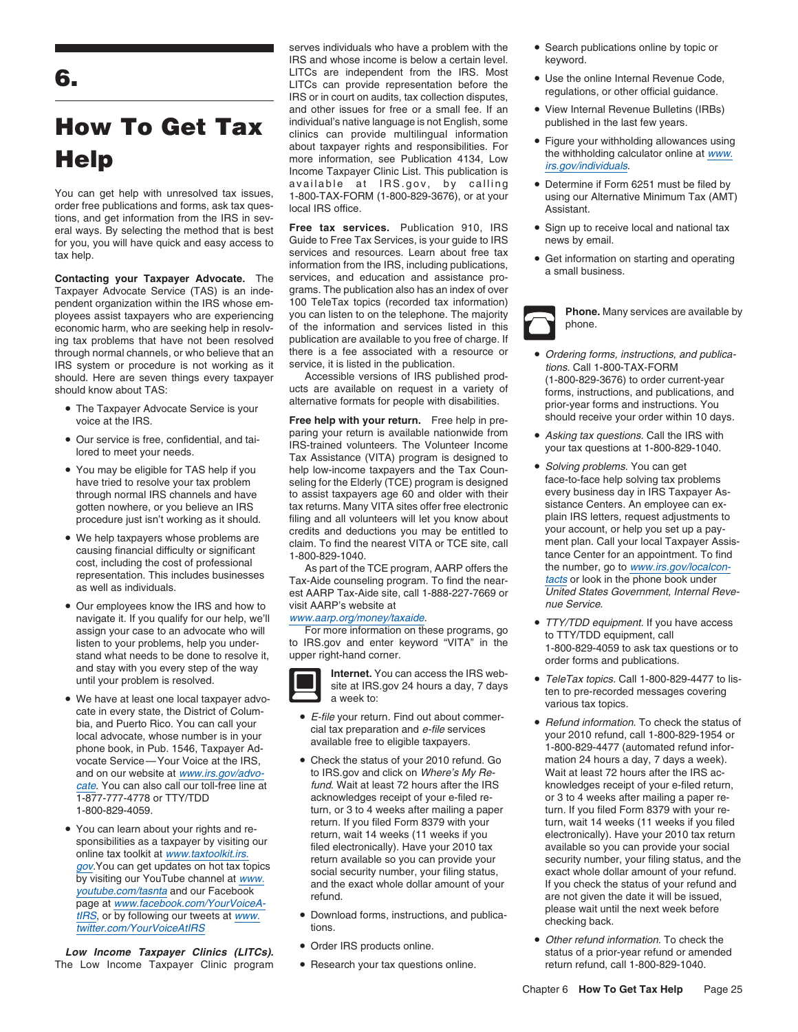# 6. How To Get Tax Help

You can get help with unresolved tax issues, order free publications and forms, ask tax questions, and get information from the IRS in several ways. By selecting the method that is best for you, you will have quick and easy access to tax help.

**Contacting your Taxpayer Advocate.** The Taxpayer Advocate Service (TAS) is an independent organization within the IRS whose employees assist taxpayers who are experiencing economic harm, who are seeking help in resolving tax problems that have not been resolved through normal channels, or who believe that an IRS system or procedure is not working as it should. Here are seven things every taxpayer should know about TAS:

- The Taxpayer Advocate Service is your voice at the IRS.
- Our service is free, confidential, and tailored to meet your needs.
- You may be eligible for TAS help if you have tried to resolve your tax problem through normal IRS channels and have gotten nowhere, or you believe an IRS procedure just isn't working as it should.
- We help taxpayers whose problems are causing financial difficulty or significant cost, including the cost of professional representation. This includes businesses as well as individuals.
- Our employees know the IRS and how to navigate it. If you qualify for our help, we'll assign your case to an advocate who will listen to your problems, help you understand what needs to be done to resolve it, and stay with you every step of the way until your problem is resolved.
- We have at least one local taxpayer advocate in every state, the District of Columbia, and Puerto Rico. You can call your local advocate, whose number is in your phone book, in Pub. 1546, Taxpayer Advocate Service — Your Voice at the IRS, and on our website at www.irs.gov/advocate. You can also call our toll-free line at 1-877-777-4778 or TTY/TDD 1-800-829-4059.
- You can learn about your rights and responsibilities as a taxpayer by visiting our online tax toolkit at www.taxtoolkit.irs.gov. You can get updates on hot tax topics by visiting our YouTube channel at www.youtube.com/tasnta and our Facebook page at www.facebook.com/YourVoiceAtIRS, or by following our tweets at www.twitter.com/YourVoiceAtIRS

***Low Income Taxpayer Clinics (LITCs).*** The Low Income Taxpayer Clinic program serves individuals who have a problem with the IRS and whose income is below a certain level. LITCs are independent from the IRS. Most LITCs can provide representation before the IRS or in court on audits, tax collection disputes, and other issues for free or a small fee. If an individual's native language is not English, some clinics can provide multilingual information about taxpayer rights and responsibilities. For more information, see Publication 4134, Low Income Taxpayer Clinic List. This publication is available at IRS.gov, by calling 1-800-TAX-FORM (1-800-829-3676), or at your local IRS office.

**Free tax services.** Publication 910, IRS Guide to Free Tax Services, is your guide to IRS services and resources. Learn about free tax information from the IRS, including publications, services, and education and assistance programs. The publication also has an index of over 100 TeleTax topics (recorded tax information) you can listen to on the telephone. The majority of the information and services listed in this publication are available to you free of charge. If there is a fee associated with a resource or service, it is listed in the publication.

Accessible versions of IRS published products are available on request in a variety of alternative formats for people with disabilities.

**Free help with your return.** Free help in preparing your return is available nationwide from IRS-trained volunteers. The Volunteer Income Tax Assistance (VITA) program is designed to help low-income taxpayers and the Tax Counseling for the Elderly (TCE) program is designed to assist taxpayers age 60 and older with their tax returns. Many VITA sites offer free electronic filing and all volunteers will let you know about credits and deductions you may be entitled to claim. To find the nearest VITA or TCE site, call 1-800-829-1040.

As part of the TCE program, AARP offers the Tax-Aide counseling program. To find the nearest AARP Tax-Aide site, call 1-888-227-7669 or visit AARP's website at www.aarp.org/money/taxaide.

For more information on these programs, go to IRS.gov and enter keyword "VITA" in the upper right-hand corner.

**Internet.** You can access the IRS website at IRS.gov 24 hours a day, 7 days a week to:

- *E-file* your return. Find out about commercial tax preparation and *e-file* services available free to eligible taxpayers.
- Check the status of your 2010 refund. Go to IRS.gov and click on *Where's My Refund*. Wait at least 72 hours after the IRS acknowledges receipt of your e-filed return, or 3 to 4 weeks after mailing a paper return. If you filed Form 8379 with your return, wait 14 weeks (11 weeks if you filed electronically). Have your 2010 tax return available so you can provide your social security number, your filing status, and the exact whole dollar amount of your refund.
- Download forms, instructions, and publications.
- Order IRS products online.
- Research your tax questions online.
- Search publications online by topic or keyword.
- Use the online Internal Revenue Code, regulations, or other official guidance.
- View Internal Revenue Bulletins (IRBs) published in the last few years.
- Figure your withholding allowances using the withholding calculator online at www.irs.gov/individuals.
- Determine if Form 6251 must be filed by using our Alternative Minimum Tax (AMT) Assistant.
- Sign up to receive local and national tax news by email.
- Get information on starting and operating a small business.

**Phone.** Many services are available by phone.

- *Ordering forms, instructions, and publications.* Call 1-800-TAX-FORM (1-800-829-3676) to order current-year forms, instructions, and publications, and prior-year forms and instructions. You should receive your order within 10 days.
- *Asking tax questions.* Call the IRS with your tax questions at 1-800-829-1040.
- *Solving problems.* You can get face-to-face help solving tax problems every business day in IRS Taxpayer Assistance Centers. An employee can explain IRS letters, request adjustments to your account, or help you set up a payment plan. Call your local Taxpayer Assistance Center for an appointment. To find the number, go to www.irs.gov/localcontacts or look in the phone book under *United States Government, Internal Revenue Service*.
- *TTY/TDD equipment.* If you have access to TTY/TDD equipment, call 1-800-829-4059 to ask tax questions or to order forms and publications.
- *TeleTax topics.* Call 1-800-829-4477 to listen to pre-recorded messages covering various tax topics.
- *Refund information.* To check the status of your 2010 refund, call 1-800-829-1954 or 1-800-829-4477 (automated refund information 24 hours a day, 7 days a week). Wait at least 72 hours after the IRS acknowledges receipt of your e-filed return, or 3 to 4 weeks after mailing a paper return. If you filed Form 8379 with your return, wait 14 weeks (11 weeks if you filed electronically). Have your 2010 tax return available so you can provide your social security number, your filing status, and the exact whole dollar amount of your refund. If you check the status of your refund and are not given the date it will be issued, please wait until the next week before checking back.
- *Other refund information.* To check the status of a prior-year refund or amended return refund, call 1-800-829-1040.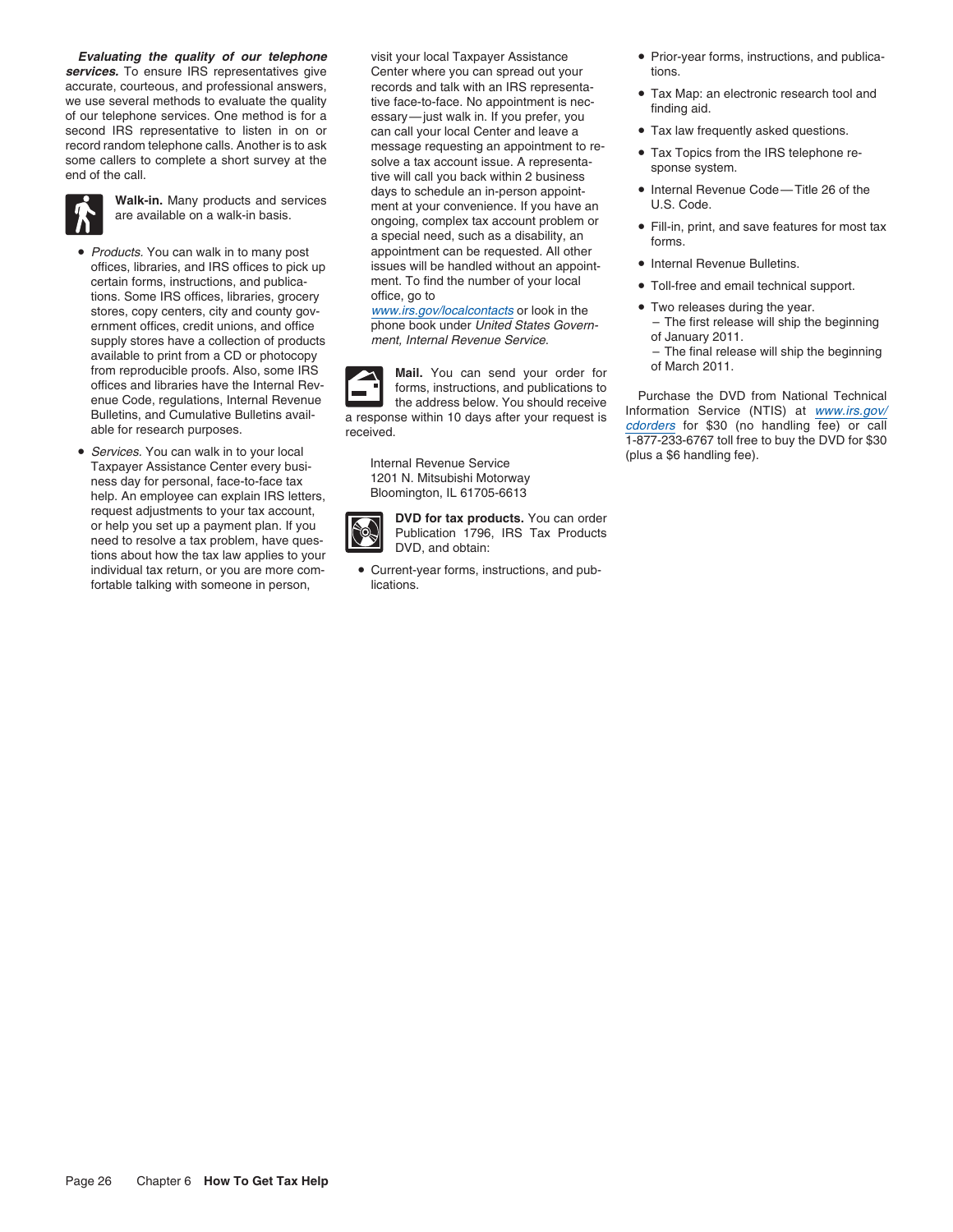***Evaluating the quality of our telephone services.*** To ensure IRS representatives give accurate, courteous, and professional answers, we use several methods to evaluate the quality of our telephone services. One method is for a second IRS representative to listen in on or record random telephone calls. Another is to ask some callers to complete a short survey at the end of the call.

**Walk-in.** Many products and services are available on a walk-in basis.

- *Products.* You can walk in to many post offices, libraries, and IRS offices to pick up certain forms, instructions, and publications. Some IRS offices, libraries, grocery stores, copy centers, city and county government offices, credit unions, and office supply stores have a collection of products available to print from a CD or photocopy from reproducible proofs. Also, some IRS offices and libraries have the Internal Revenue Code, regulations, Internal Revenue Bulletins, and Cumulative Bulletins available for research purposes.
- *Services.* You can walk in to your local Taxpayer Assistance Center every business day for personal, face-to-face tax help. An employee can explain IRS letters, request adjustments to your tax account, or help you set up a payment plan. If you need to resolve a tax problem, have questions about how the tax law applies to your individual tax return, or you are more comfortable talking with someone in person, visit your local Taxpayer Assistance Center where you can spread out your records and talk with an IRS representative face-to-face. No appointment is necessary—just walk in. If you prefer, you can call your local Center and leave a message requesting an appointment to resolve a tax account issue. A representative will call you back within 2 business days to schedule an in-person appointment at your convenience. If you have an ongoing, complex tax account problem or a special need, such as a disability, an appointment can be requested. All other issues will be handled without an appointment. To find the number of your local office, go to www.irs.gov/localcontacts or look in the phone book under *United States Government, Internal Revenue Service*.

**Mail.** You can send your order for forms, instructions, and publications to the address below. You should receive a response within 10 days after your request is received.

Internal Revenue Service
1201 N. Mitsubishi Motorway
Bloomington, IL 61705-6613

**DVD for tax products.** You can order Publication 1796, IRS Tax Products DVD, and obtain:

- Current-year forms, instructions, and publications.
- Prior-year forms, instructions, and publications.
- Tax Map: an electronic research tool and finding aid.
- Tax law frequently asked questions.
- Tax Topics from the IRS telephone response system.
- Internal Revenue Code—Title 26 of the U.S. Code.
- Fill-in, print, and save features for most tax forms.
- Internal Revenue Bulletins.
- Toll-free and email technical support.
- Two releases during the year.
  - The first release will ship the beginning of January 2011.
  - The final release will ship the beginning of March 2011.

Purchase the DVD from National Technical Information Service (NTIS) at www.irs.gov/cdorders for $30 (no handling fee) or call 1-877-233-6767 toll free to buy the DVD for $30 (plus a $6 handling fee).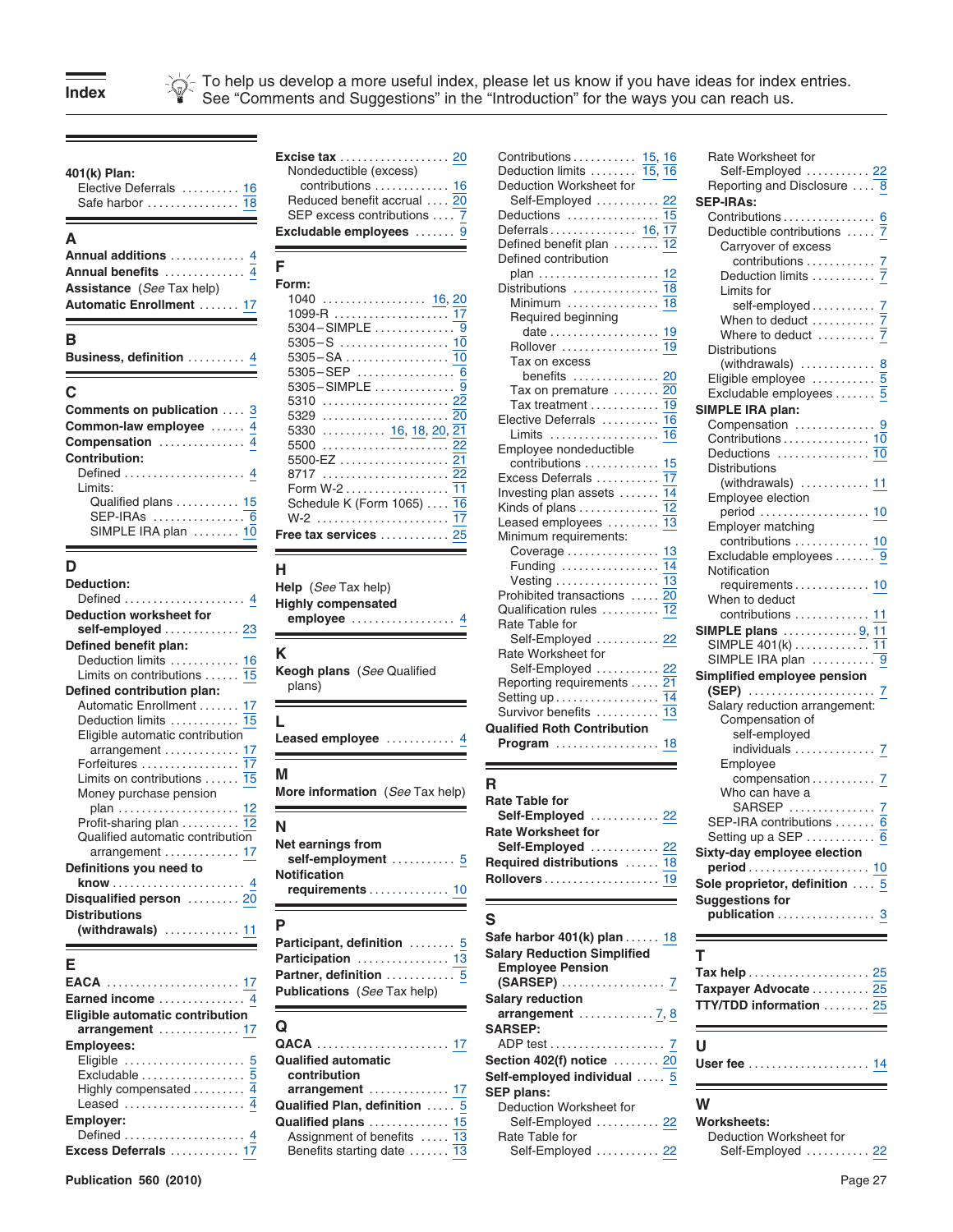# Index

To help us develop a more useful index, please let us know if you have ideas for index entries. See "Comments and Suggestions" in the "Introduction" for the ways you can reach us.

**401(k) Plan:**
- Elective Deferrals .......... 16
- Safe harbor .......... 18

## A

**Annual additions** .......... 4
**Annual benefits** .......... 4
**Assistance** (*See* Tax help)
**Automatic Enrollment** .......... 17

## B

**Business, definition** .......... 4

## C

**Comments on publication** .......... 3
**Common-law employee** .......... 4
**Compensation** .......... 4
**Contribution:**
- Defined .......... 4
- Limits:
  - Qualified plans .......... 15
  - SEP-IRAs .......... 6
  - SIMPLE IRA plan .......... 10

## D

**Deduction:**
- Defined .......... 4

**Deduction worksheet for self-employed** .......... 23
**Defined benefit plan:**
- Deduction limits .......... 16
- Limits on contributions .......... 15

**Defined contribution plan:**
- Automatic Enrollment .......... 17
- Deduction limits .......... 15
- Eligible automatic contribution arrangement .......... 17
- Forfeitures .......... 17
- Limits on contributions .......... 15
- Money purchase pension plan .......... 12
- Profit-sharing plan .......... 12
- Qualified automatic contribution arrangement .......... 17

**Definitions you need to know** .......... 4
**Disqualified person** .......... 20
**Distributions (withdrawals)** .......... 11

## E

**EACA** .......... 17
**Earned income** .......... 4
**Eligible automatic contribution arrangement** .......... 17
**Employees:**
- Eligible .......... 5
- Excludable .......... 5
- Highly compensated .......... 4
- Leased .......... 4

**Employer:**
- Defined .......... 4

**Excess Deferrals** .......... 17
**Excise tax** .......... 20
- Nondeductible (excess) contributions .......... 16
- Reduced benefit accrual .......... 20
- SEP excess contributions .......... 7

**Excludable employees** .......... 9

## F

**Form:**
- 1040 .......... 16, 20
- 1099-R .......... 17
- 5304–SIMPLE .......... 9
- 5305–S .......... 10
- 5305–SA .......... 10
- 5305–SEP .......... 6
- 5305–SIMPLE .......... 9
- 5310 .......... 22
- 5329 .......... 20
- 5330 .......... 16, 18, 20, 21
- 5500 .......... 22
- 5500-EZ .......... 21
- 8717 .......... 22
- Form W-2 .......... 11
- Schedule K (Form 1065) .......... 16
- W-2 .......... 17

**Free tax services** .......... 25

## H

**Help** (*See* Tax help)
**Highly compensated employee** .......... 4

## K

**Keogh plans** (*See* Qualified plans)

## L

**Leased employee** .......... 4

## M

**More information** (*See* Tax help)

## N

**Net earnings from self-employment** .......... 5
**Notification requirements** .......... 10

## P

**Participant, definition** .......... 5
**Participation** .......... 13
**Partner, definition** .......... 5
**Publications** (*See* Tax help)

## Q

**QACA** .......... 17
**Qualified automatic contribution arrangement** .......... 17
**Qualified Plan, definition** .......... 5
**Qualified plans** .......... 15
- Assignment of benefits .......... 13
- Benefits starting date .......... 13
- Contributions .......... 15, 16
- Deduction limits .......... 15, 16
- Deduction Worksheet for Self-Employed .......... 22
- Deductions .......... 15
- Deferrals .......... 16, 17
- Defined benefit plan .......... 12
- Defined contribution plan .......... 12
- Distributions .......... 18
  - Minimum .......... 18
  - Required beginning date .......... 19
  - Rollover .......... 19
  - Tax on excess benefits .......... 20
  - Tax on premature .......... 20
  - Tax treatment .......... 19
- Elective Deferrals .......... 16
  - Limits .......... 16
- Employee nondeductible contributions .......... 15
- Excess Deferrals .......... 17
- Investing plan assets .......... 14
- Kinds of plans .......... 12
- Leased employees .......... 13
- Minimum requirements:
  - Coverage .......... 13
  - Funding .......... 14
  - Vesting .......... 13
- Prohibited transactions .......... 20
- Qualification rules .......... 12
- Rate Table for Self-Employed .......... 22
- Rate Worksheet for Self-Employed .......... 22
- Reporting requirements .......... 21
- Setting up .......... 14
- Survivor benefits .......... 13

**Qualified Roth Contribution Program** .......... 18

## R

**Rate Table for Self-Employed** .......... 22
**Rate Worksheet for Self-Employed** .......... 22
**Required distributions** .......... 18
**Rollovers** .......... 19

## S

**Safe harbor 401(k) plan** .......... 18
**Salary Reduction Simplified Employee Pension (SARSEP)** .......... 7
**Salary reduction arrangement** .......... 7, 8
**SARSEP:**
- ADP test .......... 7

**Section 402(f) notice** .......... 20
**Self-employed individual** .......... 5
**SEP plans:**
- Deduction Worksheet for Self-Employed .......... 22
- Rate Table for Self-Employed .......... 22
- Rate Worksheet for Self-Employed .......... 22
- Reporting and Disclosure .......... 8

**SEP-IRAs:**
- Contributions .......... 6
- Deductible contributions .......... 7
  - Carryover of excess contributions .......... 7
  - Deduction limits .......... 7
  - Limits for self-employed .......... 7
  - When to deduct .......... 7
  - Where to deduct .......... 7
- Distributions (withdrawals) .......... 8
- Eligible employee .......... 5
- Excludable employees .......... 5

**SIMPLE IRA plan:**
- Compensation .......... 9
- Contributions .......... 10
- Deductions .......... 10
- Distributions (withdrawals) .......... 11
- Employee election period .......... 10
- Employer matching contributions .......... 10
- Excludable employees .......... 9
- Notification requirements .......... 10
- When to deduct contributions .......... 11

**SIMPLE plans** .......... 9, 11
- SIMPLE 401(k) .......... 11
- SIMPLE IRA plan .......... 9

**Simplified employee pension (SEP)** .......... 7
- Salary reduction arrangement:
  - Compensation of self-employed individuals .......... 7
  - Employee compensation .......... 7
  - Who can have a SARSEP .......... 7
- SEP-IRA contributions .......... 6
- Setting up a SEP .......... 6

**Sixty-day employee election period** .......... 10
**Sole proprietor, definition** .......... 5
**Suggestions for publication** .......... 3

## T

**Tax help** .......... 25
**Taxpayer Advocate** .......... 25
**TTY/TDD information** .......... 25

## U

**User fee** .......... 14

## W

**Worksheets:**
- Deduction Worksheet for Self-Employed .......... 22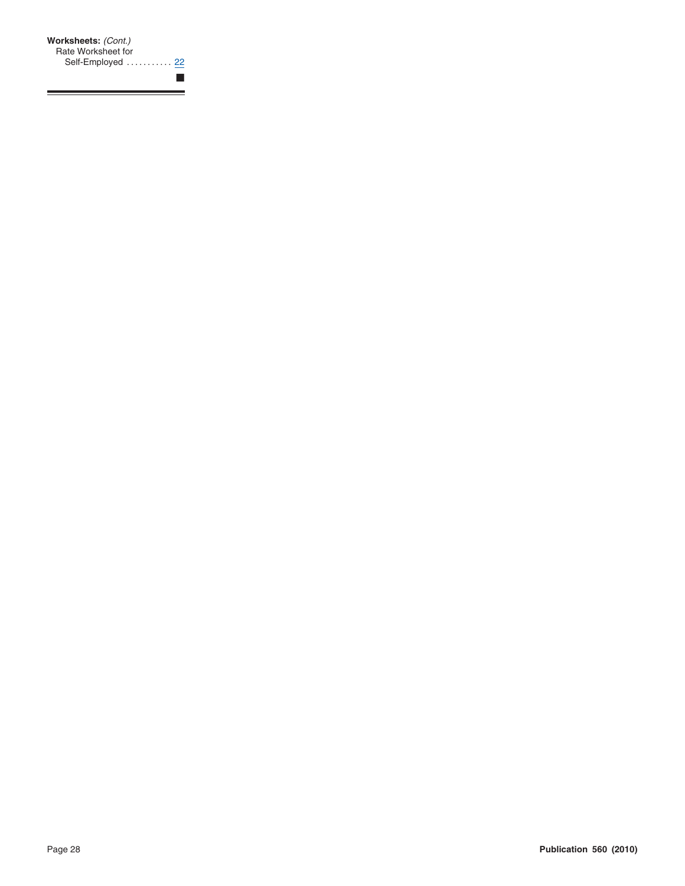**Worksheets:** *(Cont.)*
Rate Worksheet for
Self-Employed . . . . . . . . . . . 22

■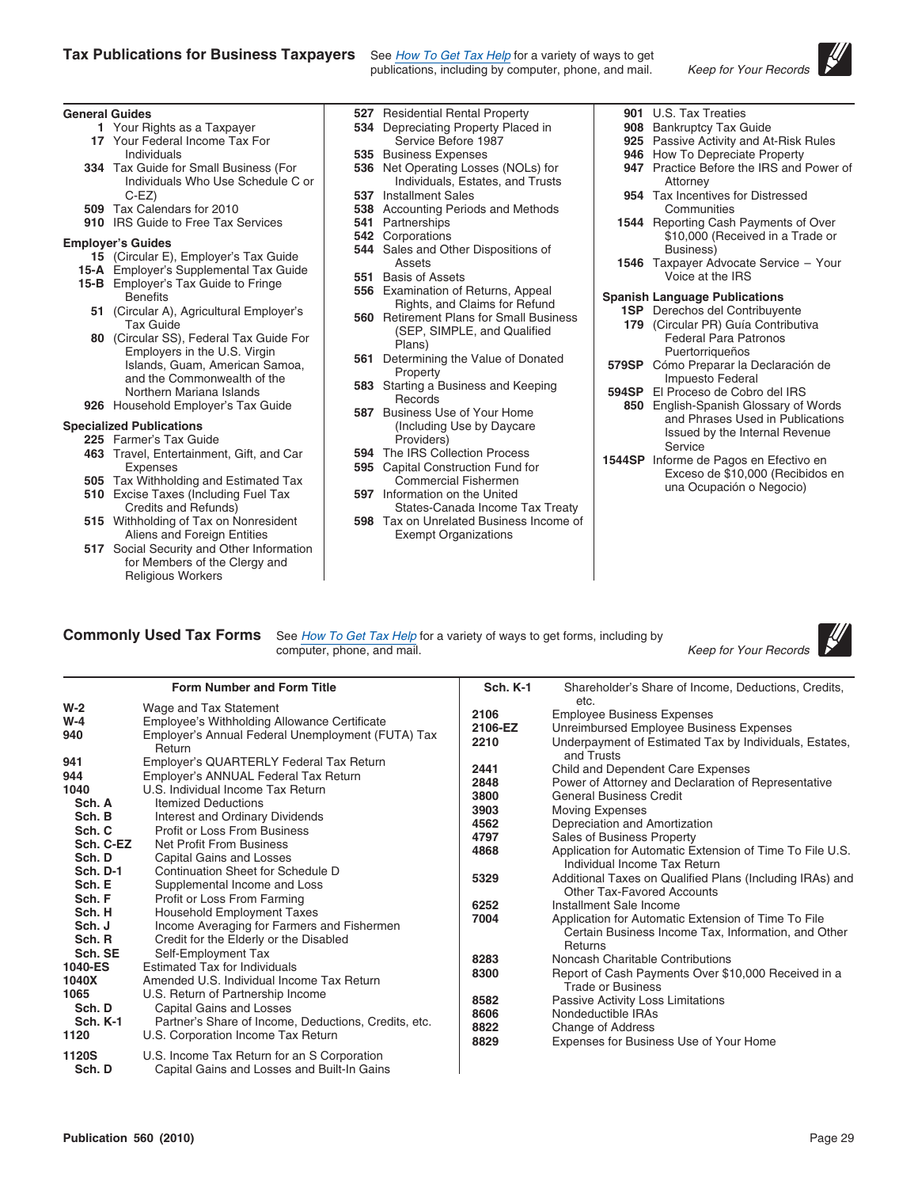## Tax Publications for Business Taxpayers

See *How To Get Tax Help* for a variety of ways to get publications, including by computer, phone, and mail. *Keep for Your Records*

**General Guides**

- **1** Your Rights as a Taxpayer
- **17** Your Federal Income Tax For Individuals
- **334** Tax Guide for Small Business (For Individuals Who Use Schedule C or C-EZ)
- **509** Tax Calendars for 2010
- **910** IRS Guide to Free Tax Services

**Employer's Guides**

- **15** (Circular E), Employer's Tax Guide
- **15-A** Employer's Supplemental Tax Guide
- **15-B** Employer's Tax Guide to Fringe Benefits
- **51** (Circular A), Agricultural Employer's Tax Guide
- **80** (Circular SS), Federal Tax Guide For Employers in the U.S. Virgin Islands, Guam, American Samoa, and the Commonwealth of the Northern Mariana Islands
- **926** Household Employer's Tax Guide

**Specialized Publications**

- **225** Farmer's Tax Guide
- **463** Travel, Entertainment, Gift, and Car Expenses
- **505** Tax Withholding and Estimated Tax
- **510** Excise Taxes (Including Fuel Tax Credits and Refunds)
- **515** Withholding of Tax on Nonresident Aliens and Foreign Entities
- **517** Social Security and Other Information for Members of the Clergy and Religious Workers
- **527** Residential Rental Property
- **534** Depreciating Property Placed in Service Before 1987
- **535** Business Expenses
- **536** Net Operating Losses (NOLs) for Individuals, Estates, and Trusts
- **537** Installment Sales
- **538** Accounting Periods and Methods
- **541** Partnerships
- **542** Corporations
- **544** Sales and Other Dispositions of Assets
- **551** Basis of Assets
- **556** Examination of Returns, Appeal Rights, and Claims for Refund
- **560** Retirement Plans for Small Business (SEP, SIMPLE, and Qualified Plans)
- **561** Determining the Value of Donated Property
- **583** Starting a Business and Keeping Records
- **587** Business Use of Your Home (Including Use by Daycare Providers)
- **594** The IRS Collection Process
- **595** Capital Construction Fund for Commercial Fishermen
- **597** Information on the United States-Canada Income Tax Treaty
- **598** Tax on Unrelated Business Income of Exempt Organizations
- **901** U.S. Tax Treaties
- **908** Bankruptcy Tax Guide
- **925** Passive Activity and At-Risk Rules
- **946** How To Depreciate Property
- **947** Practice Before the IRS and Power of Attorney
- **954** Tax Incentives for Distressed Communities
- **1544** Reporting Cash Payments of Over $10,000 (Received in a Trade or Business)
- **1546** Taxpayer Advocate Service – Your Voice at the IRS

**Spanish Language Publications**

- **1SP** Derechos del Contribuyente
- **179** (Circular PR) Guía Contributiva Federal Para Patronos Puertorriqueños
- **579SP** Cómo Preparar la Declaración de Impuesto Federal
- **594SP** El Proceso de Cobro del IRS
- **850** English-Spanish Glossary of Words and Phrases Used in Publications Issued by the Internal Revenue Service
- **1544SP** Informe de Pagos en Efectivo en Exceso de $10,000 (Recibidos en una Ocupación o Negocio)

## Commonly Used Tax Forms

See *How To Get Tax Help* for a variety of ways to get forms, including by computer, phone, and mail. *Keep for Your Records*

| Form Number | Form Title |
|---|---|
| **W-2** | Wage and Tax Statement |
| **W-4** | Employee's Withholding Allowance Certificate |
| **940** | Employer's Annual Federal Unemployment (FUTA) Tax Return |
| **941** | Employer's QUARTERLY Federal Tax Return |
| **944** | Employer's ANNUAL Federal Tax Return |
| **1040** | U.S. Individual Income Tax Return |
| **Sch. A** | Itemized Deductions |
| **Sch. B** | Interest and Ordinary Dividends |
| **Sch. C** | Profit or Loss From Business |
| **Sch. C-EZ** | Net Profit From Business |
| **Sch. D** | Capital Gains and Losses |
| **Sch. D-1** | Continuation Sheet for Schedule D |
| **Sch. E** | Supplemental Income and Loss |
| **Sch. F** | Profit or Loss From Farming |
| **Sch. H** | Household Employment Taxes |
| **Sch. J** | Income Averaging for Farmers and Fishermen |
| **Sch. R** | Credit for the Elderly or the Disabled |
| **Sch. SE** | Self-Employment Tax |
| **1040-ES** | Estimated Tax for Individuals |
| **1040X** | Amended U.S. Individual Income Tax Return |
| **1065** | U.S. Return of Partnership Income |
| **Sch. D** | Capital Gains and Losses |
| **Sch. K-1** | Partner's Share of Income, Deductions, Credits, etc. |
| **1120** | U.S. Corporation Income Tax Return |
| **1120S** | U.S. Income Tax Return for an S Corporation |
| **Sch. D** | Capital Gains and Losses and Built-In Gains |
| **Sch. K-1** | Shareholder's Share of Income, Deductions, Credits, etc. |
| **2106** | Employee Business Expenses |
| **2106-EZ** | Unreimbursed Employee Business Expenses |
| **2210** | Underpayment of Estimated Tax by Individuals, Estates, and Trusts |
| **2441** | Child and Dependent Care Expenses |
| **2848** | Power of Attorney and Declaration of Representative |
| **3800** | General Business Credit |
| **3903** | Moving Expenses |
| **4562** | Depreciation and Amortization |
| **4797** | Sales of Business Property |
| **4868** | Application for Automatic Extension of Time To File U.S. Individual Income Tax Return |
| **5329** | Additional Taxes on Qualified Plans (Including IRAs) and Other Tax-Favored Accounts |
| **6252** | Installment Sale Income |
| **7004** | Application for Automatic Extension of Time To File Certain Business Income Tax, Information, and Other Returns |
| **8283** | Noncash Charitable Contributions |
| **8300** | Report of Cash Payments Over $10,000 Received in a Trade or Business |
| **8582** | Passive Activity Loss Limitations |
| **8606** | Nondeductible IRAs |
| **8822** | Change of Address |
| **8829** | Expenses for Business Use of Your Home |